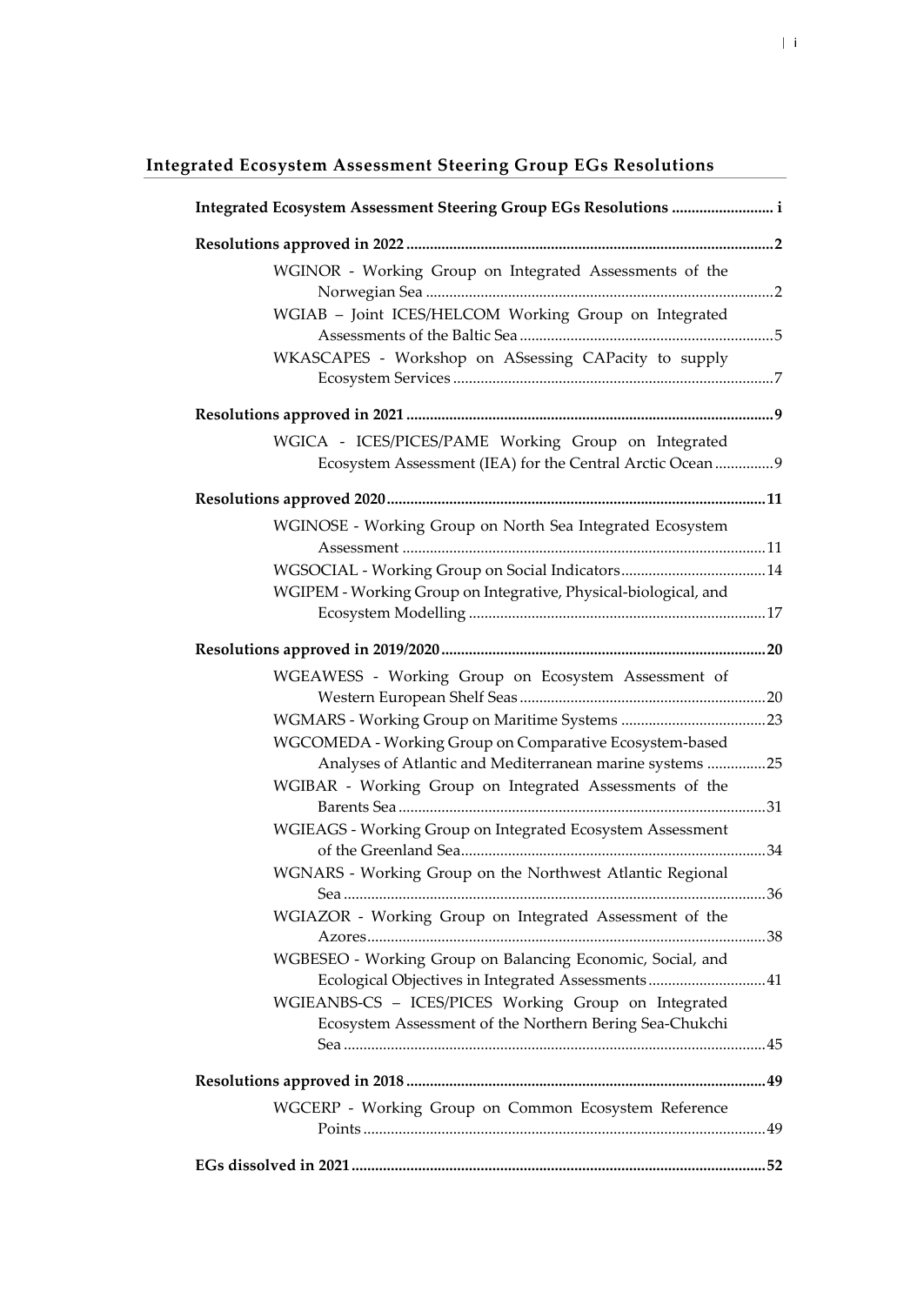## Integrated Ecosystem Assessment Steering Group EGs Resolutions

**Integrated Ecosystem Assessment Steering Group EGs Resolutions .......................... i**

**Resolutions approved in 2022 ............................................................................................. 2**

- WGINOR - Working Group on Integrated Assessments of the Norwegian Sea ........................................................................................ 2
- WGIAB – Joint ICES/HELCOM Working Group on Integrated Assessments of the Baltic Sea ................................................................. 5
- WKASCAPES - Workshop on ASsessing CAPacity to supply Ecosystem Services ................................................................................. 7

**Resolutions approved in 2021 ............................................................................................. 9**

- WGICA - ICES/PICES/PAME Working Group on Integrated Ecosystem Assessment (IEA) for the Central Arctic Ocean ............... 9

**Resolutions approved 2020 ............................................................................................... 11**

- WGINOSE - Working Group on North Sea Integrated Ecosystem Assessment ............................................................................................ 11
- WGSOCIAL - Working Group on Social Indicators ..................................... 14
- WGIPEM - Working Group on Integrative, Physical-biological, and Ecosystem Modelling ........................................................................... 17

**Resolutions approved in 2019/2020 .................................................................................. 20**

- WGEAWESS - Working Group on Ecosystem Assessment of Western European Shelf Seas ............................................................... 20
- WGMARS - Working Group on Maritime Systems ..................................... 23
- WGCOMEDA - Working Group on Comparative Ecosystem-based Analyses of Atlantic and Mediterranean marine systems ............... 25
- WGIBAR - Working Group on Integrated Assessments of the Barents Sea ............................................................................................. 31
- WGIEAGS - Working Group on Integrated Ecosystem Assessment of the Greenland Sea ............................................................................. 34
- WGNARS - Working Group on the Northwest Atlantic Regional Sea ........................................................................................................... 36
- WGIAZOR - Working Group on Integrated Assessment of the Azores ..................................................................................................... 38
- WGBESEO - Working Group on Balancing Economic, Social, and Ecological Objectives in Integrated Assessments .............................. 41
- WGIEANBS-CS – ICES/PICES Working Group on Integrated Ecosystem Assessment of the Northern Bering Sea-Chukchi Sea ........................................................................................................... 45

**Resolutions approved in 2018 ........................................................................................... 49**

- WGCERP - Working Group on Common Ecosystem Reference Points ...................................................................................................... 49

**EGs dissolved in 2021 ........................................................................................................ 52**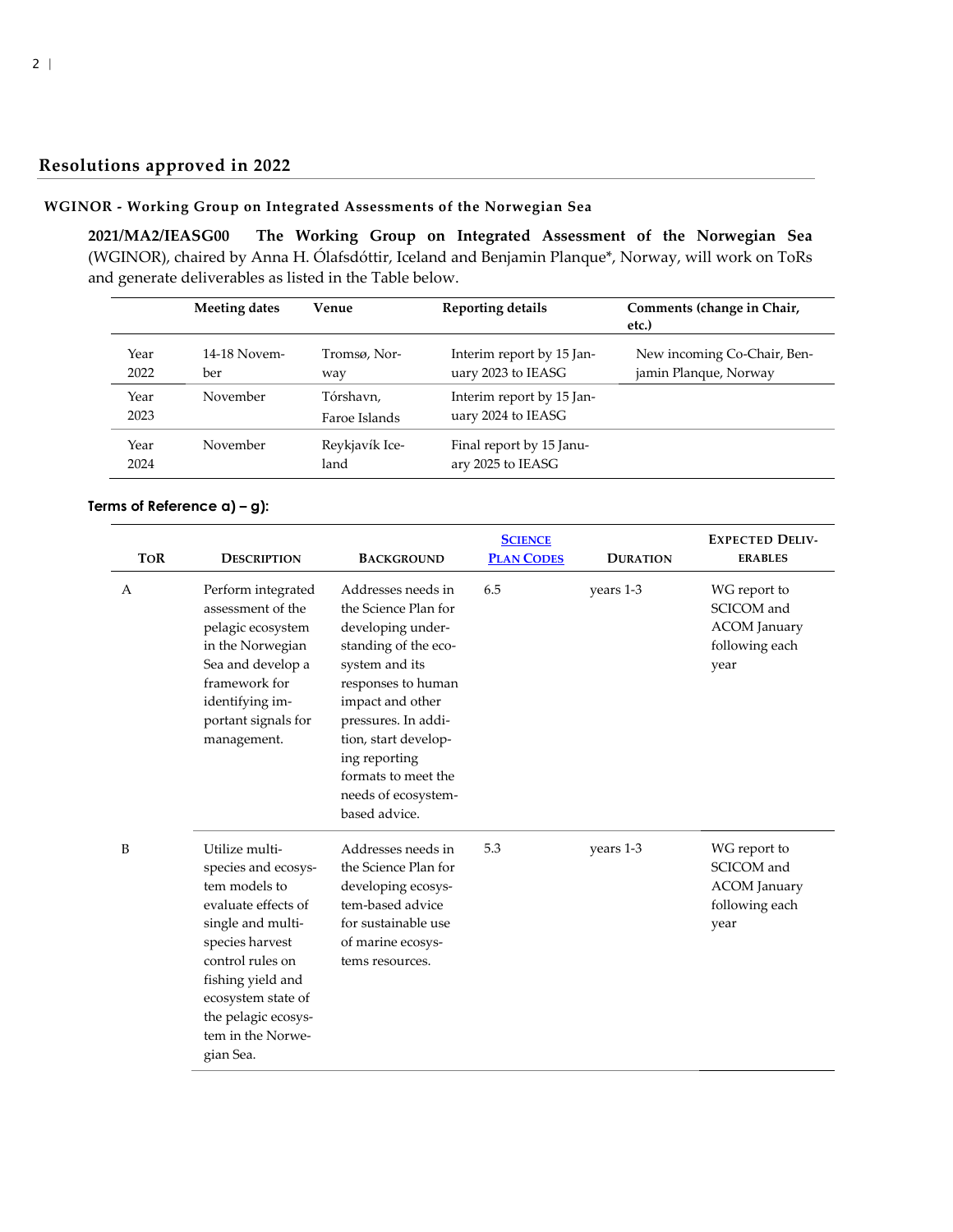## Resolutions approved in 2022

### WGINOR - Working Group on Integrated Assessments of the Norwegian Sea

**2021/MA2/IEASG00 The Working Group on Integrated Assessment of the Norwegian Sea** (WGINOR), chaired by Anna H. Ólafsdóttir, Iceland and Benjamin Planque*, Norway, will work on ToRs and generate deliverables as listed in the Table below.

| | Meeting dates | Venue | Reporting details | Comments (change in Chair, etc.) |
|---|---|---|---|---|
| Year 2022 | 14-18 November | Tromsø, Norway | Interim report by 15 January 2023 to IEASG | New incoming Co-Chair, Benjamin Planque, Norway |
| Year 2023 | November | Tórshavn, Faroe Islands | Interim report by 15 January 2024 to IEASG | |
| Year 2024 | November | Reykjavík Iceland | Final report by 15 January 2025 to IEASG | |

**Terms of Reference a) – g):**

| ToR | Description | Background | Science Plan Codes | Duration | Expected Deliverables |
|---|---|---|---|---|---|
| A | Perform integrated assessment of the pelagic ecosystem in the Norwegian Sea and develop a framework for identifying important signals for management. | Addresses needs in the Science Plan for developing understanding of the ecosystem and its responses to human impact and other pressures. In addition, start developing reporting formats to meet the needs of ecosystem-based advice. | 6.5 | years 1-3 | WG report to SCICOM and ACOM January following each year |
| B | Utilize multi-species and ecosystem models to evaluate effects of single and multi-species harvest control rules on fishing yield and ecosystem state of the pelagic ecosystem in the Norwegian Sea. | Addresses needs in the Science Plan for developing ecosystem-based advice for sustainable use of marine ecosystems resources. | 5.3 | years 1-3 | WG report to SCICOM and ACOM January following each year |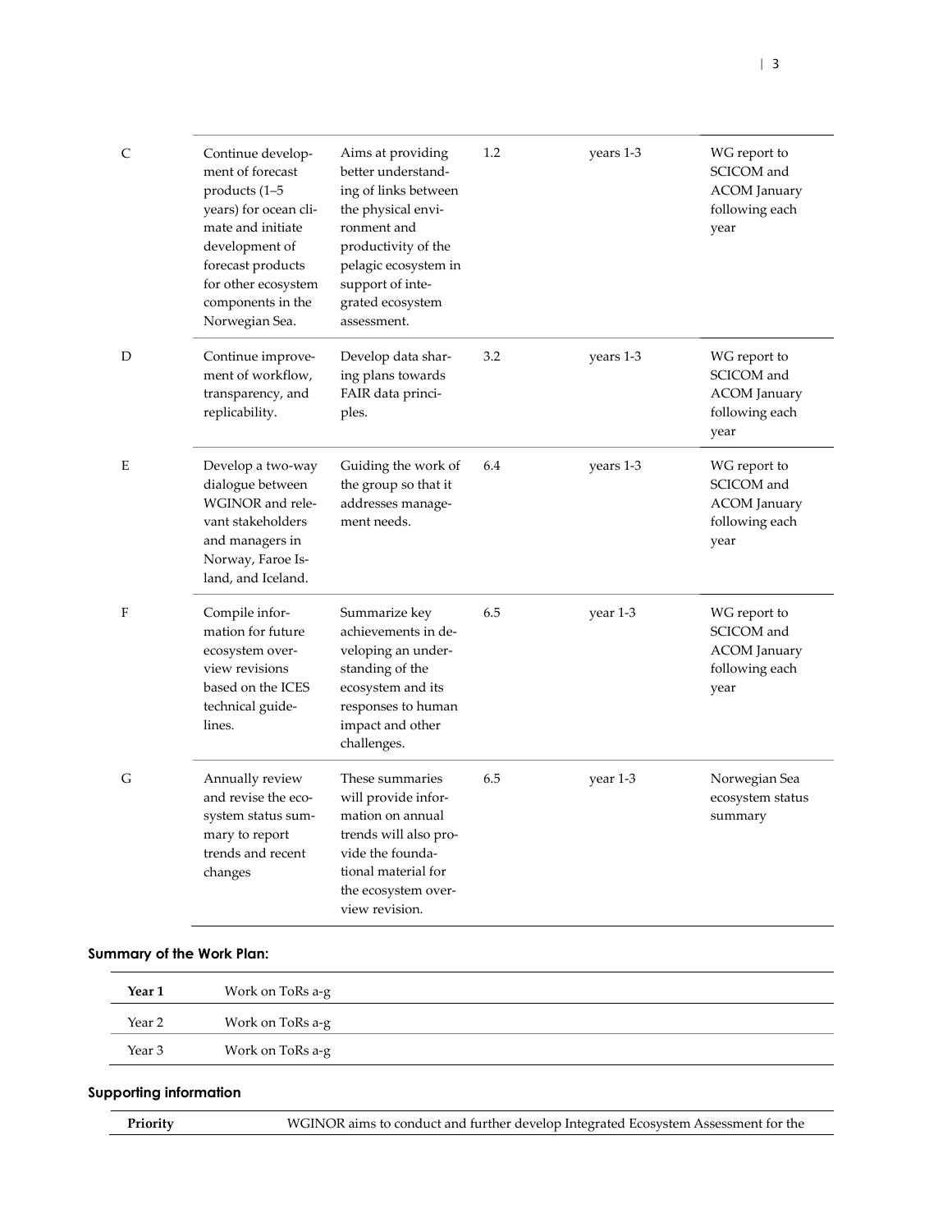| | | | | | |
|---|---|---|---|---|---|
| C | Continue development of forecast products (1–5 years) for ocean climate and initiate development of forecast products for other ecosystem components in the Norwegian Sea. | Aims at providing better understanding of links between the physical environment and productivity of the pelagic ecosystem in support of integrated ecosystem assessment. | 1.2 | years 1-3 | WG report to SCICOM and ACOM January following each year |
| D | Continue improvement of workflow, transparency, and replicability. | Develop data sharing plans towards FAIR data principles. | 3.2 | years 1-3 | WG report to SCICOM and ACOM January following each year |
| E | Develop a two-way dialogue between WGINOR and relevant stakeholders and managers in Norway, Faroe Island, and Iceland. | Guiding the work of the group so that it addresses management needs. | 6.4 | years 1-3 | WG report to SCICOM and ACOM January following each year |
| F | Compile information for future ecosystem overview revisions based on the ICES technical guidelines. | Summarize key achievements in developing an understanding of the ecosystem and its responses to human impact and other challenges. | 6.5 | year 1-3 | WG report to SCICOM and ACOM January following each year |
| G | Annually review and revise the ecosystem status summary to report trends and recent changes | These summaries will provide information on annual trends will also provide the foundational material for the ecosystem overview revision. | 6.5 | year 1-3 | Norwegian Sea ecosystem status summary |

**Summary of the Work Plan:**

| **Year 1** | Work on ToRs a-g |
|---|---|
| Year 2 | Work on ToRs a-g |
| Year 3 | Work on ToRs a-g |

**Supporting information**

| **Priority** | WGINOR aims to conduct and further develop Integrated Ecosystem Assessment for the |
|---|---|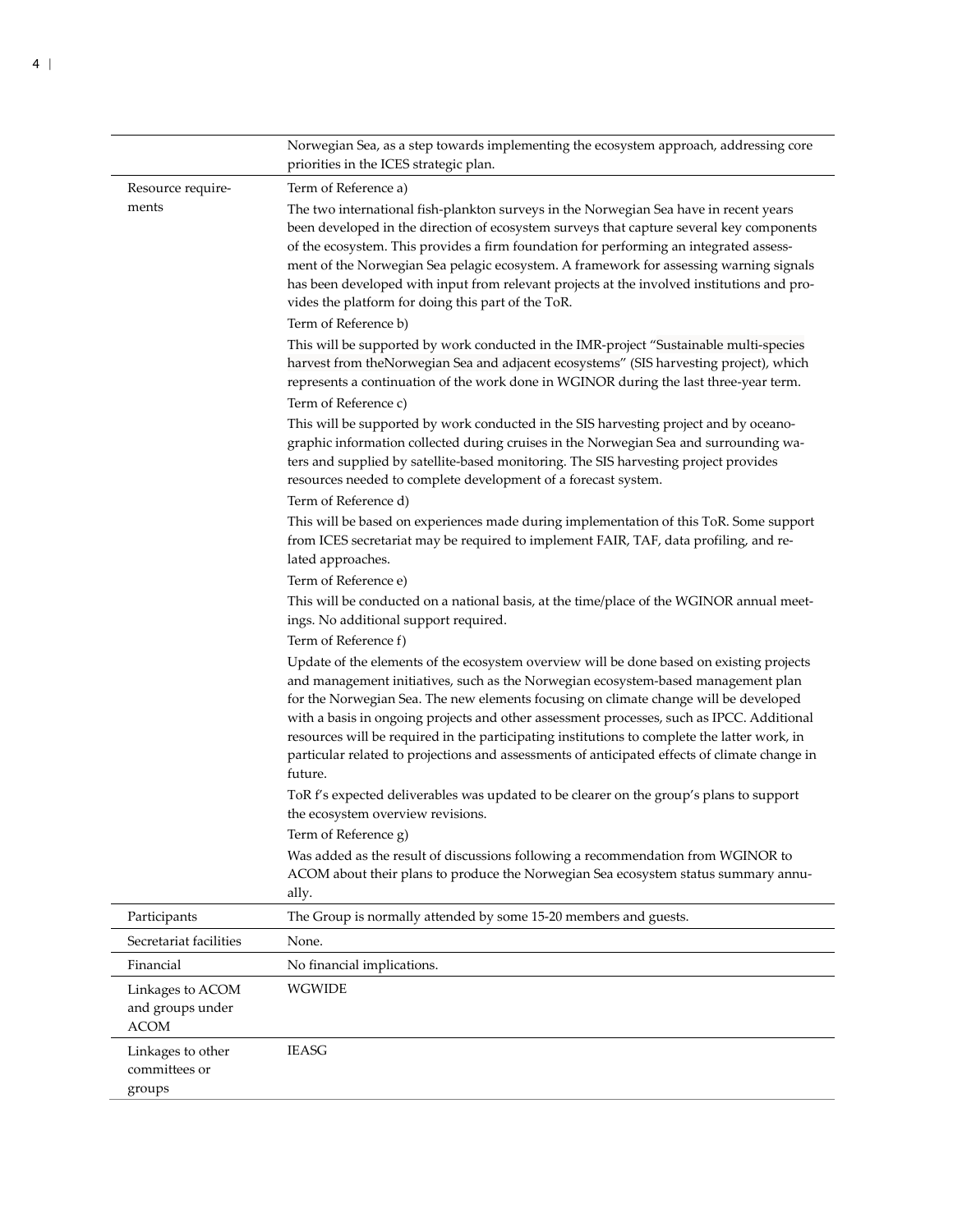| | |
|---|---|
| | Norwegian Sea, as a step towards implementing the ecosystem approach, addressing core priorities in the ICES strategic plan. |
| Resource requirements | Term of Reference a)<br>The two international fish-plankton surveys in the Norwegian Sea have in recent years been developed in the direction of ecosystem surveys that capture several key components of the ecosystem. This provides a firm foundation for performing an integrated assessment of the Norwegian Sea pelagic ecosystem. A framework for assessing warning signals has been developed with input from relevant projects at the involved institutions and provides the platform for doing this part of the ToR.<br>Term of Reference b)<br>This will be supported by work conducted in the IMR-project "Sustainable multi-species harvest from theNorwegian Sea and adjacent ecosystems" (SIS harvesting project), which represents a continuation of the work done in WGINOR during the last three-year term.<br>Term of Reference c)<br>This will be supported by work conducted in the SIS harvesting project and by oceanographic information collected during cruises in the Norwegian Sea and surrounding waters and supplied by satellite-based monitoring. The SIS harvesting project provides resources needed to complete development of a forecast system.<br>Term of Reference d)<br>This will be based on experiences made during implementation of this ToR. Some support from ICES secretariat may be required to implement FAIR, TAF, data profiling, and related approaches.<br>Term of Reference e)<br>This will be conducted on a national basis, at the time/place of the WGINOR annual meetings. No additional support required.<br>Term of Reference f)<br>Update of the elements of the ecosystem overview will be done based on existing projects and management initiatives, such as the Norwegian ecosystem-based management plan for the Norwegian Sea. The new elements focusing on climate change will be developed with a basis in ongoing projects and other assessment processes, such as IPCC. Additional resources will be required in the participating institutions to complete the latter work, in particular related to projections and assessments of anticipated effects of climate change in future.<br>ToR f's expected deliverables was updated to be clearer on the group's plans to support the ecosystem overview revisions.<br>Term of Reference g)<br>Was added as the result of discussions following a recommendation from WGINOR to ACOM about their plans to produce the Norwegian Sea ecosystem status summary annually. |
| Participants | The Group is normally attended by some 15-20 members and guests. |
| Secretariat facilities | None. |
| Financial | No financial implications. |
| Linkages to ACOM and groups under ACOM | WGWIDE |
| Linkages to other committees or groups | IEASG |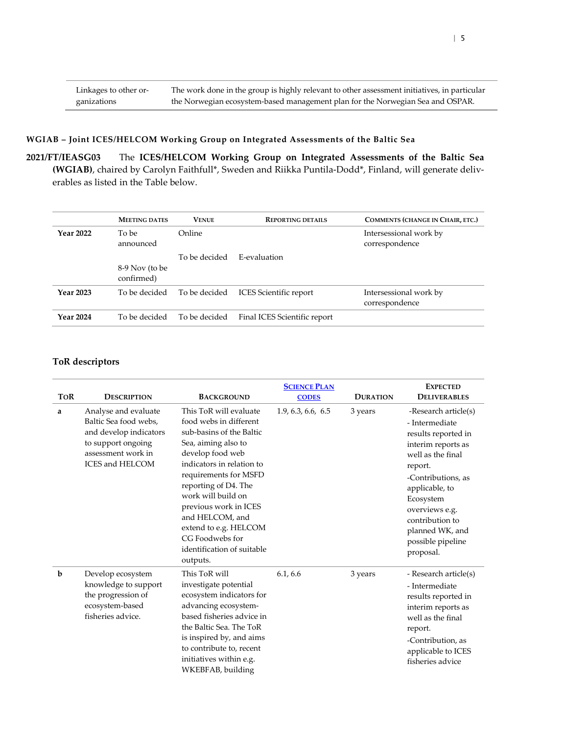| Linkages to other organizations | The work done in the group is highly relevant to other assessment initiatives, in particular the Norwegian ecosystem-based management plan for the Norwegian Sea and OSPAR. |
|---|---|

### WGIAB – Joint ICES/HELCOM Working Group on Integrated Assessments of the Baltic Sea

**2021/FT/IEASG03** The **ICES/HELCOM Working Group on Integrated Assessments of the Baltic Sea (WGIAB)**, chaired by Carolyn Faithfull*, Sweden and Riikka Puntila-Dodd*, Finland, will generate deliverables as listed in the Table below.

| | Meeting dates | Venue | Reporting details | Comments (change in Chair, etc.) |
|---|---|---|---|---|
| **Year 2022** | To be announced | Online | | Intersessional work by correspondence |
| | 8-9 Nov (to be confirmed) | To be decided | E-evaluation | |
| **Year 2023** | To be decided | To be decided | ICES Scientific report | Intersessional work by correspondence |
| **Year 2024** | To be decided | To be decided | Final ICES Scientific report | |

### ToR descriptors

| ToR | Description | Background | Science Plan codes | Duration | Expected Deliverables |
|---|---|---|---|---|---|
| **a** | Analyse and evaluate Baltic Sea food webs, and develop indicators to support ongoing assessment work in ICES and HELCOM | This ToR will evaluate food webs in different sub-basins of the Baltic Sea, aiming also to develop food web indicators in relation to requirements for MSFD reporting of D4. The work will build on previous work in ICES and HELCOM, and extend to e.g. HELCOM CG Foodwebs for identification of suitable outputs. | 1.9, 6.3, 6.6, 6.5 | 3 years | -Research article(s)<br>- Intermediate results reported in interim reports as well as the final report.<br>-Contributions, as applicable, to Ecosystem overviews e.g. contribution to planned WK, and possible pipeline proposal. |
| **b** | Develop ecosystem knowledge to support the progression of ecosystem-based fisheries advice. | This ToR will investigate potential ecosystem indicators for advancing ecosystem-based fisheries advice in the Baltic Sea. The ToR is inspired by, and aims to contribute to, recent initiatives within e.g. WKEBFAB, building | 6.1, 6.6 | 3 years | - Research article(s)<br>- Intermediate results reported in interim reports as well as the final report.<br>-Contribution, as applicable to ICES fisheries advice |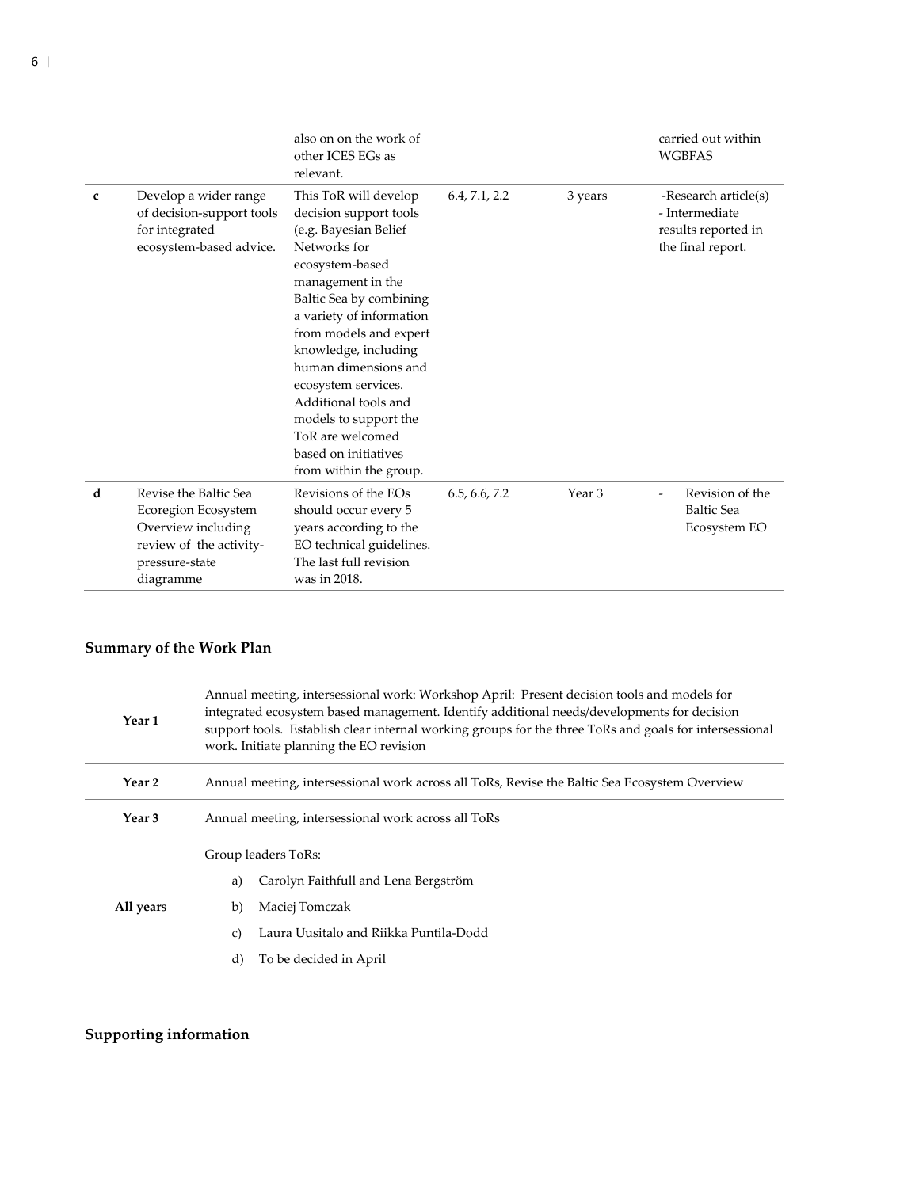|  |  |  |  |  |  |
|---|---|---|---|---|---|
|  |  | also on on the work of other ICES EGs as relevant. |  |  | carried out within WGBFAS |
| **c** | Develop a wider range of decision-support tools for integrated ecosystem-based advice. | This ToR will develop decision support tools (e.g. Bayesian Belief Networks for ecosystem-based management in the Baltic Sea by combining a variety of information from models and expert knowledge, including human dimensions and ecosystem services. Additional tools and models to support the ToR are welcomed based on initiatives from within the group. | 6.4, 7.1, 2.2 | 3 years | -Research article(s) - Intermediate results reported in the final report. |
| **d** | Revise the Baltic Sea Ecoregion Ecosystem Overview including review of the activity-pressure-state diagramme | Revisions of the EOs should occur every 5 years according to the EO technical guidelines. The last full revision was in 2018. | 6.5, 6.6, 7.2 | Year 3 | - Revision of the Baltic Sea Ecosystem EO |

## Summary of the Work Plan

|  |  |
|---|---|
| **Year 1** | Annual meeting, intersessional work: Workshop April: Present decision tools and models for integrated ecosystem based management. Identify additional needs/developments for decision support tools. Establish clear internal working groups for the three ToRs and goals for intersessional work. Initiate planning the EO revision |
| **Year 2** | Annual meeting, intersessional work across all ToRs, Revise the Baltic Sea Ecosystem Overview |
| **Year 3** | Annual meeting, intersessional work across all ToRs |
| **All years** | Group leaders ToRs:<br>a) Carolyn Faithfull and Lena Bergström<br>b) Maciej Tomczak<br>c) Laura Uusitalo and Riikka Puntila-Dodd<br>d) To be decided in April |

## Supporting information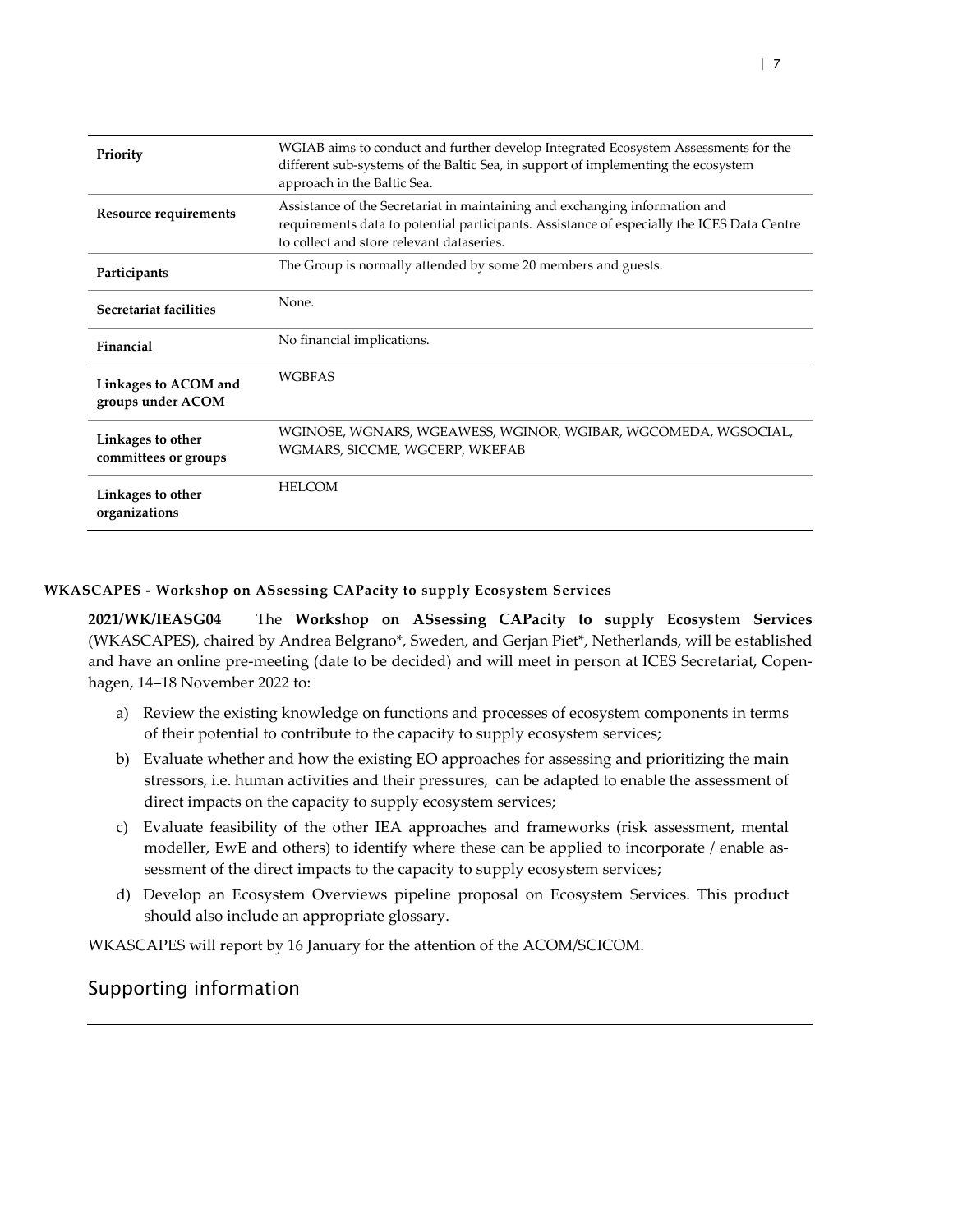| | |
|---|---|
| **Priority** | WGIAB aims to conduct and further develop Integrated Ecosystem Assessments for the different sub-systems of the Baltic Sea, in support of implementing the ecosystem approach in the Baltic Sea. |
| **Resource requirements** | Assistance of the Secretariat in maintaining and exchanging information and requirements data to potential participants. Assistance of especially the ICES Data Centre to collect and store relevant dataseries. |
| **Participants** | The Group is normally attended by some 20 members and guests. |
| **Secretariat facilities** | None. |
| **Financial** | No financial implications. |
| **Linkages to ACOM and groups under ACOM** | WGBFAS |
| **Linkages to other committees or groups** | WGINOSE, WGNARS, WGEAWESS, WGINOR, WGIBAR, WGCOMEDA, WGSOCIAL, WGMARS, SICCME, WGCERP, WKEFAB |
| **Linkages to other organizations** | HELCOM |

#### WKASCAPES - Workshop on ASsessing CAPacity to supply Ecosystem Services

**2021/WK/IEASG04** The **Workshop on ASsessing CAPacity to supply Ecosystem Services** (WKASCAPES), chaired by Andrea Belgrano*, Sweden, and Gerjan Piet*, Netherlands, will be established and have an online pre-meeting (date to be decided) and will meet in person at ICES Secretariat, Copenhagen, 14–18 November 2022 to:

a) Review the existing knowledge on functions and processes of ecosystem components in terms of their potential to contribute to the capacity to supply ecosystem services;

b) Evaluate whether and how the existing EO approaches for assessing and prioritizing the main stressors, i.e. human activities and their pressures, can be adapted to enable the assessment of direct impacts on the capacity to supply ecosystem services;

c) Evaluate feasibility of the other IEA approaches and frameworks (risk assessment, mental modeller, EwE and others) to identify where these can be applied to incorporate / enable assessment of the direct impacts to the capacity to supply ecosystem services;

d) Develop an Ecosystem Overviews pipeline proposal on Ecosystem Services. This product should also include an appropriate glossary.

WKASCAPES will report by 16 January for the attention of the ACOM/SCICOM.

## Supporting information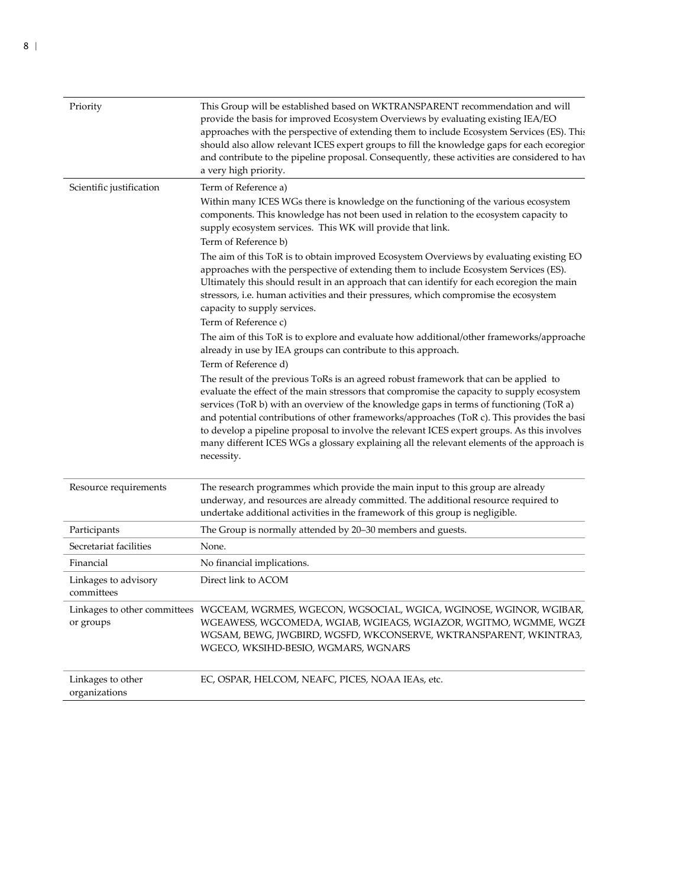| | |
|---|---|
| Priority | This Group will be established based on WKTRANSPARENT recommendation and will provide the basis for improved Ecosystem Overviews by evaluating existing IEA/EO approaches with the perspective of extending them to include Ecosystem Services (ES). This should also allow relevant ICES expert groups to fill the knowledge gaps for each ecoregion and contribute to the pipeline proposal. Consequently, these activities are considered to hav a very high priority. |
| Scientific justification | Term of Reference a)<br>Within many ICES WGs there is knowledge on the functioning of the various ecosystem components. This knowledge has not been used in relation to the ecosystem capacity to supply ecosystem services. This WK will provide that link.<br>Term of Reference b)<br>The aim of this ToR is to obtain improved Ecosystem Overviews by evaluating existing EO approaches with the perspective of extending them to include Ecosystem Services (ES). Ultimately this should result in an approach that can identify for each ecoregion the main stressors, i.e. human activities and their pressures, which compromise the ecosystem capacity to supply services.<br>Term of Reference c)<br>The aim of this ToR is to explore and evaluate how additional/other frameworks/approache already in use by IEA groups can contribute to this approach.<br>Term of Reference d)<br>The result of the previous ToRs is an agreed robust framework that can be applied to evaluate the effect of the main stressors that compromise the capacity to supply ecosystem services (ToR b) with an overview of the knowledge gaps in terms of functioning (ToR a) and potential contributions of other frameworks/approaches (ToR c). This provides the basi to develop a pipeline proposal to involve the relevant ICES expert groups. As this involves many different ICES WGs a glossary explaining all the relevant elements of the approach is necessity. |
| Resource requirements | The research programmes which provide the main input to this group are already underway, and resources are already committed. The additional resource required to undertake additional activities in the framework of this group is negligible. |
| Participants | The Group is normally attended by 20–30 members and guests. |
| Secretariat facilities | None. |
| Financial | No financial implications. |
| Linkages to advisory committees | Direct link to ACOM |
| Linkages to other committees or groups | WGCEAM, WGRMES, WGECON, WGSOCIAL, WGICA, WGINOSE, WGINOR, WGIBAR, WGEAWESS, WGCOMEDA, WGIAB, WGIEAGS, WGIAZOR, WGITMO, WGMME, WGZE WGSAM, BEWG, JWGBIRD, WGSFD, WKCONSERVE, WKTRANSPARENT, WKINTRA3, WGECO, WKSIHD-BESIO, WGMARS, WGNARS |
| Linkages to other organizations | EC, OSPAR, HELCOM, NEAFC, PICES, NOAA IEAs, etc. |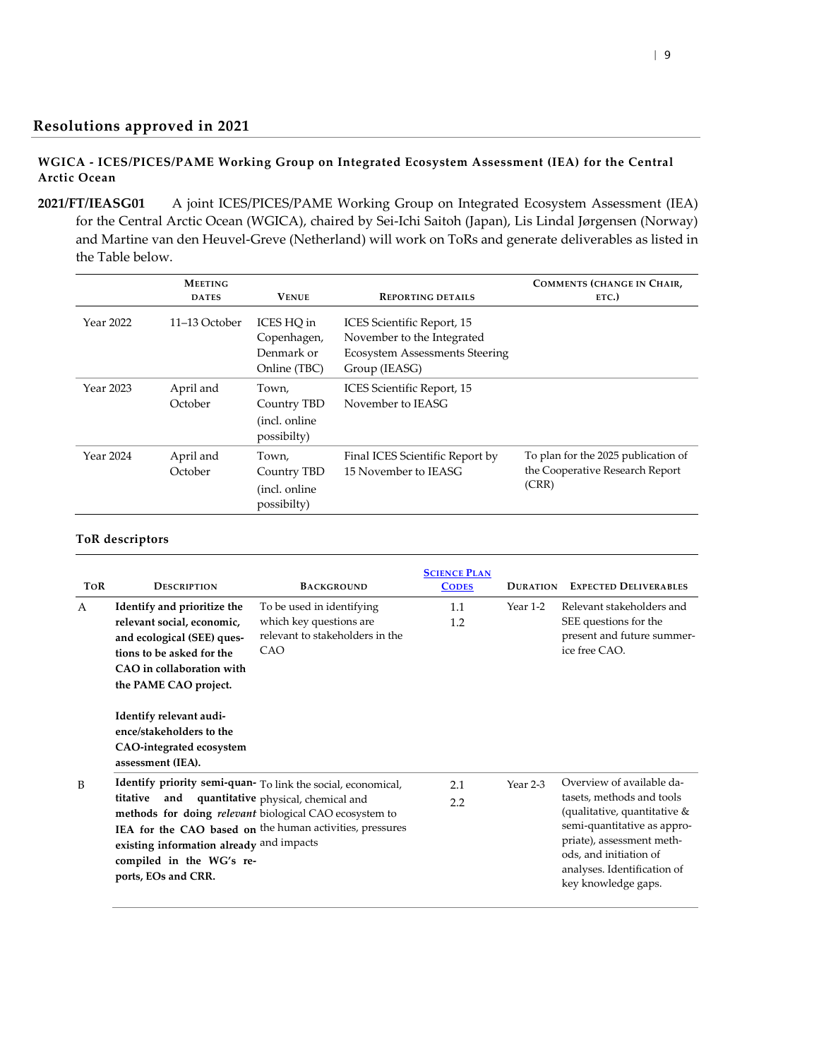## Resolutions approved in 2021

### WGICA - ICES/PICES/PAME Working Group on Integrated Ecosystem Assessment (IEA) for the Central Arctic Ocean

**2021/FT/IEASG01** A joint ICES/PICES/PAME Working Group on Integrated Ecosystem Assessment (IEA) for the Central Arctic Ocean (WGICA), chaired by Sei-Ichi Saitoh (Japan), Lis Lindal Jørgensen (Norway) and Martine van den Heuvel-Greve (Netherland) will work on ToRs and generate deliverables as listed in the Table below.

| | Meeting dates | Venue | Reporting details | Comments (change in Chair, etc.) |
|---|---|---|---|---|
| Year 2022 | 11–13 October | ICES HQ in Copenhagen, Denmark or Online (TBC) | ICES Scientific Report, 15 November to the Integrated Ecosystem Assessments Steering Group (IEASG) | |
| Year 2023 | April and October | Town, Country TBD (incl. online possibilty) | ICES Scientific Report, 15 November to IEASG | |
| Year 2024 | April and October | Town, Country TBD (incl. online possibilty) | Final ICES Scientific Report by 15 November to IEASG | To plan for the 2025 publication of the Cooperative Research Report (CRR) |

**ToR descriptors**

| ToR | Description | Background | Science Plan Codes | Duration | Expected Deliverables |
|---|---|---|---|---|---|
| A | **Identify and prioritize the relevant social, economic, and ecological (SEE) questions to be asked for the CAO in collaboration with the PAME CAO project.**<br><br>**Identify relevant audience/stakeholders to the CAO-integrated ecosystem assessment (IEA).** | To be used in identifying which key questions are relevant to stakeholders in the CAO | 1.1<br>1.2 | Year 1-2 | Relevant stakeholders and SEE questions for the present and future summer-ice free CAO. |
| B | **Identify priority semi-quantitative and quantitative methods for doing *relevant* IEA for the CAO based on existing information already compiled in the WG's reports, EOs and CRR.** | To link the social, economical, physical, chemical and biological CAO ecosystem to the human activities, pressures and impacts | 2.1<br>2.2 | Year 2-3 | Overview of available datasets, methods and tools (qualitative, quantitative & semi-quantitative as appropriate), assessment methods, and initiation of analyses. Identification of key knowledge gaps. |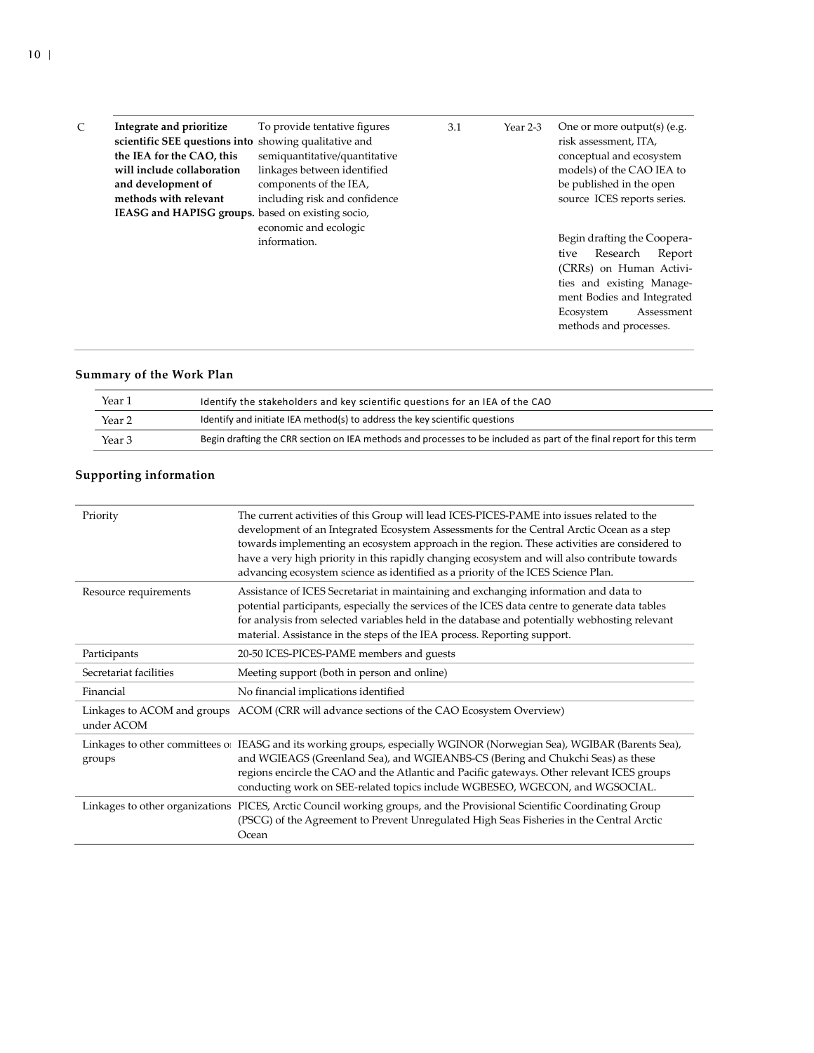| | | | | | |
|---|---|---|---|---|---|
| C | **Integrate and prioritize scientific SEE questions into the IEA for the CAO, this will include collaboration and development of methods with relevant IEASG and HAPISG groups.** | To provide tentative figures showing qualitative and semiquantitative/quantitative linkages between identified components of the IEA, including risk and confidence based on existing socio, economic and ecologic information. | 3.1 | Year 2-3 | One or more output(s) (e.g. risk assessment, ITA, conceptual and ecosystem models) of the CAO IEA to be published in the open source ICES reports series.<br><br>Begin drafting the Cooperative Research Report (CRRs) on Human Activities and existing Management Bodies and Integrated Ecosystem Assessment methods and processes. |

### Summary of the Work Plan

| | |
|---|---|
| Year 1 | Identify the stakeholders and key scientific questions for an IEA of the CAO |
| Year 2 | Identify and initiate IEA method(s) to address the key scientific questions |
| Year 3 | Begin drafting the CRR section on IEA methods and processes to be included as part of the final report for this term |

### Supporting information

| | |
|---|---|
| Priority | The current activities of this Group will lead ICES-PICES-PAME into issues related to the development of an Integrated Ecosystem Assessments for the Central Arctic Ocean as a step towards implementing an ecosystem approach in the region. These activities are considered to have a very high priority in this rapidly changing ecosystem and will also contribute towards advancing ecosystem science as identified as a priority of the ICES Science Plan. |
| Resource requirements | Assistance of ICES Secretariat in maintaining and exchanging information and data to potential participants, especially the services of the ICES data centre to generate data tables for analysis from selected variables held in the database and potentially webhosting relevant material. Assistance in the steps of the IEA process. Reporting support. |
| Participants | 20-50 ICES-PICES-PAME members and guests |
| Secretariat facilities | Meeting support (both in person and online) |
| Financial | No financial implications identified |
| Linkages to ACOM and groups under ACOM | ACOM (CRR will advance sections of the CAO Ecosystem Overview) |
| Linkages to other committees or groups | IEASG and its working groups, especially WGINOR (Norwegian Sea), WGIBAR (Barents Sea), and WGIEAGS (Greenland Sea), and WGIEANBS-CS (Bering and Chukchi Seas) as these regions encircle the CAO and the Atlantic and Pacific gateways. Other relevant ICES groups conducting work on SEE-related topics include WGBESEO, WGECON, and WGSOCIAL. |
| Linkages to other organizations | PICES, Arctic Council working groups, and the Provisional Scientific Coordinating Group (PSCG) of the Agreement to Prevent Unregulated High Seas Fisheries in the Central Arctic Ocean |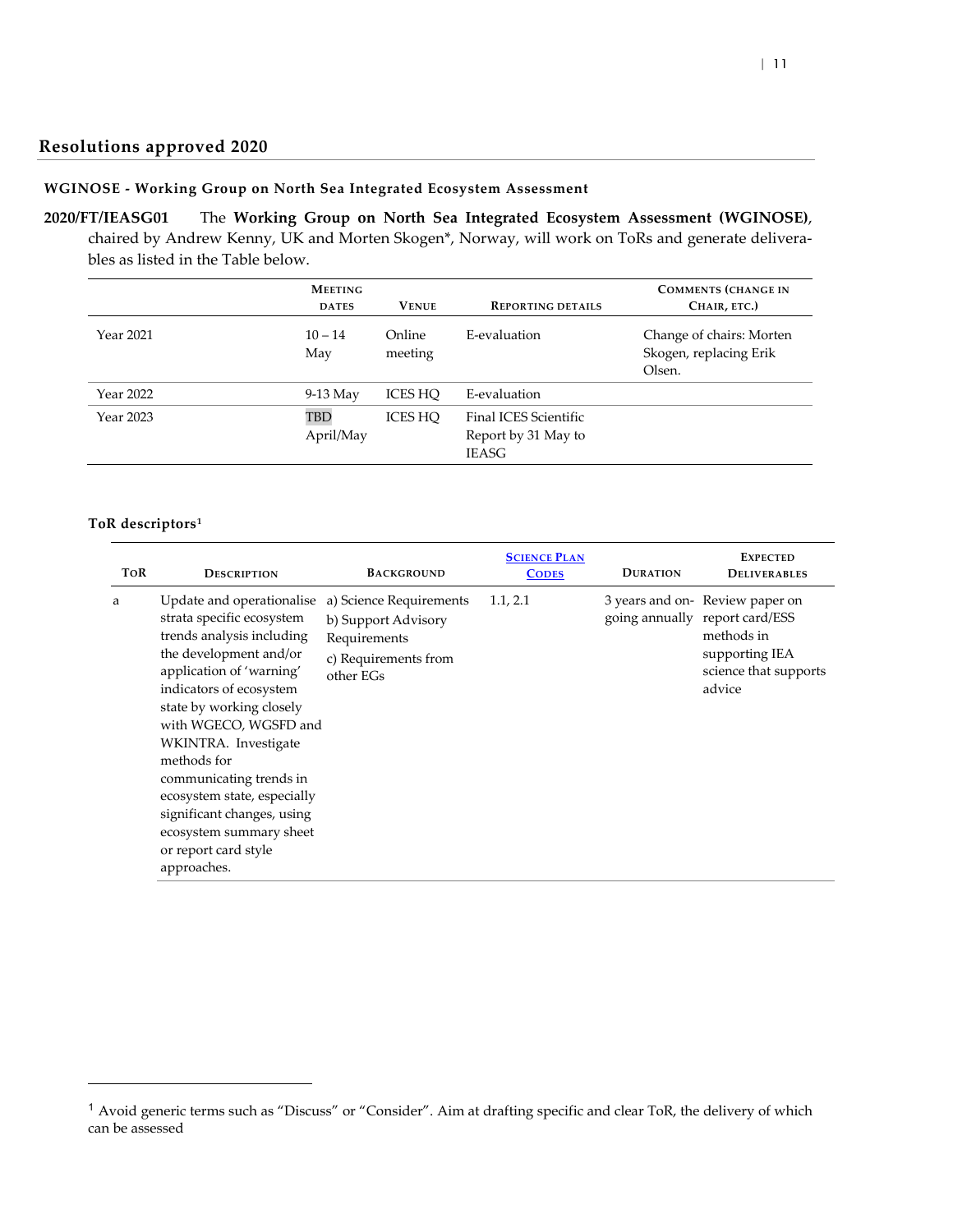## Resolutions approved 2020

### WGINOSE - Working Group on North Sea Integrated Ecosystem Assessment

**2020/FT/IEASG01** The **Working Group on North Sea Integrated Ecosystem Assessment (WGINOSE)**, chaired by Andrew Kenny, UK and Morten Skogen*, Norway, will work on ToRs and generate deliverables as listed in the Table below.

| | Meeting dates | Venue | Reporting details | Comments (change in Chair, etc.) |
|---|---|---|---|---|
| Year 2021 | 10 – 14 May | Online meeting | E-evaluation | Change of chairs: Morten Skogen, replacing Erik Olsen. |
| Year 2022 | 9-13 May | ICES HQ | E-evaluation | |
| Year 2023 | TBD April/May | ICES HQ | Final ICES Scientific Report by 31 May to IEASG | |

**ToR descriptors**[1]

| ToR | Description | Background | Science Plan Codes | Duration | Expected Deliverables |
|---|---|---|---|---|---|
| a | Update and operationalise strata specific ecosystem trends analysis including the development and/or application of 'warning' indicators of ecosystem state by working closely with WGECO, WGSFD and WKINTRA. Investigate methods for communicating trends in ecosystem state, especially significant changes, using ecosystem summary sheet or report card style approaches. | a) Science Requirements<br>b) Support Advisory Requirements<br>c) Requirements from other EGs | 1.1, 2.1 | 3 years and on-going annually | Review paper on report card/ESS methods in supporting IEA science that supports advice |

[1] Avoid generic terms such as "Discuss" or "Consider". Aim at drafting specific and clear ToR, the delivery of which can be assessed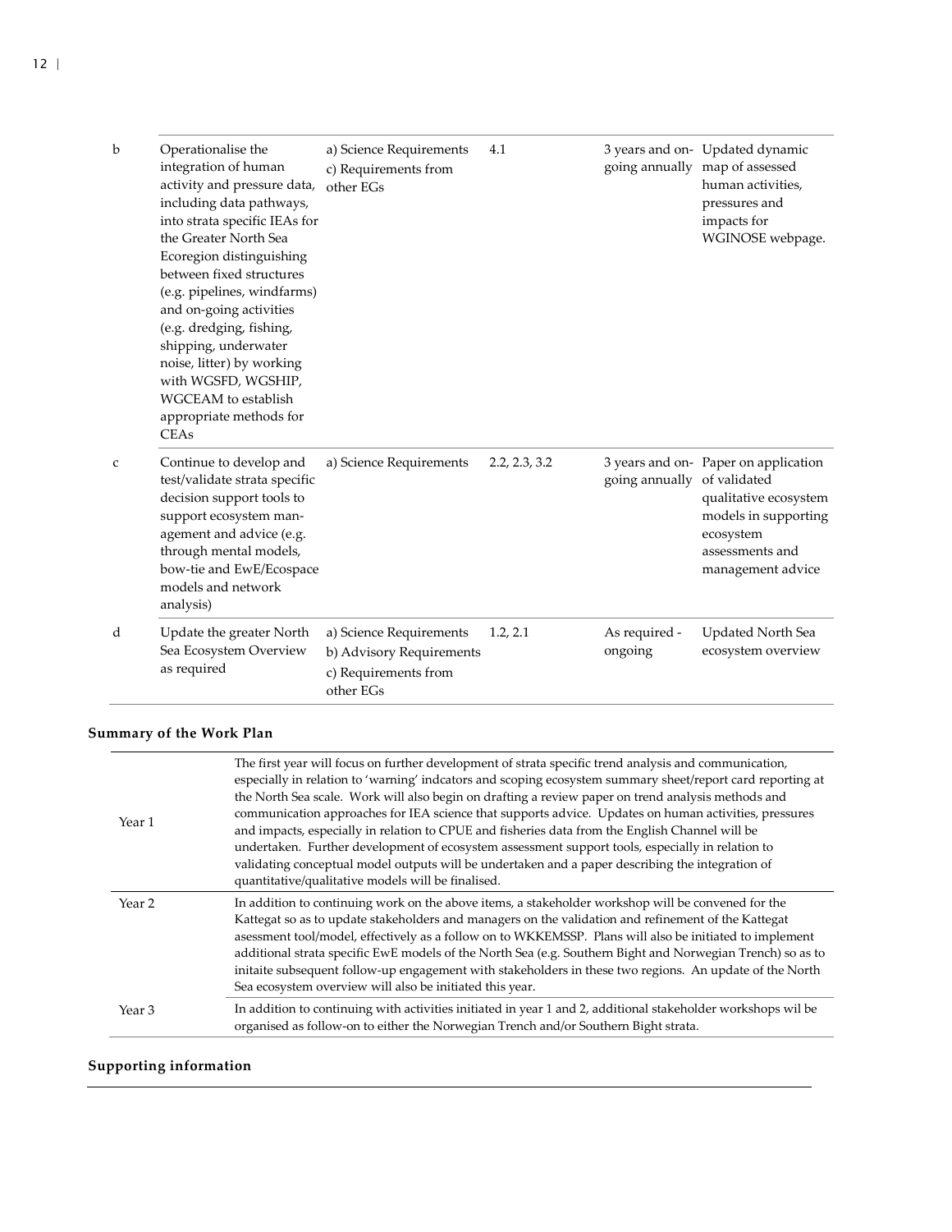| | | | | | |
|---|---|---|---|---|---|
| b | Operationalise the integration of human activity and pressure data, including data pathways, into strata specific IEAs for the Greater North Sea Ecoregion distinguishing between fixed structures (e.g. pipelines, windfarms) and on-going activities (e.g. dredging, fishing, shipping, underwater noise, litter) by working with WGSFD, WGSHIP, WGCEAM to establish appropriate methods for CEAs | a) Science Requirements<br>c) Requirements from other EGs | 4.1 | 3 years and on-going annually | Updated dynamic map of assessed human activities, pressures and impacts for WGINOSE webpage. |
| c | Continue to develop and test/validate strata specific decision support tools to support ecosystem man-agement and advice (e.g. through mental models, bow-tie and EwE/Ecospace models and network analysis) | a) Science Requirements | 2.2, 2.3, 3.2 | 3 years and on-going annually | Paper on application of validated qualitative ecosystem models in supporting ecosystem assessments and management advice |
| d | Update the greater North Sea Ecosystem Overview as required | a) Science Requirements<br>b) Advisory Requirements<br>c) Requirements from other EGs | 1.2, 2.1 | As required - ongoing | Updated North Sea ecosystem overview |

## Summary of the Work Plan

| | |
|---|---|
| Year 1 | The first year will focus on further development of strata specific trend analysis and communication, especially in relation to 'warning' indcators and scoping ecosystem summary sheet/report card reporting at the North Sea scale. Work will also begin on drafting a review paper on trend analysis methods and communication approaches for IEA science that supports advice. Updates on human activities, pressures and impacts, especially in relation to CPUE and fisheries data from the English Channel will be undertaken. Further development of ecosystem assessment support tools, especially in relation to validating conceptual model outputs will be undertaken and a paper describing the integration of quantitative/qualitative models will be finalised. |
| Year 2 | In addition to continuing work on the above items, a stakeholder workshop will be convened for the Kattegat so as to update stakeholders and managers on the validation and refinement of the Kattegat asessment tool/model, effectively as a follow on to WKKEMSSP. Plans will also be initiated to implement additional strata specific EwE models of the North Sea (e.g. Southern Bight and Norwegian Trench) so as to initaite subsequent follow-up engagement with stakeholders in these two regions. An update of the North Sea ecosystem overview will also be initiated this year. |
| Year 3 | In addition to continuing with activities initiated in year 1 and 2, additional stakeholder workshops wil be organised as follow-on to either the Norwegian Trench and/or Southern Bight strata. |

## Supporting information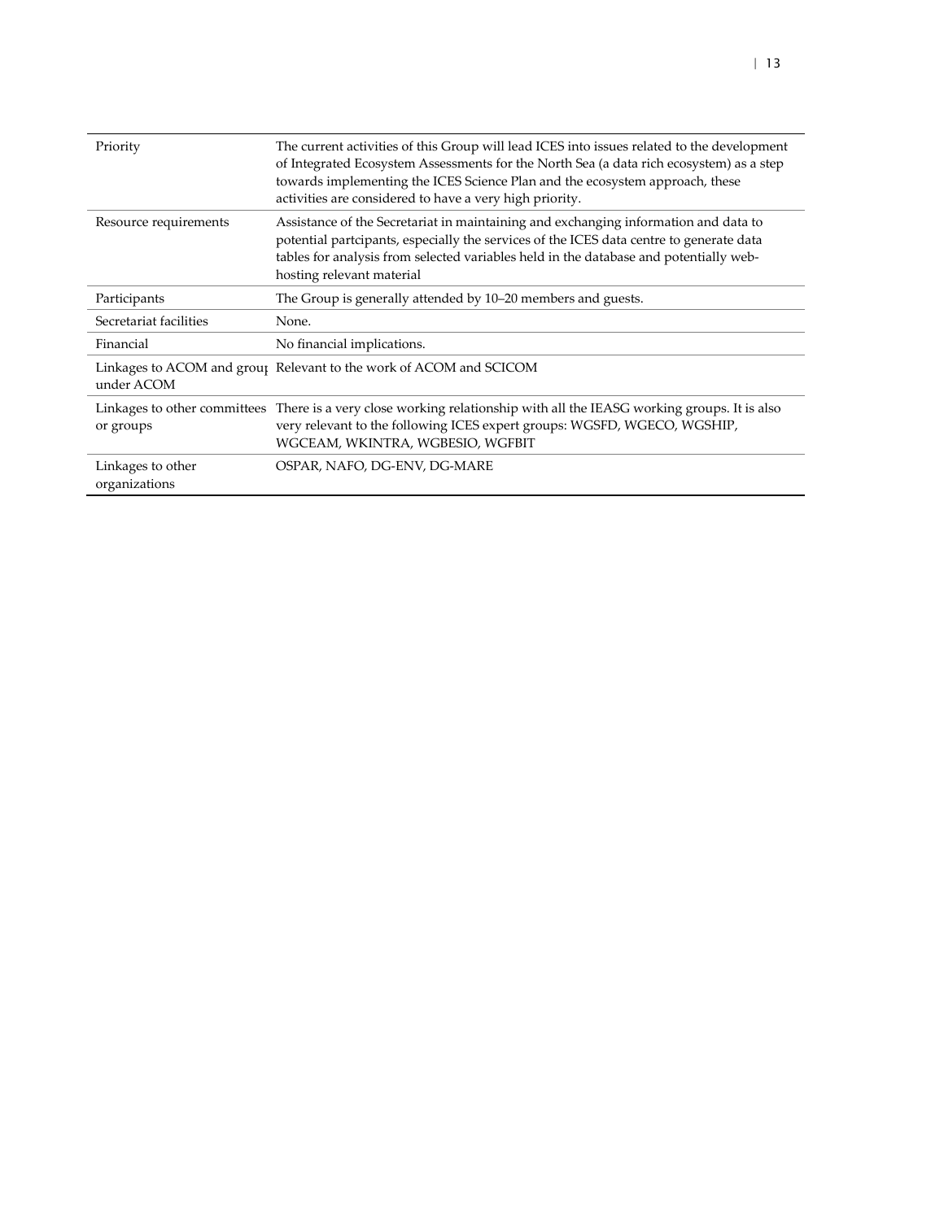| | |
|---|---|
| Priority | The current activities of this Group will lead ICES into issues related to the development of Integrated Ecosystem Assessments for the North Sea (a data rich ecosystem) as a step towards implementing the ICES Science Plan and the ecosystem approach, these activities are considered to have a very high priority. |
| Resource requirements | Assistance of the Secretariat in maintaining and exchanging information and data to potential partcipants, especially the services of the ICES data centre to generate data tables for analysis from selected variables held in the database and potentially web-hosting relevant material |
| Participants | The Group is generally attended by 10–20 members and guests. |
| Secretariat facilities | None. |
| Financial | No financial implications. |
| Linkages to ACOM and group under ACOM | Relevant to the work of ACOM and SCICOM |
| Linkages to other committees or groups | There is a very close working relationship with all the IEASG working groups. It is also very relevant to the following ICES expert groups: WGSFD, WGECO, WGSHIP, WGCEAM, WKINTRA, WGBESIO, WGFBIT |
| Linkages to other organizations | OSPAR, NAFO, DG-ENV, DG-MARE |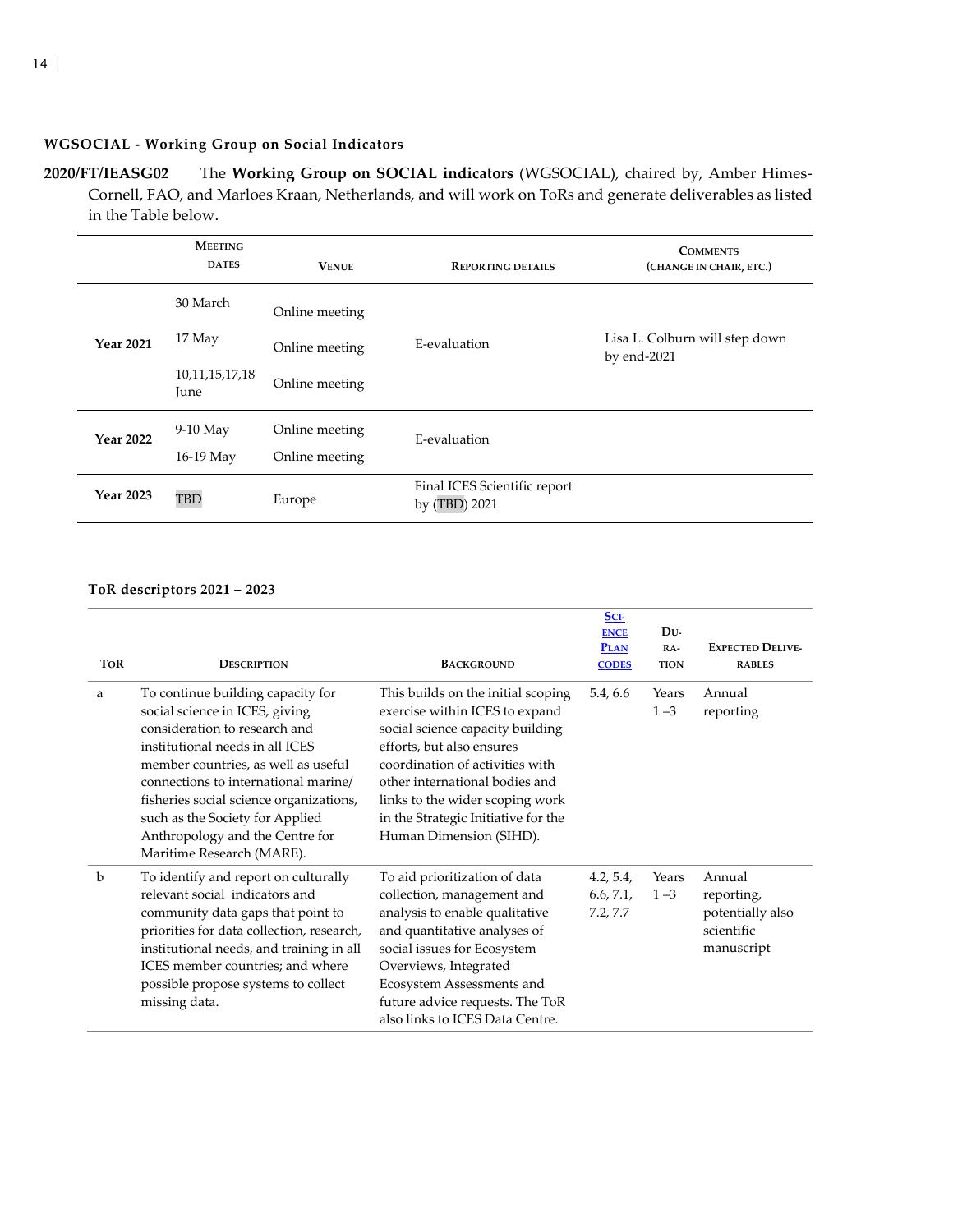### WGSOCIAL - Working Group on Social Indicators

**2020/FT/IEASG02** The **Working Group on SOCIAL indicators** (WGSOCIAL), chaired by, Amber Himes-Cornell, FAO, and Marloes Kraan, Netherlands, and will work on ToRs and generate deliverables as listed in the Table below.

| | Meeting dates | Venue | Reporting details | Comments (change in Chair, etc.) |
|---|---|---|---|---|
| **Year 2021** | 30 March<br>17 May<br>10,11,15,17,18 June | Online meeting<br>Online meeting<br>Online meeting | E-evaluation | Lisa L. Colburn will step down by end-2021 |
| **Year 2022** | 9-10 May<br>16-19 May | Online meeting<br>Online meeting | E-evaluation | |
| **Year 2023** | TBD | Europe | Final ICES Scientific report by (TBD) 2021 | |

**ToR descriptors 2021 – 2023**

| ToR | Description | Background | Science Plan codes | Duration | Expected Deliverables |
|---|---|---|---|---|---|
| a | To continue building capacity for social science in ICES, giving consideration to research and institutional needs in all ICES member countries, as well as useful connections to international marine/ fisheries social science organizations, such as the Society for Applied Anthropology and the Centre for Maritime Research (MARE). | This builds on the initial scoping exercise within ICES to expand social science capacity building efforts, but also ensures coordination of activities with other international bodies and links to the wider scoping work in the Strategic Initiative for the Human Dimension (SIHD). | 5.4, 6.6 | Years 1 –3 | Annual reporting |
| b | To identify and report on culturally relevant social indicators and community data gaps that point to priorities for data collection, research, institutional needs, and training in all ICES member countries; and where possible propose systems to collect missing data. | To aid prioritization of data collection, management and analysis to enable qualitative and quantitative analyses of social issues for Ecosystem Overviews, Integrated Ecosystem Assessments and future advice requests. The ToR also links to ICES Data Centre. | 4.2, 5.4, 6.6, 7.1, 7.2, 7.7 | Years 1 –3 | Annual reporting, potentially also scientific manuscript |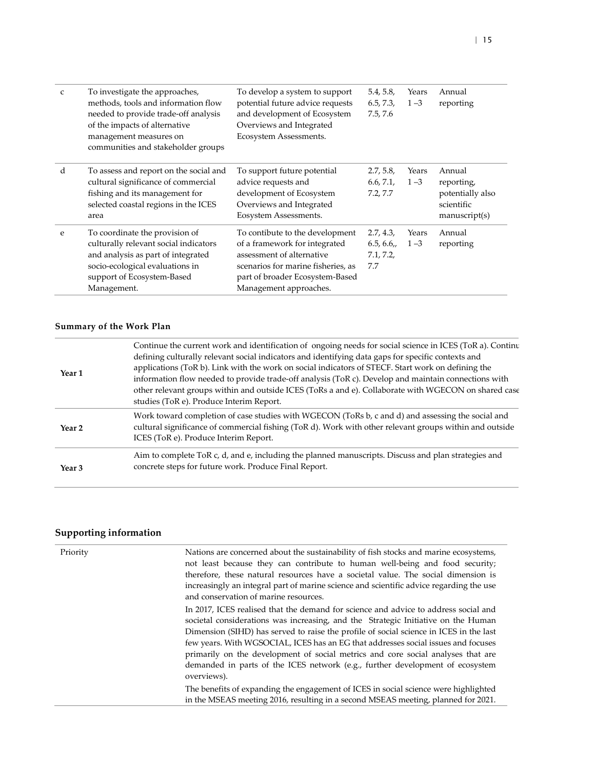| c | To investigate the approaches, methods, tools and information flow needed to provide trade-off analysis of the impacts of alternative management measures on communities and stakeholder groups | To develop a system to support potential future advice requests and development of Ecosystem Overviews and Integrated Ecosystem Assessments. | 5.4, 5.8, 6.5, 7.3, 7.5, 7.6 | Years 1 –3 | Annual reporting |
|---|---|---|---|---|---|
| d | To assess and report on the social and cultural significance of commercial fishing and its management for selected coastal regions in the ICES area | To support future potential advice requests and development of Ecosystem Overviews and Integrated Eosystem Assessments. | 2.7, 5.8, 6.6, 7.1, 7.2, 7.7 | Years 1 –3 | Annual reporting, potentially also scientific manuscript(s) |
| e | To coordinate the provision of culturally relevant social indicators and analysis as part of integrated socio-ecological evaluations in support of Ecosystem-Based Management. | To contibute to the development of a framework for integrated assessment of alternative scenarios for marine fisheries, as part of broader Ecosystem-Based Management approaches. | 2.7, 4.3, 6.5, 6.6,, 7.1, 7.2, 7.7 | Years 1 –3 | Annual reporting |

**Summary of the Work Plan**

| | |
|---|---|
| **Year 1** | Continue the current work and identification of ongoing needs for social science in ICES (ToR a). Continu defining culturally relevant social indicators and identifying data gaps for specific contexts and applications (ToR b). Link with the work on social indicators of STECF. Start work on defining the information flow needed to provide trade-off analysis (ToR c). Develop and maintain connections with other relevant groups within and outside ICES (ToRs a and e). Collaborate with WGECON on shared case studies (ToR e). Produce Interim Report. |
| **Year 2** | Work toward completion of case studies with WGECON (ToRs b, c and d) and assessing the social and cultural significance of commercial fishing (ToR d). Work with other relevant groups within and outside ICES (ToR e). Produce Interim Report. |
| **Year 3** | Aim to complete ToR c, d, and e, including the planned manuscripts. Discuss and plan strategies and concrete steps for future work. Produce Final Report. |

## Supporting information

| | |
|---|---|
| Priority | Nations are concerned about the sustainability of fish stocks and marine ecosystems, not least because they can contribute to human well-being and food security; therefore, these natural resources have a societal value. The social dimension is increasingly an integral part of marine science and scientific advice regarding the use and conservation of marine resources.<br><br>In 2017, ICES realised that the demand for science and advice to address social and societal considerations was increasing, and the Strategic Initiative on the Human Dimension (SIHD) has served to raise the profile of social science in ICES in the last few years. With WGSOCIAL, ICES has an EG that addresses social issues and focuses primarily on the development of social metrics and core social analyses that are demanded in parts of the ICES network (e.g., further development of ecosystem overviews).<br><br>The benefits of expanding the engagement of ICES in social science were highlighted in the MSEAS meeting 2016, resulting in a second MSEAS meeting, planned for 2021. |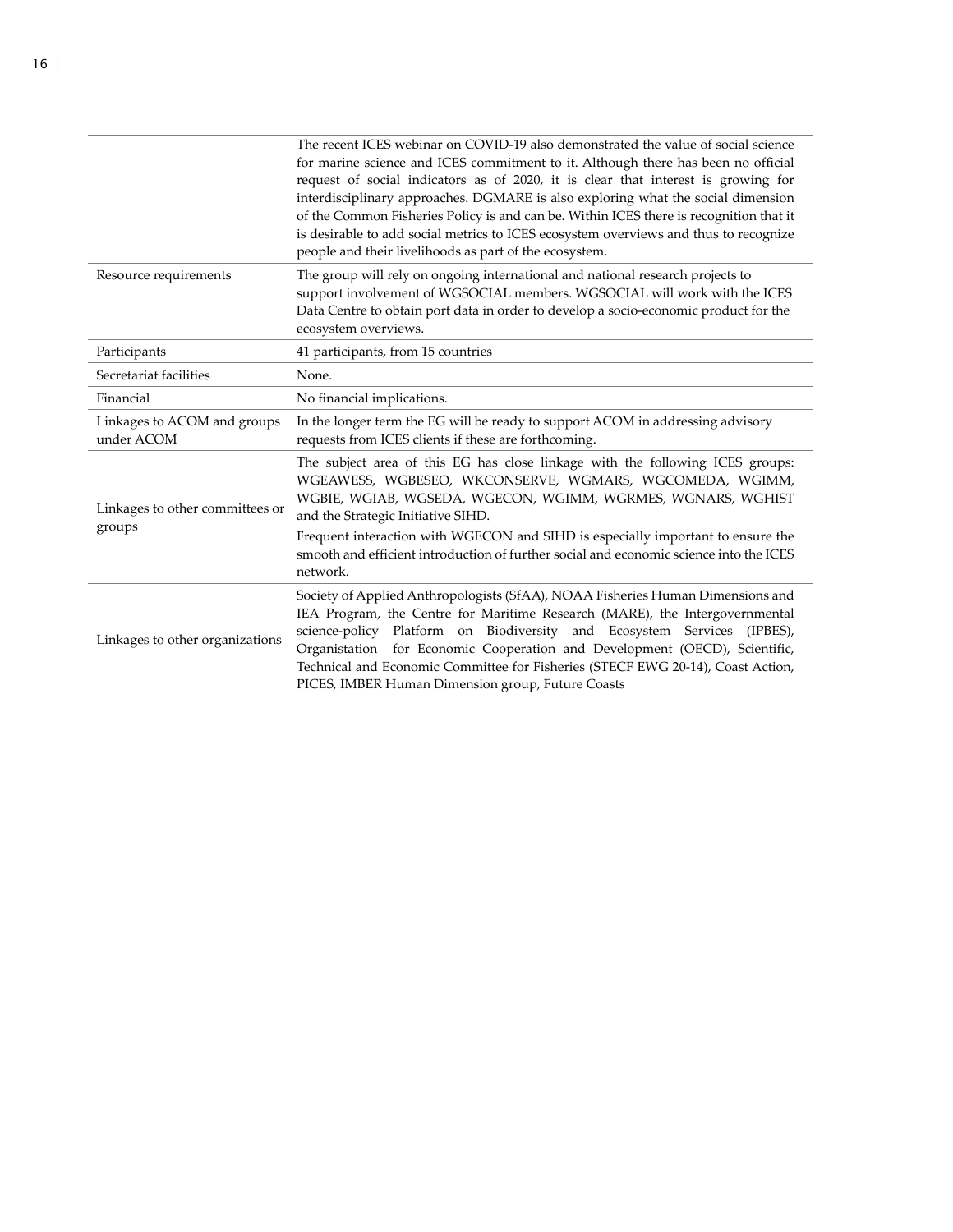| | |
|---|---|
| | The recent ICES webinar on COVID-19 also demonstrated the value of social science for marine science and ICES commitment to it. Although there has been no official request of social indicators as of 2020, it is clear that interest is growing for interdisciplinary approaches. DGMARE is also exploring what the social dimension of the Common Fisheries Policy is and can be. Within ICES there is recognition that it is desirable to add social metrics to ICES ecosystem overviews and thus to recognize people and their livelihoods as part of the ecosystem. |
| Resource requirements | The group will rely on ongoing international and national research projects to support involvement of WGSOCIAL members. WGSOCIAL will work with the ICES Data Centre to obtain port data in order to develop a socio-economic product for the ecosystem overviews. |
| Participants | 41 participants, from 15 countries |
| Secretariat facilities | None. |
| Financial | No financial implications. |
| Linkages to ACOM and groups under ACOM | In the longer term the EG will be ready to support ACOM in addressing advisory requests from ICES clients if these are forthcoming. |
| Linkages to other committees or groups | The subject area of this EG has close linkage with the following ICES groups: WGEAWESS, WGBESEO, WKCONSERVE, WGMARS, WGCOMEDA, WGIMM, WGBIE, WGIAB, WGSEDA, WGECON, WGIMM, WGRMES, WGNARS, WGHIST and the Strategic Initiative SIHD.<br>Frequent interaction with WGECON and SIHD is especially important to ensure the smooth and efficient introduction of further social and economic science into the ICES network. |
| Linkages to other organizations | Society of Applied Anthropologists (SfAA), NOAA Fisheries Human Dimensions and IEA Program, the Centre for Maritime Research (MARE), the Intergovernmental science-policy Platform on Biodiversity and Ecosystem Services (IPBES), Organistation for Economic Cooperation and Development (OECD), Scientific, Technical and Economic Committee for Fisheries (STECF EWG 20-14), Coast Action, PICES, IMBER Human Dimension group, Future Coasts |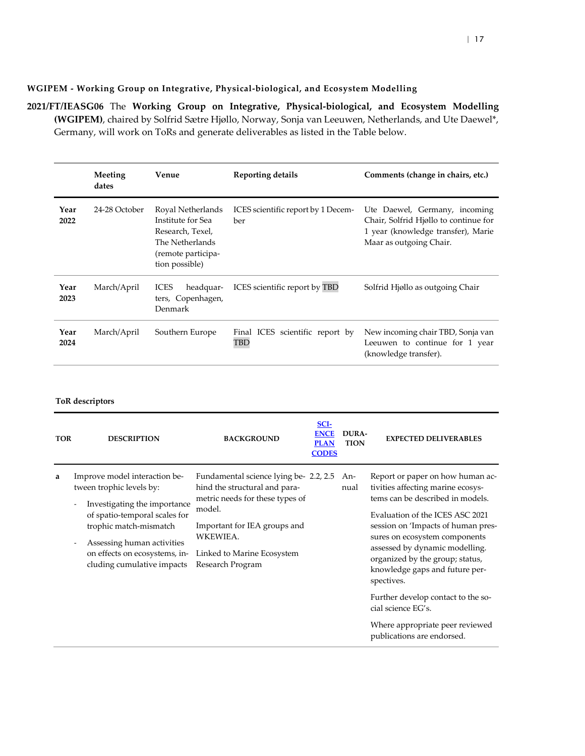## WGIPEM - Working Group on Integrative, Physical-biological, and Ecosystem Modelling

**2021/FT/IEASG06** The **Working Group on Integrative, Physical-biological, and Ecosystem Modelling (WGIPEM)**, chaired by Solfrid Sætre Hjøllo, Norway, Sonja van Leeuwen, Netherlands, and Ute Daewel*, Germany, will work on ToRs and generate deliverables as listed in the Table below.

| | Meeting dates | Venue | Reporting details | Comments (change in chairs, etc.) |
|---|---|---|---|---|
| **Year 2022** | 24-28 October | Royal Netherlands Institute for Sea Research, Texel, The Netherlands (remote participation possible) | ICES scientific report by 1 December | Ute Daewel, Germany, incoming Chair, Solfrid Hjøllo to continue for 1 year (knowledge transfer), Marie Maar as outgoing Chair. |
| **Year 2023** | March/April | ICES headquarters, Copenhagen, Denmark | ICES scientific report by TBD | Solfrid Hjøllo as outgoing Chair |
| **Year 2024** | March/April | Southern Europe | Final ICES scientific report by TBD | New incoming chair TBD, Sonja van Leeuwen to continue for 1 year (knowledge transfer). |

**ToR descriptors**

| TOR | DESCRIPTION | BACKGROUND | SCIENCE PLAN CODES | DURATION | EXPECTED DELIVERABLES |
|---|---|---|---|---|---|
| a | Improve model interaction between trophic levels by:<br>- Investigating the importance of spatio-temporal scales for trophic match-mismatch<br>- Assessing human activities on effects on ecosystems, including cumulative impacts | Fundamental science lying behind the structural and parametric needs for these types of model.<br><br>Important for IEA groups and WKEWIEA.<br><br>Linked to Marine Ecosystem Research Program | 2.2, 2.5 | Annual | Report or paper on how human activities affecting marine ecosystems can be described in models.<br><br>Evaluation of the ICES ASC 2021 session on 'Impacts of human pressures on ecosystem components assessed by dynamic modelling. organized by the group; status, knowledge gaps and future perspectives.<br><br>Further develop contact to the social science EG's.<br><br>Where appropriate peer reviewed publications are endorsed. |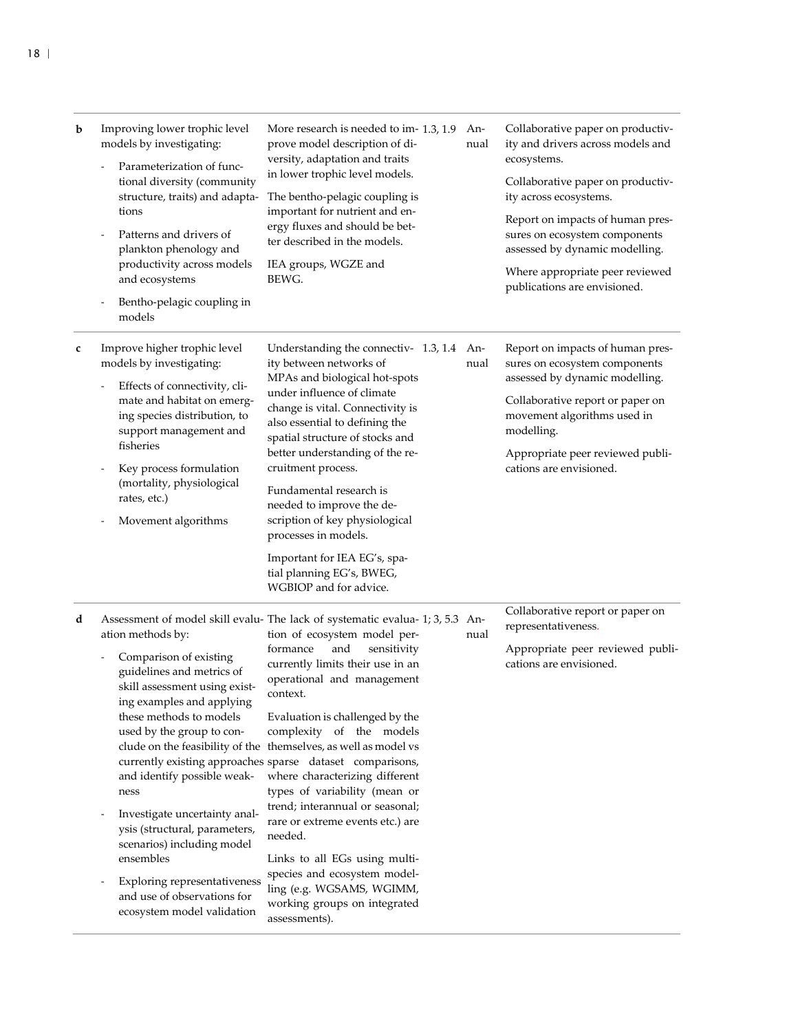| | | | | | |
|---|---|---|---|---|---|
| **b** | Improving lower trophic level models by investigating:<br>- Parameterization of functional diversity (community structure, traits) and adaptations<br>- Patterns and drivers of plankton phenology and productivity across models and ecosystems<br>- Bentho-pelagic coupling in models | More research is needed to improve model description of diversity, adaptation and traits in lower trophic level models.<br><br>The bentho-pelagic coupling is important for nutrient and energy fluxes and should be better described in the models.<br><br>IEA groups, WGZE and BEWG. | 1.3, 1.9 | Annual | Collaborative paper on productivity and drivers across models and ecosystems.<br><br>Collaborative paper on productivity across ecosystems.<br><br>Report on impacts of human pressures on ecosystem components assessed by dynamic modelling.<br><br>Where appropriate peer reviewed publications are envisioned. |
| **c** | Improve higher trophic level models by investigating:<br>- Effects of connectivity, climate and habitat on emerging species distribution, to support management and fisheries<br>- Key process formulation (mortality, physiological rates, etc.)<br>- Movement algorithms | Understanding the connectivity between networks of MPAs and biological hot-spots under influence of climate change is vital. Connectivity is also essential to defining the spatial structure of stocks and better understanding of the recruitment process.<br><br>Fundamental research is needed to improve the description of key physiological processes in models.<br><br>Important for IEA EG's, spatial planning EG's, BWEG, WGBIOP and for advice. | 1.3, 1.4 | Annual | Report on impacts of human pressures on ecosystem components assessed by dynamic modelling.<br><br>Collaborative report or paper on movement algorithms used in modelling.<br><br>Appropriate peer reviewed publications are envisioned. |
| **d** | Assessment of model skill evaluation methods by:<br>- Comparison of existing guidelines and metrics of skill assessment using existing examples and applying these methods to models used by the group to conclude on the feasibility of the currently existing approaches and identify possible weakness<br>- Investigate uncertainty analysis (structural, parameters, scenarios) including model ensembles<br>- Exploring representativeness and use of observations for ecosystem model validation | The lack of systematic evaluation of ecosystem model performance and sensitivity currently limits their use in an operational and management context.<br><br>Evaluation is challenged by the complexity of the models themselves, as well as model vs sparse dataset comparisons, where characterizing different types of variability (mean or trend; interannual or seasonal; rare or extreme events etc.) are needed.<br><br>Links to all EGs using multi-species and ecosystem modelling (e.g. WGSAMS, WGIMM, working groups on integrated assessments). | 1; 3, 5.3 | Annual | Collaborative report or paper on representativeness.<br><br>Appropriate peer reviewed publications are envisioned. |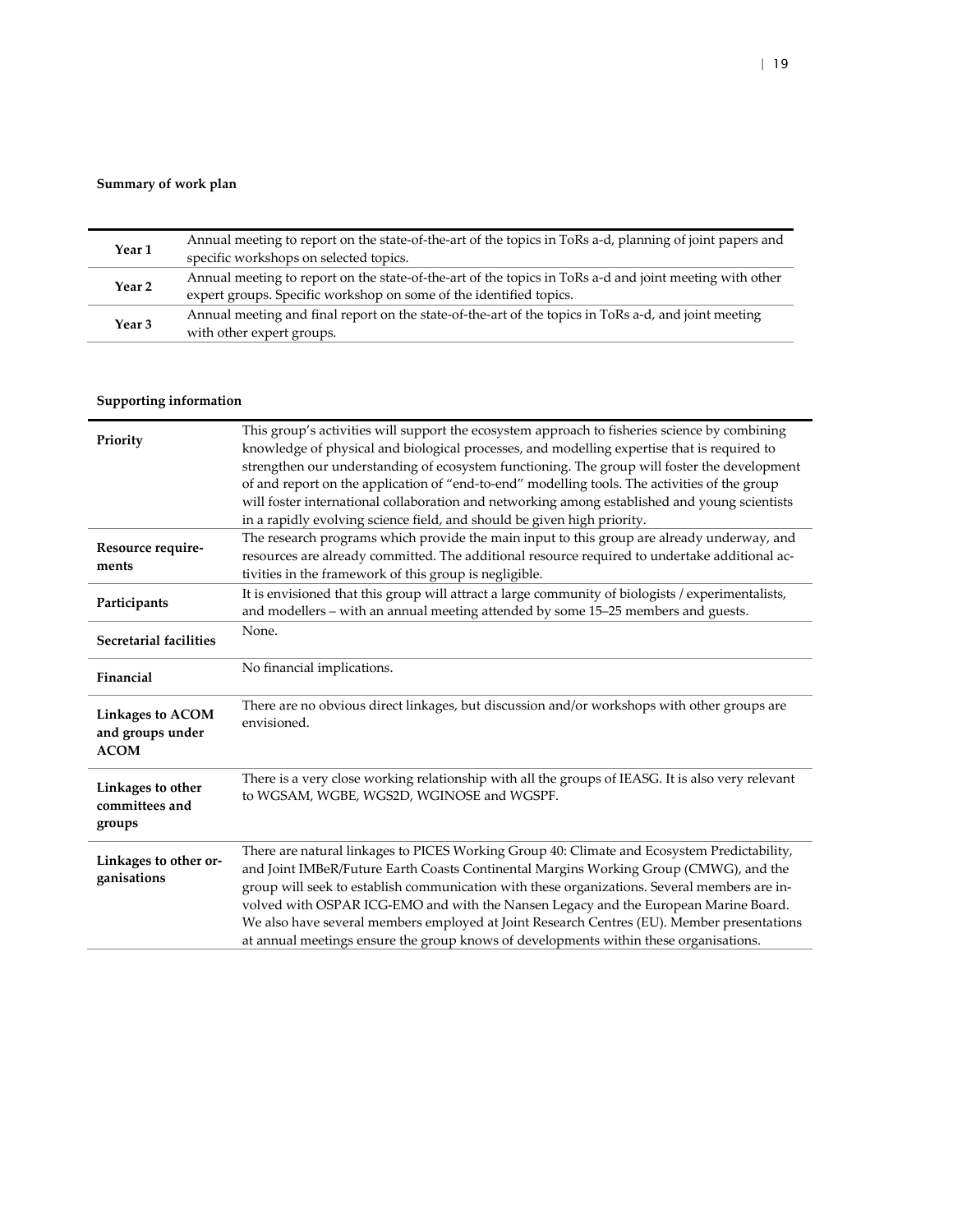**Summary of work plan**

| | |
|---|---|
| **Year 1** | Annual meeting to report on the state-of-the-art of the topics in ToRs a-d, planning of joint papers and specific workshops on selected topics. |
| **Year 2** | Annual meeting to report on the state-of-the-art of the topics in ToRs a-d and joint meeting with other expert groups. Specific workshop on some of the identified topics. |
| **Year 3** | Annual meeting and final report on the state-of-the-art of the topics in ToRs a-d, and joint meeting with other expert groups. |

**Supporting information**

| | |
|---|---|
| **Priority** | This group's activities will support the ecosystem approach to fisheries science by combining knowledge of physical and biological processes, and modelling expertise that is required to strengthen our understanding of ecosystem functioning. The group will foster the development of and report on the application of "end-to-end" modelling tools. The activities of the group will foster international collaboration and networking among established and young scientists in a rapidly evolving science field, and should be given high priority. |
| **Resource requirements** | The research programs which provide the main input to this group are already underway, and resources are already committed. The additional resource required to undertake additional activities in the framework of this group is negligible. |
| **Participants** | It is envisioned that this group will attract a large community of biologists / experimentalists, and modellers – with an annual meeting attended by some 15–25 members and guests. |
| **Secretarial facilities** | None. |
| **Financial** | No financial implications. |
| **Linkages to ACOM and groups under ACOM** | There are no obvious direct linkages, but discussion and/or workshops with other groups are envisioned. |
| **Linkages to other committees and groups** | There is a very close working relationship with all the groups of IEASG. It is also very relevant to WGSAM, WGBE, WGS2D, WGINOSE and WGSPF. |
| **Linkages to other organisations** | There are natural linkages to PICES Working Group 40: Climate and Ecosystem Predictability, and Joint IMBeR/Future Earth Coasts Continental Margins Working Group (CMWG), and the group will seek to establish communication with these organizations. Several members are involved with OSPAR ICG-EMO and with the Nansen Legacy and the European Marine Board. We also have several members employed at Joint Research Centres (EU). Member presentations at annual meetings ensure the group knows of developments within these organisations. |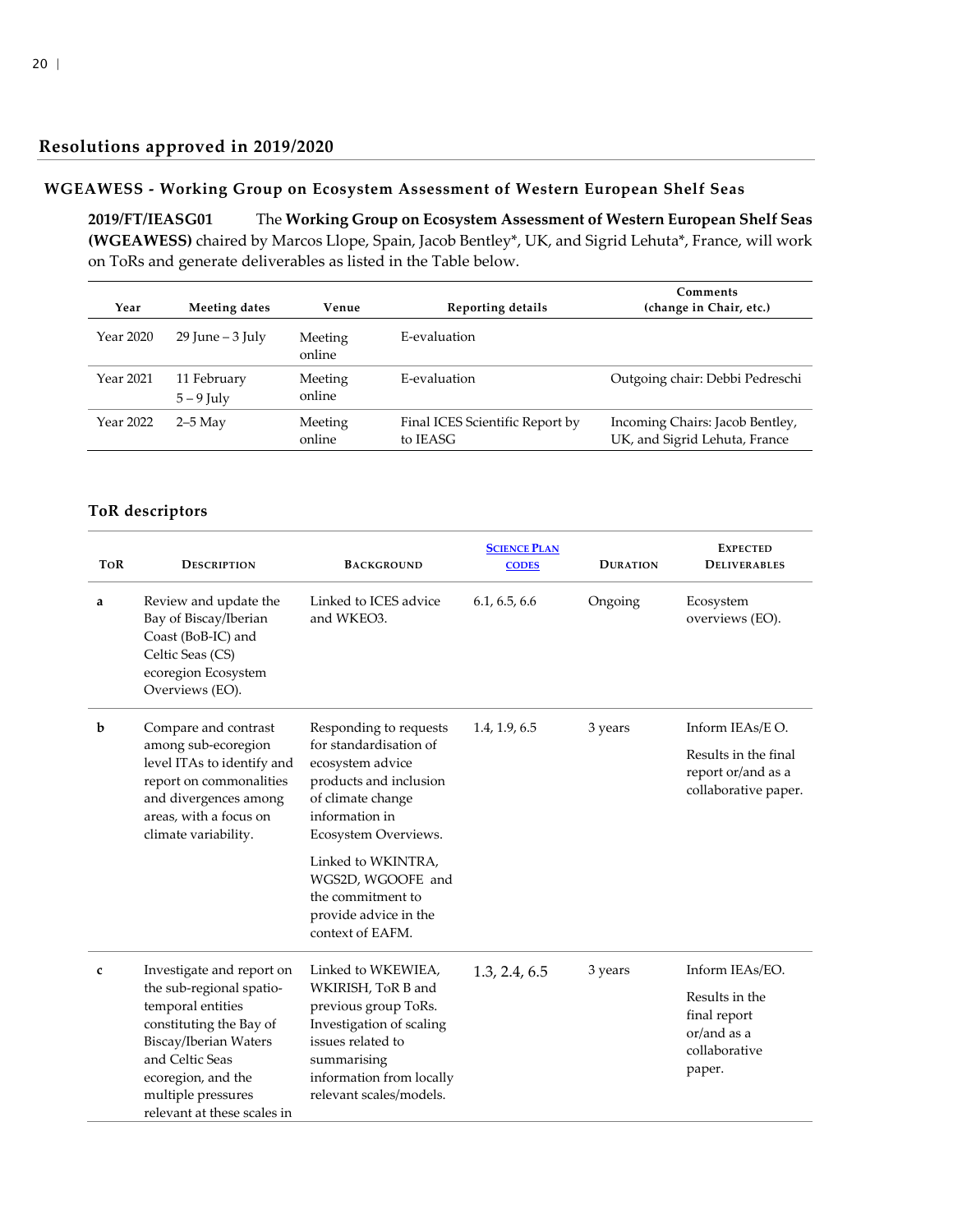## Resolutions approved in 2019/2020

### WGEAWESS - Working Group on Ecosystem Assessment of Western European Shelf Seas

**2019/FT/IEASG01** The **Working Group on Ecosystem Assessment of Western European Shelf Seas (WGEAWESS)** chaired by Marcos Llope, Spain, Jacob Bentley*, UK, and Sigrid Lehuta*, France, will work on ToRs and generate deliverables as listed in the Table below.

| Year | Meeting dates | Venue | Reporting details | Comments (change in Chair, etc.) |
|---|---|---|---|---|
| Year 2020 | 29 June – 3 July | Meeting online | E-evaluation | |
| Year 2021 | 11 February<br>5 – 9 July | Meeting online | E-evaluation | Outgoing chair: Debbi Pedreschi |
| Year 2022 | 2–5 May | Meeting online | Final ICES Scientific Report by to IEASG | Incoming Chairs: Jacob Bentley, UK, and Sigrid Lehuta, France |

#### ToR descriptors

| ToR | Description | Background | Science Plan codes | Duration | Expected Deliverables |
|---|---|---|---|---|---|
| a | Review and update the Bay of Biscay/Iberian Coast (BoB-IC) and Celtic Seas (CS) ecoregion Ecosystem Overviews (EO). | Linked to ICES advice and WKEO3. | 6.1, 6.5, 6.6 | Ongoing | Ecosystem overviews (EO). |
| b | Compare and contrast among sub-ecoregion level ITAs to identify and report on commonalities and divergences among areas, with a focus on climate variability. | Responding to requests for standardisation of ecosystem advice products and inclusion of climate change information in Ecosystem Overviews.<br><br>Linked to WKINTRA, WGS2D, WGOOFE and the commitment to provide advice in the context of EAFM. | 1.4, 1.9, 6.5 | 3 years | Inform IEAs/E O.<br><br>Results in the final report or/and as a collaborative paper. |
| c | Investigate and report on the sub-regional spatio-temporal entities constituting the Bay of Biscay/Iberian Waters and Celtic Seas ecoregion, and the multiple pressures relevant at these scales in | Linked to WKEWIEA, WKIRISH, ToR B and previous group ToRs. Investigation of scaling issues related to summarising information from locally relevant scales/models. | 1.3, 2.4, 6.5 | 3 years | Inform IEAs/EO.<br><br>Results in the final report or/and as a collaborative paper. |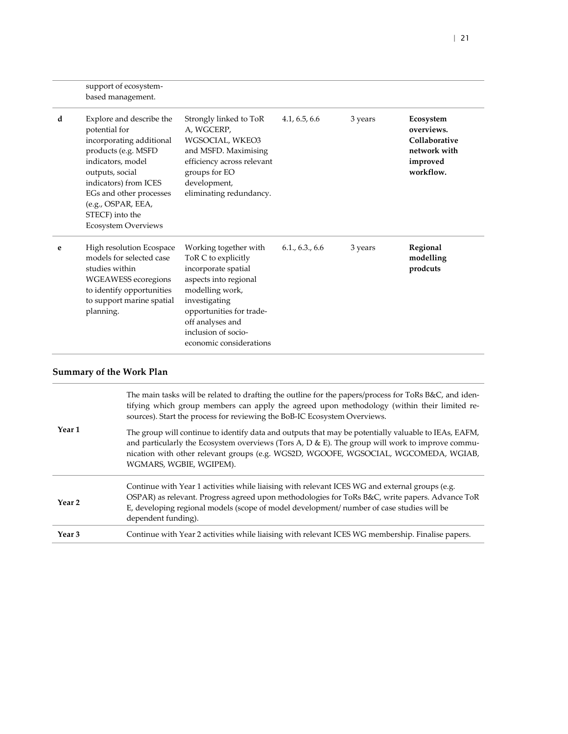| | | | | | |
|---|---|---|---|---|---|
| | support of ecosystem-based management. | | | | |
| **d** | Explore and describe the potential for incorporating additional products (e.g. MSFD indicators, model outputs, social indicators) from ICES EGs and other processes (e.g., OSPAR, EEA, STECF) into the Ecosystem Overviews | Strongly linked to ToR A, WGCERP, WGSOCIAL, WKEO3 and MSFD. Maximising efficiency across relevant groups for EO development, eliminating redundancy. | 4.1, 6.5, 6.6 | 3 years | **Ecosystem overviews. Collaborative network with improved workflow.** |
| **e** | High resolution Ecospace models for selected case studies within WGEAWESS ecoregions to identify opportunities to support marine spatial planning. | Working together with ToR C to explicitly incorporate spatial aspects into regional modelling work, investigating opportunities for trade-off analyses and inclusion of socio-economic considerations | 6.1., 6.3., 6.6 | 3 years | **Regional modelling prodcuts** |

## Summary of the Work Plan

| | |
|---|---|
| **Year 1** | The main tasks will be related to drafting the outline for the papers/process for ToRs B&C, and identifying which group members can apply the agreed upon methodology (within their limited resources). Start the process for reviewing the BoB-IC Ecosystem Overviews.<br><br>The group will continue to identify data and outputs that may be potentially valuable to IEAs, EAFM, and particularly the Ecosystem overviews (Tors A, D & E). The group will work to improve communication with other relevant groups (e.g. WGS2D, WGOOFE, WGSOCIAL, WGCOMEDA, WGIAB, WGMARS, WGBIE, WGIPEM). |
| **Year 2** | Continue with Year 1 activities while liaising with relevant ICES WG and external groups (e.g. OSPAR) as relevant. Progress agreed upon methodologies for ToRs B&C, write papers. Advance ToR E, developing regional models (scope of model development/ number of case studies will be dependent funding). |
| **Year 3** | Continue with Year 2 activities while liaising with relevant ICES WG membership. Finalise papers. |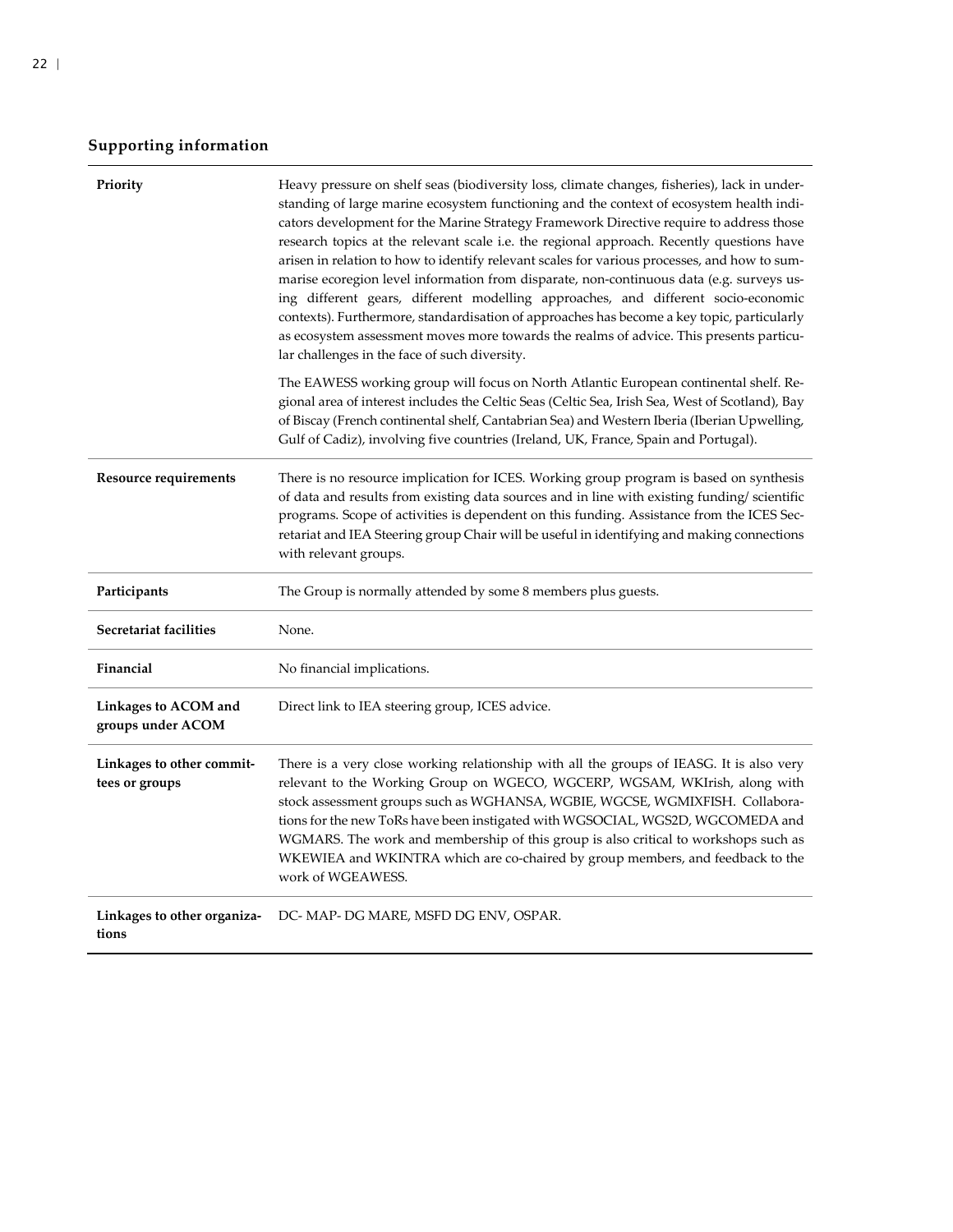## Supporting information

| | |
|---|---|
| **Priority** | Heavy pressure on shelf seas (biodiversity loss, climate changes, fisheries), lack in understanding of large marine ecosystem functioning and the context of ecosystem health indicators development for the Marine Strategy Framework Directive require to address those research topics at the relevant scale i.e. the regional approach. Recently questions have arisen in relation to how to identify relevant scales for various processes, and how to summarise ecoregion level information from disparate, non-continuous data (e.g. surveys using different gears, different modelling approaches, and different socio-economic contexts). Furthermore, standardisation of approaches has become a key topic, particularly as ecosystem assessment moves more towards the realms of advice. This presents particular challenges in the face of such diversity.<br><br>The EAWESS working group will focus on North Atlantic European continental shelf. Regional area of interest includes the Celtic Seas (Celtic Sea, Irish Sea, West of Scotland), Bay of Biscay (French continental shelf, Cantabrian Sea) and Western Iberia (Iberian Upwelling, Gulf of Cadiz), involving five countries (Ireland, UK, France, Spain and Portugal). |
| **Resource requirements** | There is no resource implication for ICES. Working group program is based on synthesis of data and results from existing data sources and in line with existing funding/ scientific programs. Scope of activities is dependent on this funding. Assistance from the ICES Secretariat and IEA Steering group Chair will be useful in identifying and making connections with relevant groups. |
| **Participants** | The Group is normally attended by some 8 members plus guests. |
| **Secretariat facilities** | None. |
| **Financial** | No financial implications. |
| **Linkages to ACOM and groups under ACOM** | Direct link to IEA steering group, ICES advice. |
| **Linkages to other committees or groups** | There is a very close working relationship with all the groups of IEASG. It is also very relevant to the Working Group on WGECO, WGCERP, WGSAM, WKIrish, along with stock assessment groups such as WGHANSA, WGBIE, WGCSE, WGMIXFISH. Collaborations for the new ToRs have been instigated with WGSOCIAL, WGS2D, WGCOMEDA and WGMARS. The work and membership of this group is also critical to workshops such as WKEWIEA and WKINTRA which are co-chaired by group members, and feedback to the work of WGEAWESS. |
| **Linkages to other organizations** | DC- MAP- DG MARE, MSFD DG ENV, OSPAR. |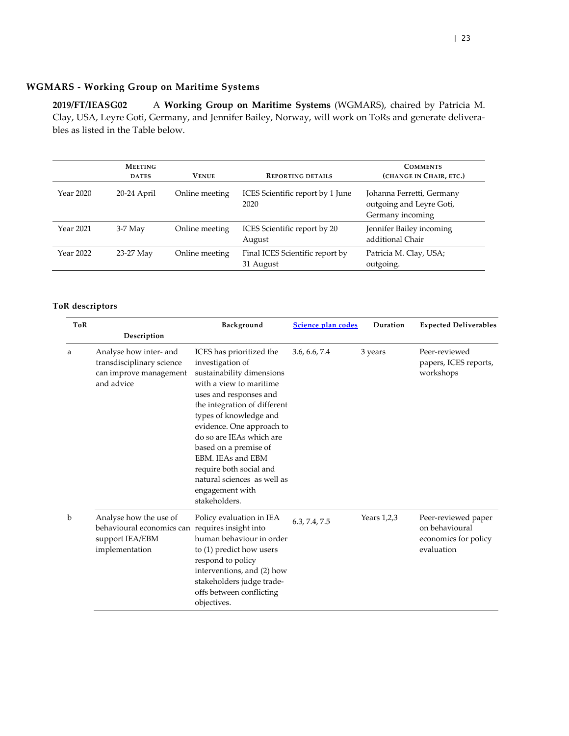## WGMARS - Working Group on Maritime Systems

**2019/FT/IEASG02** A **Working Group on Maritime Systems** (WGMARS), chaired by Patricia M. Clay, USA, Leyre Goti, Germany, and Jennifer Bailey, Norway, will work on ToRs and generate deliverables as listed in the Table below.

| | Meeting dates | Venue | Reporting details | Comments (change in Chair, etc.) |
|---|---|---|---|---|
| Year 2020 | 20-24 April | Online meeting | ICES Scientific report by 1 June 2020 | Johanna Ferretti, Germany outgoing and Leyre Goti, Germany incoming |
| Year 2021 | 3-7 May | Online meeting | ICES Scientific report by 20 August | Jennifer Bailey incoming additional Chair |
| Year 2022 | 23-27 May | Online meeting | Final ICES Scientific report by 31 August | Patricia M. Clay, USA; outgoing. |

### ToR descriptors

| ToR | Description | Background | Science plan codes | Duration | Expected Deliverables |
|---|---|---|---|---|---|
| a | Analyse how inter- and transdisciplinary science can improve management and advice | ICES has prioritized the investigation of sustainability dimensions with a view to maritime uses and responses and the integration of different types of knowledge and evidence. One approach to do so are IEAs which are based on a premise of EBM. IEAs and EBM require both social and natural sciences as well as engagement with stakeholders. | 3.6, 6.6, 7.4 | 3 years | Peer-reviewed papers, ICES reports, workshops |
| b | Analyse how the use of behavioural economics can support IEA/EBM implementation | Policy evaluation in IEA requires insight into human behaviour in order to (1) predict how users respond to policy interventions, and (2) how stakeholders judge trade-offs between conflicting objectives. | 6.3, 7.4, 7.5 | Years 1,2,3 | Peer-reviewed paper on behavioural economics for policy evaluation |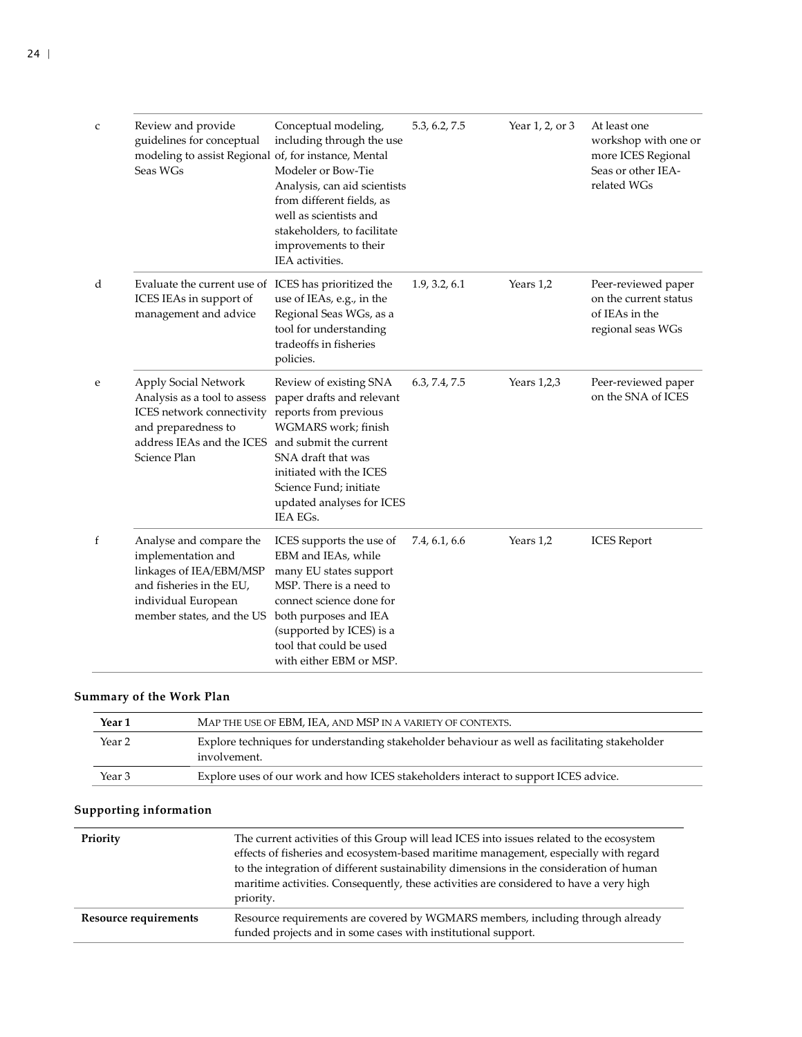| | | | | | |
|---|---|---|---|---|---|
| c | Review and provide guidelines for conceptual modeling to assist Regional Seas WGs | Conceptual modeling, including through the use of, for instance, Mental Modeler or Bow-Tie Analysis, can aid scientists from different fields, as well as scientists and stakeholders, to facilitate improvements to their IEA activities. | 5.3, 6.2, 7.5 | Year 1, 2, or 3 | At least one workshop with one or more ICES Regional Seas or other IEA-related WGs |
| d | Evaluate the current use of ICES IEAs in support of management and advice | ICES has prioritized the use of IEAs, e.g., in the Regional Seas WGs, as a tool for understanding tradeoffs in fisheries policies. | 1.9, 3.2, 6.1 | Years 1,2 | Peer-reviewed paper on the current status of IEAs in the regional seas WGs |
| e | Apply Social Network Analysis as a tool to assess ICES network connectivity and preparedness to address IEAs and the ICES Science Plan | Review of existing SNA paper drafts and relevant reports from previous WGMARS work; finish and submit the current SNA draft that was initiated with the ICES Science Fund; initiate updated analyses for ICES IEA EGs. | 6.3, 7.4, 7.5 | Years 1,2,3 | Peer-reviewed paper on the SNA of ICES |
| f | Analyse and compare the implementation and linkages of IEA/EBM/MSP and fisheries in the EU, individual European member states, and the US | ICES supports the use of EBM and IEAs, while many EU states support MSP. There is a need to connect science done for both purposes and IEA (supported by ICES) is a tool that could be used with either EBM or MSP. | 7.4, 6.1, 6.6 | Years 1,2 | ICES Report |

### Summary of the Work Plan

| | |
|---|---|
| **Year 1** | MAP THE USE OF EBM, IEA, AND MSP IN A VARIETY OF CONTEXTS. |
| Year 2 | Explore techniques for understanding stakeholder behaviour as well as facilitating stakeholder involvement. |
| Year 3 | Explore uses of our work and how ICES stakeholders interact to support ICES advice. |

### Supporting information

| | |
|---|---|
| **Priority** | The current activities of this Group will lead ICES into issues related to the ecosystem effects of fisheries and ecosystem-based maritime management, especially with regard to the integration of different sustainability dimensions in the consideration of human maritime activities. Consequently, these activities are considered to have a very high priority. |
| **Resource requirements** | Resource requirements are covered by WGMARS members, including through already funded projects and in some cases with institutional support. |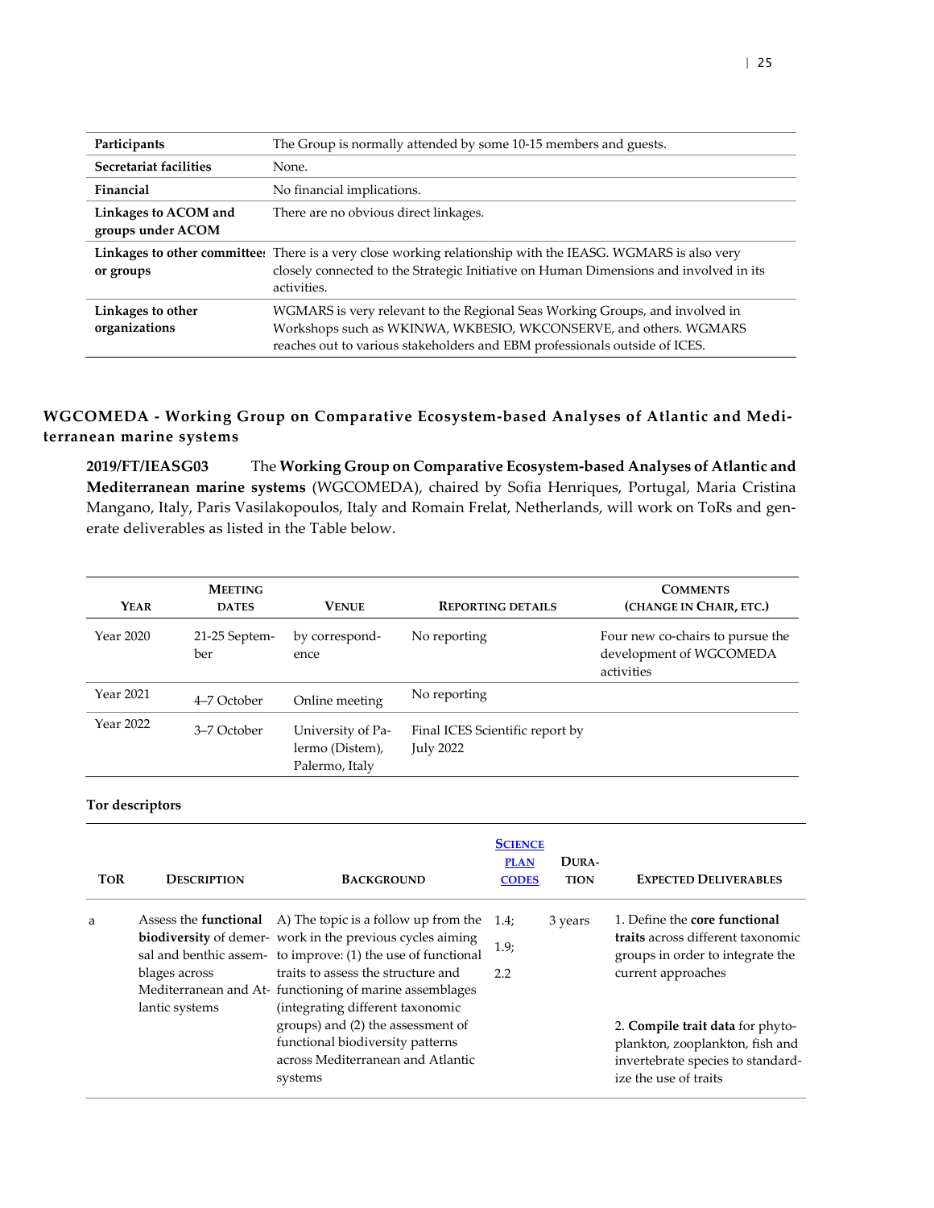| | |
|---|---|
| **Participants** | The Group is normally attended by some 10-15 members and guests. |
| **Secretariat facilities** | None. |
| **Financial** | No financial implications. |
| **Linkages to ACOM and groups under ACOM** | There are no obvious direct linkages. |
| **Linkages to other committees or groups** | There is a very close working relationship with the IEASG. WGMARS is also very closely connected to the Strategic Initiative on Human Dimensions and involved in its activities. |
| **Linkages to other organizations** | WGMARS is very relevant to the Regional Seas Working Groups, and involved in Workshops such as WKINWA, WKBESIO, WKCONSERVE, and others. WGMARS reaches out to various stakeholders and EBM professionals outside of ICES. |

## WGCOMEDA - Working Group on Comparative Ecosystem-based Analyses of Atlantic and Mediterranean marine systems

**2019/FT/IEASG03** The **Working Group on Comparative Ecosystem-based Analyses of Atlantic and Mediterranean marine systems** (WGCOMEDA), chaired by Sofia Henriques, Portugal, Maria Cristina Mangano, Italy, Paris Vasilakopoulos, Italy and Romain Frelat, Netherlands, will work on ToRs and generate deliverables as listed in the Table below.

| Year | Meeting dates | Venue | Reporting details | Comments (change in Chair, etc.) |
|---|---|---|---|---|
| Year 2020 | 21-25 September | by correspondence | No reporting | Four new co-chairs to pursue the development of WGCOMEDA activities |
| Year 2021 | 4–7 October | Online meeting | No reporting | |
| Year 2022 | 3–7 October | University of Palermo (Distem), Palermo, Italy | Final ICES Scientific report by July 2022 | |

**Tor descriptors**

| ToR | Description | Background | Science plan codes | Duration | Expected Deliverables |
|---|---|---|---|---|---|
| a | Assess the **functional biodiversity** of demersal and benthic assemblages across Mediterranean and Atlantic systems | A) The topic is a follow up from the work in the previous cycles aiming to improve: (1) the use of functional traits to assess the structure and functioning of marine assemblages (integrating different taxonomic groups) and (2) the assessment of functional biodiversity patterns across Mediterranean and Atlantic systems | 1.4; 1.9; 2.2 | 3 years | 1. Define the **core functional traits** across different taxonomic groups in order to integrate the current approaches<br><br>2. **Compile trait data** for phytoplankton, zooplankton, fish and invertebrate species to standardize the use of traits |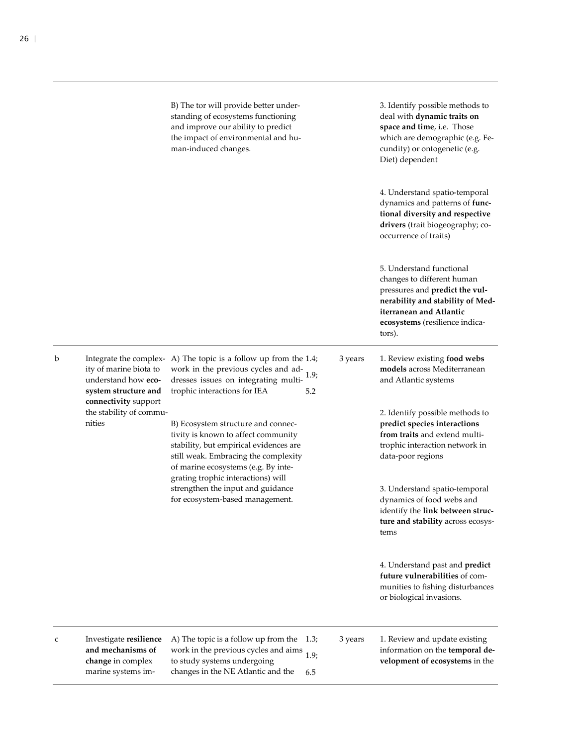| | | | | | |
|---|---|---|---|---|---|
| | | B) The tor will provide better understanding of ecosystems functioning and improve our ability to predict the impact of environmental and human-induced changes. | | | 3. Identify possible methods to deal with **dynamic traits on space and time**, i.e. Those which are demographic (e.g. Fecundity) or ontogenetic (e.g. Diet) dependent<br><br>4. Understand spatio-temporal dynamics and patterns of **functional diversity and respective drivers** (trait biogeography; co-occurrence of traits)<br><br>5. Understand functional changes to different human pressures and **predict the vulnerability and stability of Mediterranean and Atlantic ecosystems** (resilience indicators). |
| b | Integrate the complexity of marine biota to understand how **ecosystem structure and connectivity** support the stability of communities | A) The topic is a follow up from the work in the previous cycles and addresses issues on integrating multi-trophic interactions for IEA<br><br>B) Ecosystem structure and connectivity is known to affect community stability, but empirical evidences are still weak. Embracing the complexity of marine ecosystems (e.g. By integrating trophic interactions) will strengthen the input and guidance for ecosystem-based management. | 1.4; 1.9; 5.2 | 3 years | 1. Review existing **food webs models** across Mediterranean and Atlantic systems<br><br>2. Identify possible methods to **predict species interactions from traits** and extend multi-trophic interaction network in data-poor regions<br><br>3. Understand spatio-temporal dynamics of food webs and identify the **link between structure and stability** across ecosystems<br><br>4. Understand past and **predict future vulnerabilities** of communities to fishing disturbances or biological invasions. |
| c | Investigate **resilience and mechanisms of change** in complex marine systems im- | A) The topic is a follow up from the work in the previous cycles and aims to study systems undergoing changes in the NE Atlantic and the | 1.3; 1.9; 6.5 | 3 years | 1. Review and update existing information on the **temporal development of ecosystems** in the |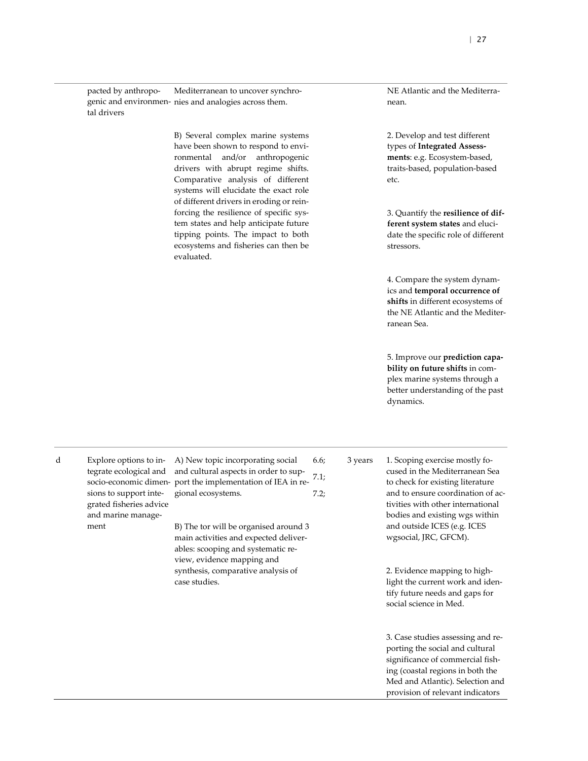| | | | | | |
|---|---|---|---|---|---|
| | pacted by anthropogenic and environmental drivers | Mediterranean to uncover synchronies and analogies across them.<br><br>B) Several complex marine systems have been shown to respond to environmental and/or anthropogenic drivers with abrupt regime shifts. Comparative analysis of different systems will elucidate the exact role of different drivers in eroding or reinforcing the resilience of specific system states and help anticipate future tipping points. The impact to both ecosystems and fisheries can then be evaluated. | | | NE Atlantic and the Mediterranean.<br><br>2. Develop and test different types of **Integrated Assessments**: e.g. Ecosystem-based, traits-based, population-based etc.<br><br>3. Quantify the **resilience of different system states** and elucidate the specific role of different stressors.<br><br>4. Compare the system dynamics and **temporal occurrence of shifts** in different ecosystems of the NE Atlantic and the Mediterranean Sea.<br><br>5. Improve our **prediction capability on future shifts** in complex marine systems through a better understanding of the past dynamics. |
| d | Explore options to integrate ecological and socio-economic dimensions to support integrated fisheries advice and marine management | A) New topic incorporating social and cultural aspects in order to support the implementation of IEA in regional ecosystems.<br><br>B) The tor will be organised around 3 main activities and expected deliverables: scooping and systematic review, evidence mapping and synthesis, comparative analysis of case studies. | 6.6;<br>7.1;<br>7.2; | 3 years | 1. Scoping exercise mostly focused in the Mediterranean Sea to check for existing literature and to ensure coordination of activities with other international bodies and existing wgs within and outside ICES (e.g. ICES wgsocial, JRC, GFCM).<br><br>2. Evidence mapping to highlight the current work and identify future needs and gaps for social science in Med.<br><br>3. Case studies assessing and reporting the social and cultural significance of commercial fishing (coastal regions in both the Med and Atlantic). Selection and provision of relevant indicators |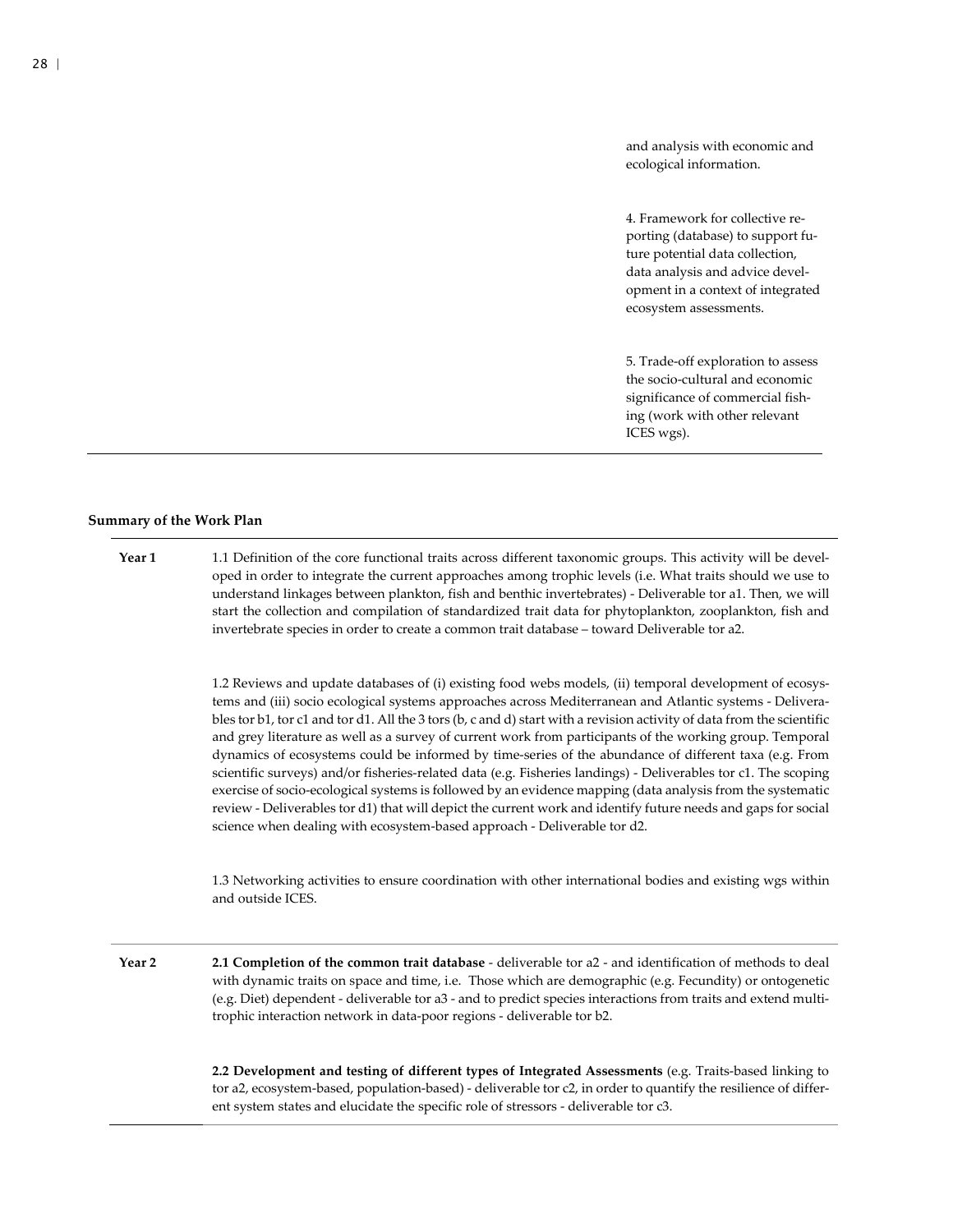and analysis with economic and ecological information.

4. Framework for collective reporting (database) to support future potential data collection, data analysis and advice development in a context of integrated ecosystem assessments.

5. Trade-off exploration to assess the socio-cultural and economic significance of commercial fishing (work with other relevant ICES wgs).

**Summary of the Work Plan**

| | |
|---|---|
| **Year 1** | 1.1 Definition of the core functional traits across different taxonomic groups. This activity will be developed in order to integrate the current approaches among trophic levels (i.e. What traits should we use to understand linkages between plankton, fish and benthic invertebrates) - Deliverable tor a1. Then, we will start the collection and compilation of standardized trait data for phytoplankton, zooplankton, fish and invertebrate species in order to create a common trait database – toward Deliverable tor a2.<br><br>1.2 Reviews and update databases of (i) existing food webs models, (ii) temporal development of ecosystems and (iii) socio ecological systems approaches across Mediterranean and Atlantic systems - Deliverables tor b1, tor c1 and tor d1. All the 3 tors (b, c and d) start with a revision activity of data from the scientific and grey literature as well as a survey of current work from participants of the working group. Temporal dynamics of ecosystems could be informed by time-series of the abundance of different taxa (e.g. From scientific surveys) and/or fisheries-related data (e.g. Fisheries landings) - Deliverables tor c1. The scoping exercise of socio-ecological systems is followed by an evidence mapping (data analysis from the systematic review - Deliverables tor d1) that will depict the current work and identify future needs and gaps for social science when dealing with ecosystem-based approach - Deliverable tor d2.<br><br>1.3 Networking activities to ensure coordination with other international bodies and existing wgs within and outside ICES. |
| **Year 2** | **2.1 Completion of the common trait database** - deliverable tor a2 - and identification of methods to deal with dynamic traits on space and time, i.e. Those which are demographic (e.g. Fecundity) or ontogenetic (e.g. Diet) dependent - deliverable tor a3 - and to predict species interactions from traits and extend multi-trophic interaction network in data-poor regions - deliverable tor b2.<br><br>**2.2 Development and testing of different types of Integrated Assessments** (e.g. Traits-based linking to tor a2, ecosystem-based, population-based) - deliverable tor c2, in order to quantify the resilience of different system states and elucidate the specific role of stressors - deliverable tor c3. |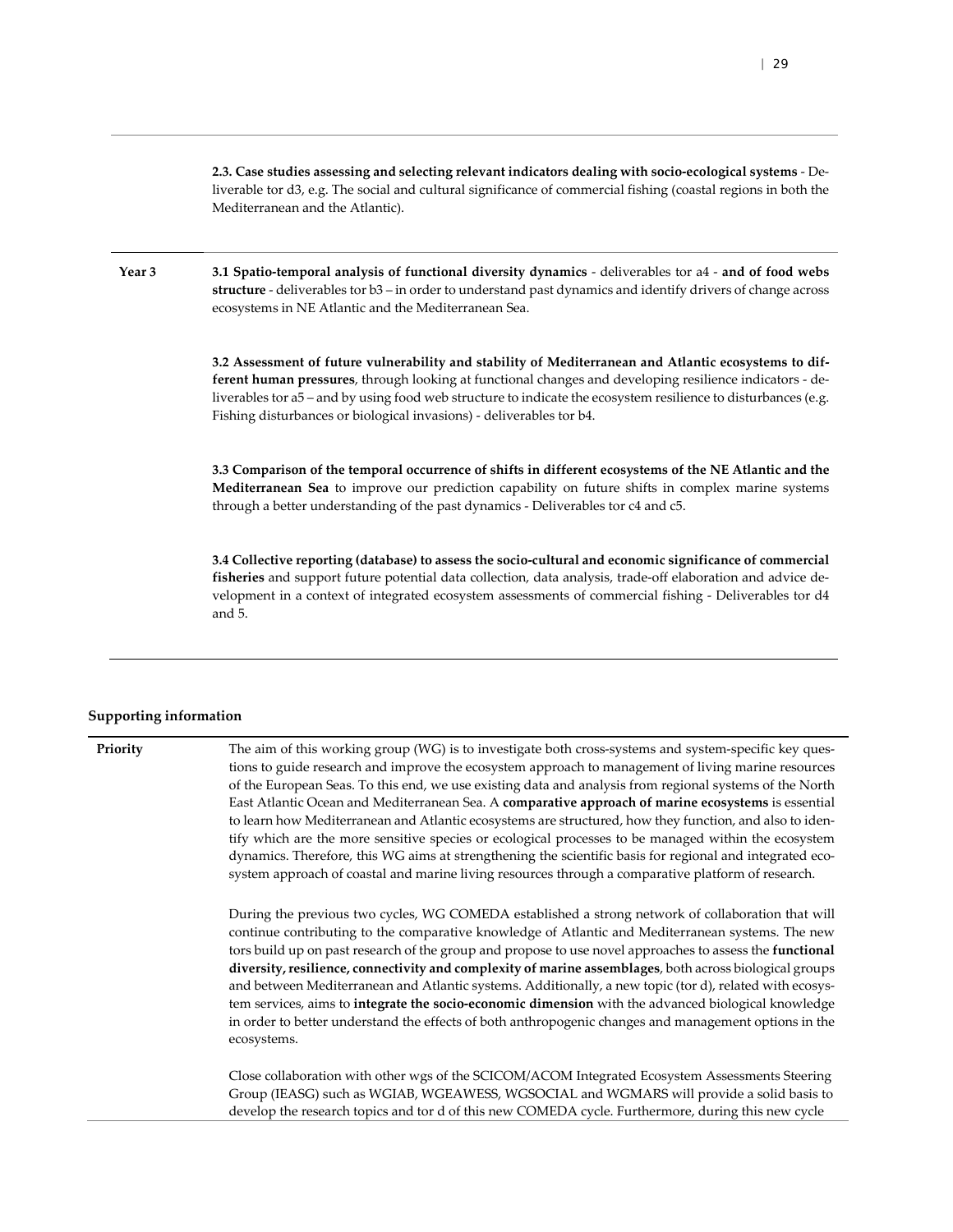|  |  |
|---|---|
| | **2.3. Case studies assessing and selecting relevant indicators dealing with socio-ecological systems** - Deliverable tor d3, e.g. The social and cultural significance of commercial fishing (coastal regions in both the Mediterranean and the Atlantic). |
| **Year 3** | **3.1 Spatio-temporal analysis of functional diversity dynamics** - deliverables tor a4 - **and of food webs structure** - deliverables tor b3 – in order to understand past dynamics and identify drivers of change across ecosystems in NE Atlantic and the Mediterranean Sea.<br><br>**3.2 Assessment of future vulnerability and stability of Mediterranean and Atlantic ecosystems to different human pressures**, through looking at functional changes and developing resilience indicators - deliverables tor a5 – and by using food web structure to indicate the ecosystem resilience to disturbances (e.g. Fishing disturbances or biological invasions) - deliverables tor b4.<br><br>**3.3 Comparison of the temporal occurrence of shifts in different ecosystems of the NE Atlantic and the Mediterranean Sea** to improve our prediction capability on future shifts in complex marine systems through a better understanding of the past dynamics - Deliverables tor c4 and c5.<br><br>**3.4 Collective reporting (database) to assess the socio-cultural and economic significance of commercial fisheries** and support future potential data collection, data analysis, trade-off elaboration and advice development in a context of integrated ecosystem assessments of commercial fishing - Deliverables tor d4 and 5. |

## Supporting information

|  |  |
|---|---|
| **Priority** | The aim of this working group (WG) is to investigate both cross-systems and system-specific key questions to guide research and improve the ecosystem approach to management of living marine resources of the European Seas. To this end, we use existing data and analysis from regional systems of the North East Atlantic Ocean and Mediterranean Sea. A **comparative approach of marine ecosystems** is essential to learn how Mediterranean and Atlantic ecosystems are structured, how they function, and also to identify which are the more sensitive species or ecological processes to be managed within the ecosystem dynamics. Therefore, this WG aims at strengthening the scientific basis for regional and integrated ecosystem approach of coastal and marine living resources through a comparative platform of research.<br><br>During the previous two cycles, WG COMEDA established a strong network of collaboration that will continue contributing to the comparative knowledge of Atlantic and Mediterranean systems. The new tors build up on past research of the group and propose to use novel approaches to assess the **functional diversity, resilience, connectivity and complexity of marine assemblages**, both across biological groups and between Mediterranean and Atlantic systems. Additionally, a new topic (tor d), related with ecosystem services, aims to **integrate the socio-economic dimension** with the advanced biological knowledge in order to better understand the effects of both anthropogenic changes and management options in the ecosystems.<br><br>Close collaboration with other wgs of the SCICOM/ACOM Integrated Ecosystem Assessments Steering Group (IEASG) such as WGIAB, WGEAWESS, WGSOCIAL and WGMARS will provide a solid basis to develop the research topics and tor d of this new COMEDA cycle. Furthermore, during this new cycle |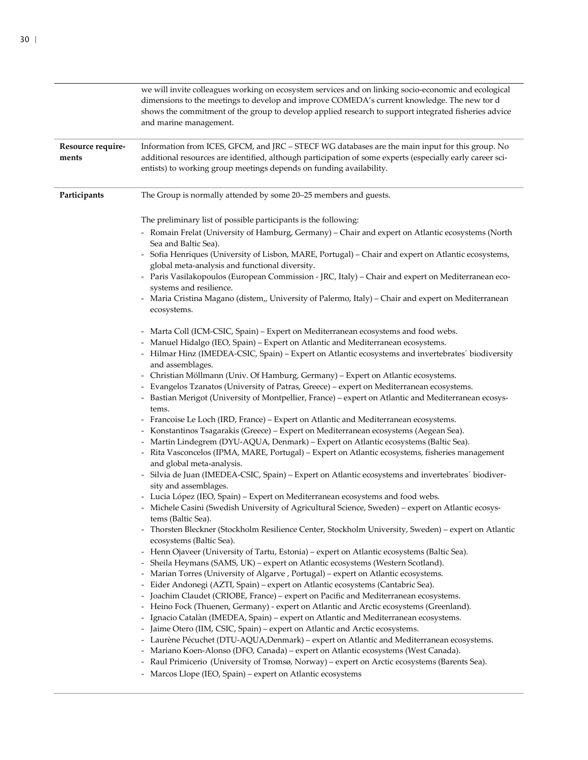| | |
|---|---|
| | we will invite colleagues working on ecosystem services and on linking socio-economic and ecological dimensions to the meetings to develop and improve COMEDA's current knowledge. The new tor d shows the commitment of the group to develop applied research to support integrated fisheries advice and marine management. |
| **Resource requirements** | Information from ICES, GFCM, and JRC – STECF WG databases are the main input for this group. No additional resources are identified, although participation of some experts (especially early career scientists) to working group meetings depends on funding availability. |
| **Participants** | The Group is normally attended by some 20–25 members and guests.<br><br>The preliminary list of possible participants is the following:<br>- Romain Frelat (University of Hamburg, Germany) – Chair and expert on Atlantic ecosystems (North Sea and Baltic Sea).<br>- Sofia Henriques (University of Lisbon, MARE, Portugal) – Chair and expert on Atlantic ecosystems, global meta-analysis and functional diversity.<br>- Paris Vasilakopoulos (European Commission - JRC, Italy) – Chair and expert on Mediterranean ecosystems and resilience.<br>- Maria Cristina Magano (distem,, University of Palermo, Italy) – Chair and expert on Mediterranean ecosystems.<br><br>- Marta Coll (ICM-CSIC, Spain) – Expert on Mediterranean ecosystems and food webs.<br>- Manuel Hidalgo (IEO, Spain) – Expert on Atlantic and Mediterranean ecosystems.<br>- Hilmar Hinz (IMEDEA-CSIC, Spain) – Expert on Atlantic ecosystems and invertebrates´ biodiversity and assemblages.<br>- Christian Möllmann (Univ. Of Hamburg, Germany) – Expert on Atlantic ecosystems.<br>- Evangelos Tzanatos (University of Patras, Greece) – expert on Mediterranean ecosystems.<br>- Bastian Merigot (University of Montpellier, France) – expert on Atlantic and Mediterranean ecosystems.<br>- Francoise Le Loch (IRD, France) – Expert on Atlantic and Mediterranean ecosystems.<br>- Konstantinos Tsagarakis (Greece) – Expert on Mediterranean ecosystems (Aegean Sea).<br>- Martin Lindegrem (DYU-AQUA, Denmark) – Expert on Atlantic ecosystems (Baltic Sea).<br>- Rita Vasconcelos (IPMA, MARE, Portugal) – Expert on Atlantic ecosystems, fisheries management and global meta-analysis.<br>- Silvia de Juan (IMEDEA-CSIC, Spain) – Expert on Atlantic ecosystems and invertebrates´ biodiversity and assemblages.<br>- Lucia López (IEO, Spain) – Expert on Mediterranean ecosystems and food webs.<br>- Michele Casini (Swedish University of Agricultural Science, Sweden) – expert on Atlantic ecosystems (Baltic Sea).<br>- Thorsten Bleckner (Stockholm Resilience Center, Stockholm University, Sweden) – expert on Atlantic ecosystems (Baltic Sea).<br>- Henn Ojaveer (University of Tartu, Estonia) – expert on Atlantic ecosystems (Baltic Sea).<br>- Sheila Heymans (SAMS, UK) – expert on Atlantic ecosystems (Western Scotland).<br>- Marian Torres (University of Algarve , Portugal) – expert on Atlantic ecosystems.<br>- Eider Andonegi (AZTI, Spain) – expert on Atlantic ecosystems (Cantabric Sea).<br>- Joachim Claudet (CRIOBE, France) – expert on Pacific and Mediterranean ecosystems.<br>- Heino Fock (Thuenen, Germany) - expert on Atlantic and Arctic ecosystems (Greenland).<br>- Ignacio Catalàn (IMEDEA, Spain) – expert on Atlantic and Mediterranean ecosystems.<br>- Jaime Otero (IIM, CSIC, Spain) – expert on Atlantic and Arctic ecosystems.<br>- Laurène Pécuchet (DTU-AQUA,Denmark) – expert on Atlantic and Mediterranean ecosystems.<br>- Mariano Koen-Alonso (DFO, Canada) – expert on Atlantic ecosystems (West Canada).<br>- Raul Primicerio (University of Tromsø, Norway) – expert on Arctic ecosystems (Barents Sea).<br>- Marcos Llope (IEO, Spain) – expert on Atlantic ecosystems |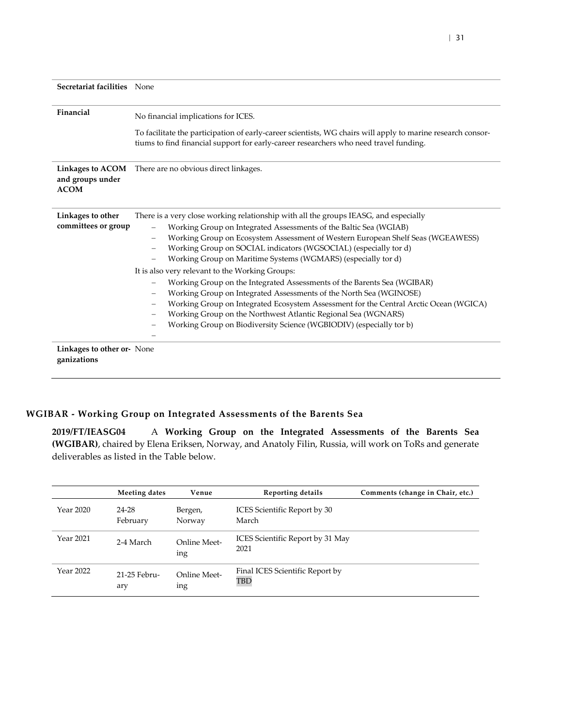| | |
|---|---|
| **Secretariat facilities** | None |
| **Financial** | No financial implications for ICES.<br><br>To facilitate the participation of early-career scientists, WG chairs will apply to marine research consortiums to find financial support for early-career researchers who need travel funding. |
| **Linkages to ACOM and groups under ACOM** | There are no obvious direct linkages. |
| **Linkages to other committees or group** | There is a very close working relationship with all the groups IEASG, and especially<br>– Working Group on Integrated Assessments of the Baltic Sea (WGIAB)<br>– Working Group on Ecosystem Assessment of Western European Shelf Seas (WGEAWESS)<br>– Working Group on SOCIAL indicators (WGSOCIAL) (especially tor d)<br>– Working Group on Maritime Systems (WGMARS) (especially tor d)<br><br>It is also very relevant to the Working Groups:<br>– Working Group on the Integrated Assessments of the Barents Sea (WGIBAR)<br>– Working Group on Integrated Assessments of the North Sea (WGINOSE)<br>– Working Group on Integrated Ecosystem Assessment for the Central Arctic Ocean (WGICA)<br>– Working Group on the Northwest Atlantic Regional Sea (WGNARS)<br>– Working Group on Biodiversity Science (WGBIODIV) (especially tor b)<br>– |
| **Linkages to other organizations** | None |

## WGIBAR - Working Group on Integrated Assessments of the Barents Sea

**2019/FT/IEASG04** A **Working Group on the Integrated Assessments of the Barents Sea (WGIBAR)**, chaired by Elena Eriksen, Norway, and Anatoly Filin, Russia, will work on ToRs and generate deliverables as listed in the Table below.

| | Meeting dates | Venue | Reporting details | Comments (change in Chair, etc.) |
|---|---|---|---|---|
| Year 2020 | 24-28 February | Bergen, Norway | ICES Scientific Report by 30 March | |
| Year 2021 | 2-4 March | Online Meeting | ICES Scientific Report by 31 May 2021 | |
| Year 2022 | 21-25 February | Online Meeting | Final ICES Scientific Report by TBD | |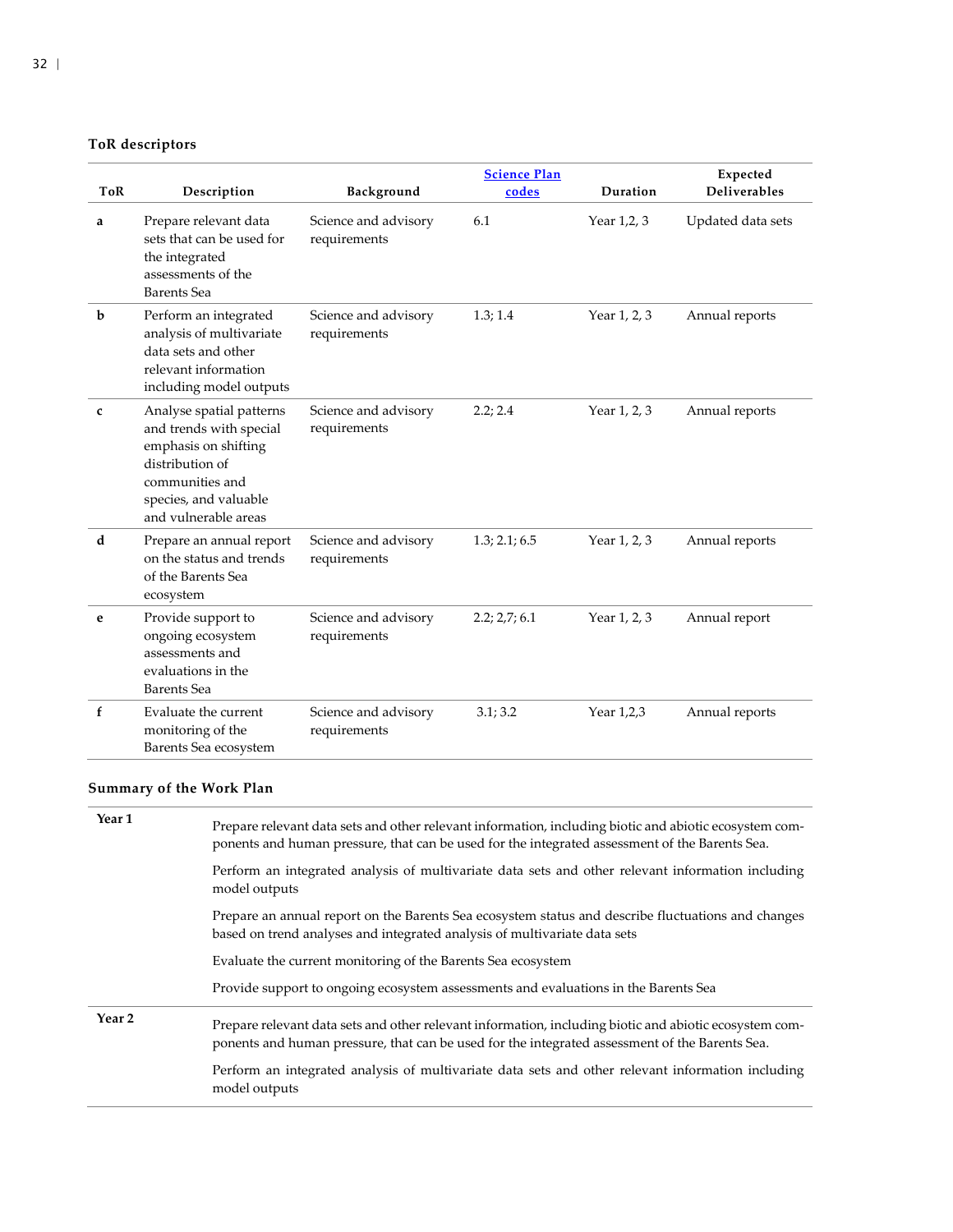### ToR descriptors

| ToR | Description | Background | [Science Plan codes]() | Duration | Expected Deliverables |
|---|---|---|---|---|---|
| **a** | Prepare relevant data sets that can be used for the integrated assessments of the Barents Sea | Science and advisory requirements | 6.1 | Year 1,2, 3 | Updated data sets |
| **b** | Perform an integrated analysis of multivariate data sets and other relevant information including model outputs | Science and advisory requirements | 1.3; 1.4 | Year 1, 2, 3 | Annual reports |
| **c** | Analyse spatial patterns and trends with special emphasis on shifting distribution of communities and species, and valuable and vulnerable areas | Science and advisory requirements | 2.2; 2.4 | Year 1, 2, 3 | Annual reports |
| **d** | Prepare an annual report on the status and trends of the Barents Sea ecosystem | Science and advisory requirements | 1.3; 2.1; 6.5 | Year 1, 2, 3 | Annual reports |
| **e** | Provide support to ongoing ecosystem assessments and evaluations in the Barents Sea | Science and advisory requirements | 2.2; 2,7; 6.1 | Year 1, 2, 3 | Annual report |
| **f** | Evaluate the current monitoring of the Barents Sea ecosystem | Science and advisory requirements | 3.1; 3.2 | Year 1,2,3 | Annual reports |

### Summary of the Work Plan

| | |
|---|---|
| **Year 1** | Prepare relevant data sets and other relevant information, including biotic and abiotic ecosystem components and human pressure, that can be used for the integrated assessment of the Barents Sea.<br><br>Perform an integrated analysis of multivariate data sets and other relevant information including model outputs<br><br>Prepare an annual report on the Barents Sea ecosystem status and describe fluctuations and changes based on trend analyses and integrated analysis of multivariate data sets<br><br>Evaluate the current monitoring of the Barents Sea ecosystem<br><br>Provide support to ongoing ecosystem assessments and evaluations in the Barents Sea |
| **Year 2** | Prepare relevant data sets and other relevant information, including biotic and abiotic ecosystem components and human pressure, that can be used for the integrated assessment of the Barents Sea.<br><br>Perform an integrated analysis of multivariate data sets and other relevant information including model outputs |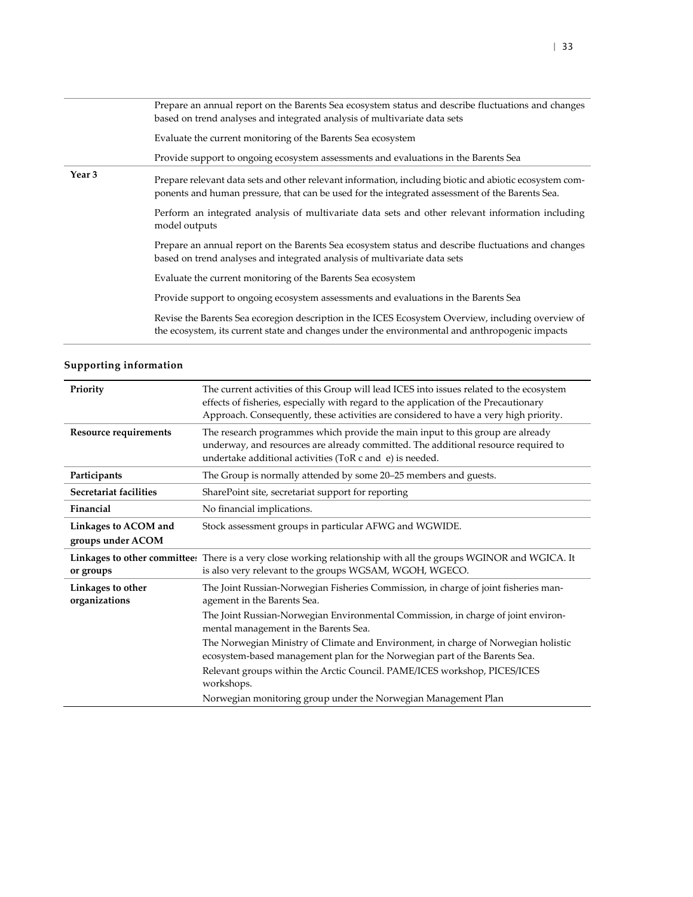| | |
|---|---|
| | Prepare an annual report on the Barents Sea ecosystem status and describe fluctuations and changes based on trend analyses and integrated analysis of multivariate data sets<br><br>Evaluate the current monitoring of the Barents Sea ecosystem<br><br>Provide support to ongoing ecosystem assessments and evaluations in the Barents Sea |
| **Year 3** | Prepare relevant data sets and other relevant information, including biotic and abiotic ecosystem components and human pressure, that can be used for the integrated assessment of the Barents Sea.<br><br>Perform an integrated analysis of multivariate data sets and other relevant information including model outputs<br><br>Prepare an annual report on the Barents Sea ecosystem status and describe fluctuations and changes based on trend analyses and integrated analysis of multivariate data sets<br><br>Evaluate the current monitoring of the Barents Sea ecosystem<br><br>Provide support to ongoing ecosystem assessments and evaluations in the Barents Sea<br><br>Revise the Barents Sea ecoregion description in the ICES Ecosystem Overview, including overview of the ecosystem, its current state and changes under the environmental and anthropogenic impacts |

## Supporting information

| | |
|---|---|
| **Priority** | The current activities of this Group will lead ICES into issues related to the ecosystem effects of fisheries, especially with regard to the application of the Precautionary Approach. Consequently, these activities are considered to have a very high priority. |
| **Resource requirements** | The research programmes which provide the main input to this group are already underway, and resources are already committed. The additional resource required to undertake additional activities (ToR c and e) is needed. |
| **Participants** | The Group is normally attended by some 20–25 members and guests. |
| **Secretariat facilities** | SharePoint site, secretariat support for reporting |
| **Financial** | No financial implications. |
| **Linkages to ACOM and groups under ACOM** | Stock assessment groups in particular AFWG and WGWIDE. |
| **Linkages to other committees or groups** | There is a very close working relationship with all the groups WGINOR and WGICA. It is also very relevant to the groups WGSAM, WGOH, WGECO. |
| **Linkages to other organizations** | The Joint Russian-Norwegian Fisheries Commission, in charge of joint fisheries management in the Barents Sea.<br><br>The Joint Russian-Norwegian Environmental Commission, in charge of joint environmental management in the Barents Sea.<br><br>The Norwegian Ministry of Climate and Environment, in charge of Norwegian holistic ecosystem-based management plan for the Norwegian part of the Barents Sea.<br><br>Relevant groups within the Arctic Council. PAME/ICES workshop, PICES/ICES workshops.<br><br>Norwegian monitoring group under the Norwegian Management Plan |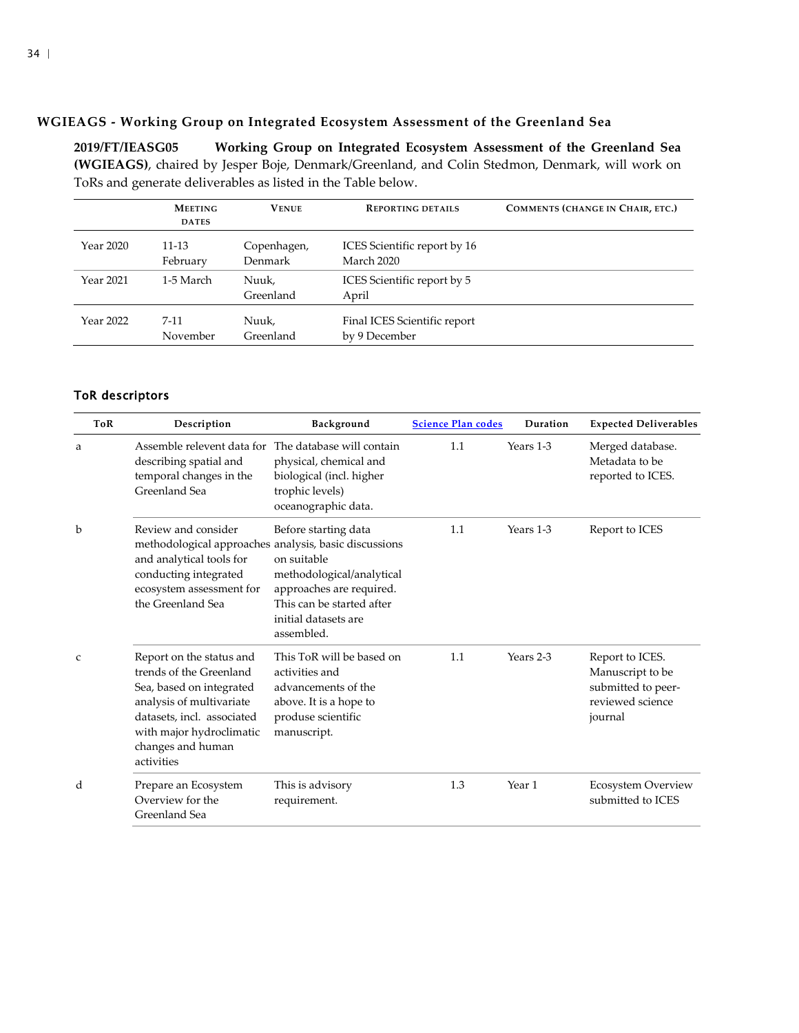## WGIEAGS - Working Group on Integrated Ecosystem Assessment of the Greenland Sea

**2019/FT/IEASG05 Working Group on Integrated Ecosystem Assessment of the Greenland Sea (WGIEAGS)**, chaired by Jesper Boje, Denmark/Greenland, and Colin Stedmon, Denmark, will work on ToRs and generate deliverables as listed in the Table below.

| | Meeting dates | Venue | Reporting details | Comments (change in Chair, etc.) |
|---|---|---|---|---|
| Year 2020 | 11-13 February | Copenhagen, Denmark | ICES Scientific report by 16 March 2020 | |
| Year 2021 | 1-5 March | Nuuk, Greenland | ICES Scientific report by 5 April | |
| Year 2022 | 7-11 November | Nuuk, Greenland | Final ICES Scientific report by 9 December | |

### ToR descriptors

| ToR | Description | Background | Science Plan codes | Duration | Expected Deliverables |
|---|---|---|---|---|---|
| a | Assemble relevent data for describing spatial and temporal changes in the Greenland Sea | The database will contain physical, chemical and biological (incl. higher trophic levels) oceanographic data. | 1.1 | Years 1-3 | Merged database. Metadata to be reported to ICES. |
| b | Review and consider methodological approaches and analytical tools for conducting integrated ecosystem assessment for the Greenland Sea | Before starting data analysis, basic discussions on suitable methodological/analytical approaches are required. This can be started after initial datasets are assembled. | 1.1 | Years 1-3 | Report to ICES |
| c | Report on the status and trends of the Greenland Sea, based on integrated analysis of multivariate datasets, incl. associated with major hydroclimatic changes and human activities | This ToR will be based on activities and advancements of the above. It is a hope to produse scientific manuscript. | 1.1 | Years 2-3 | Report to ICES. Manuscript to be submitted to peer-reviewed science journal |
| d | Prepare an Ecosystem Overview for the Greenland Sea | This is advisory requirement. | 1.3 | Year 1 | Ecosystem Overview submitted to ICES |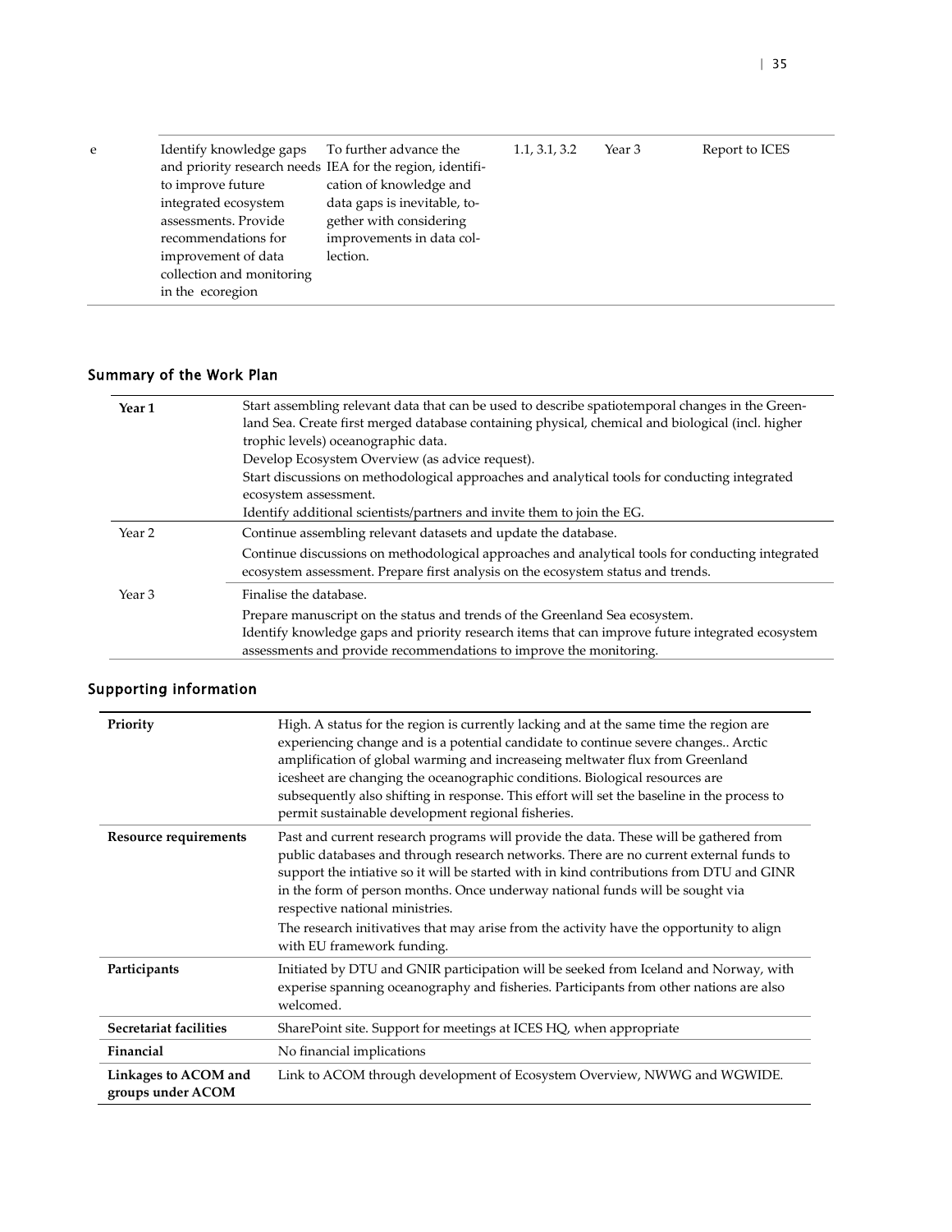| | | | | | |
|---|---|---|---|---|---|
| e | Identify knowledge gaps and priority research needs to improve future integrated ecosystem assessments. Provide recommendations for improvement of data collection and monitoring in the ecoregion | To further advance the IEA for the region, identification of knowledge and data gaps is inevitable, together with considering improvements in data collection. | 1.1, 3.1, 3.2 | Year 3 | Report to ICES |

## Summary of the Work Plan

| | |
|---|---|
| **Year 1** | Start assembling relevant data that can be used to describe spatiotemporal changes in the Greenland Sea. Create first merged database containing physical, chemical and biological (incl. higher trophic levels) oceanographic data.<br>Develop Ecosystem Overview (as advice request).<br>Start discussions on methodological approaches and analytical tools for conducting integrated ecosystem assessment.<br>Identify additional scientists/partners and invite them to join the EG. |
| Year 2 | Continue assembling relevant datasets and update the database.<br>Continue discussions on methodological approaches and analytical tools for conducting integrated ecosystem assessment. Prepare first analysis on the ecosystem status and trends. |
| Year 3 | Finalise the database.<br>Prepare manuscript on the status and trends of the Greenland Sea ecosystem.<br>Identify knowledge gaps and priority research items that can improve future integrated ecosystem assessments and provide recommendations to improve the monitoring. |

## Supporting information

| | |
|---|---|
| **Priority** | High. A status for the region is currently lacking and at the same time the region are experiencing change and is a potential candidate to continue severe changes.. Arctic amplification of global warming and increaseing meltwater flux from Greenland icesheet are changing the oceanographic conditions. Biological resources are subsequently also shifting in response. This effort will set the baseline in the process to permit sustainable development regional fisheries. |
| **Resource requirements** | Past and current research programs will provide the data. These will be gathered from public databases and through research networks. There are no current external funds to support the intiative so it will be started with in kind contributions from DTU and GINR in the form of person months. Once underway national funds will be sought via respective national ministries.<br>The research initivatives that may arise from the activity have the opportunity to align with EU framework funding. |
| **Participants** | Initiated by DTU and GNIR participation will be seeked from Iceland and Norway, with experise spanning oceanography and fisheries. Participants from other nations are also welcomed. |
| **Secretariat facilities** | SharePoint site. Support for meetings at ICES HQ, when appropriate |
| **Financial** | No financial implications |
| **Linkages to ACOM and groups under ACOM** | Link to ACOM through development of Ecosystem Overview, NWWG and WGWIDE. |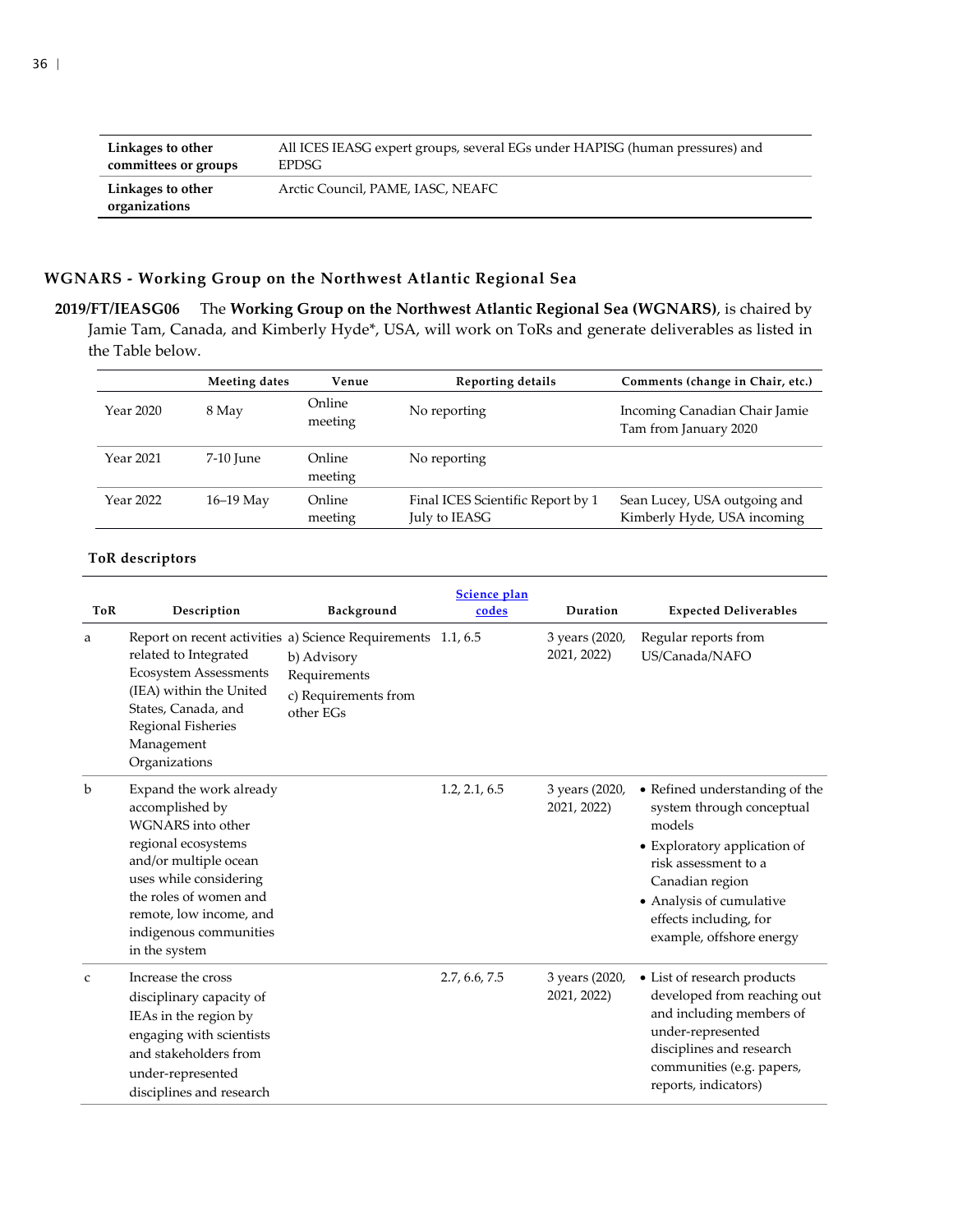| Linkages to other committees or groups | All ICES IEASG expert groups, several EGs under HAPISG (human pressures) and EPDSG |
|---|---|
| **Linkages to other organizations** | Arctic Council, PAME, IASC, NEAFC |

## WGNARS - Working Group on the Northwest Atlantic Regional Sea

**2019/FT/IEASG06** The **Working Group on the Northwest Atlantic Regional Sea (WGNARS)**, is chaired by Jamie Tam, Canada, and Kimberly Hyde*, USA, will work on ToRs and generate deliverables as listed in the Table below.

| | Meeting dates | Venue | Reporting details | Comments (change in Chair, etc.) |
|---|---|---|---|---|
| Year 2020 | 8 May | Online meeting | No reporting | Incoming Canadian Chair Jamie Tam from January 2020 |
| Year 2021 | 7-10 June | Online meeting | No reporting | |
| Year 2022 | 16–19 May | Online meeting | Final ICES Scientific Report by 1 July to IEASG | Sean Lucey, USA outgoing and Kimberly Hyde, USA incoming |

**ToR descriptors**

| ToR | Description | Background | Science plan codes | Duration | Expected Deliverables |
|---|---|---|---|---|---|
| a | Report on recent activities related to Integrated Ecosystem Assessments (IEA) within the United States, Canada, and Regional Fisheries Management Organizations | a) Science Requirements<br>b) Advisory Requirements<br>c) Requirements from other EGs | 1.1, 6.5 | 3 years (2020, 2021, 2022) | Regular reports from US/Canada/NAFO |
| b | Expand the work already accomplished by WGNARS into other regional ecosystems and/or multiple ocean uses while considering the roles of women and remote, low income, and indigenous communities in the system | | 1.2, 2.1, 6.5 | 3 years (2020, 2021, 2022) | • Refined understanding of the system through conceptual models<br>• Exploratory application of risk assessment to a Canadian region<br>• Analysis of cumulative effects including, for example, offshore energy |
| c | Increase the cross disciplinary capacity of IEAs in the region by engaging with scientists and stakeholders from under-represented disciplines and research | | 2.7, 6.6, 7.5 | 3 years (2020, 2021, 2022) | • List of research products developed from reaching out and including members of under-represented disciplines and research communities (e.g. papers, reports, indicators) |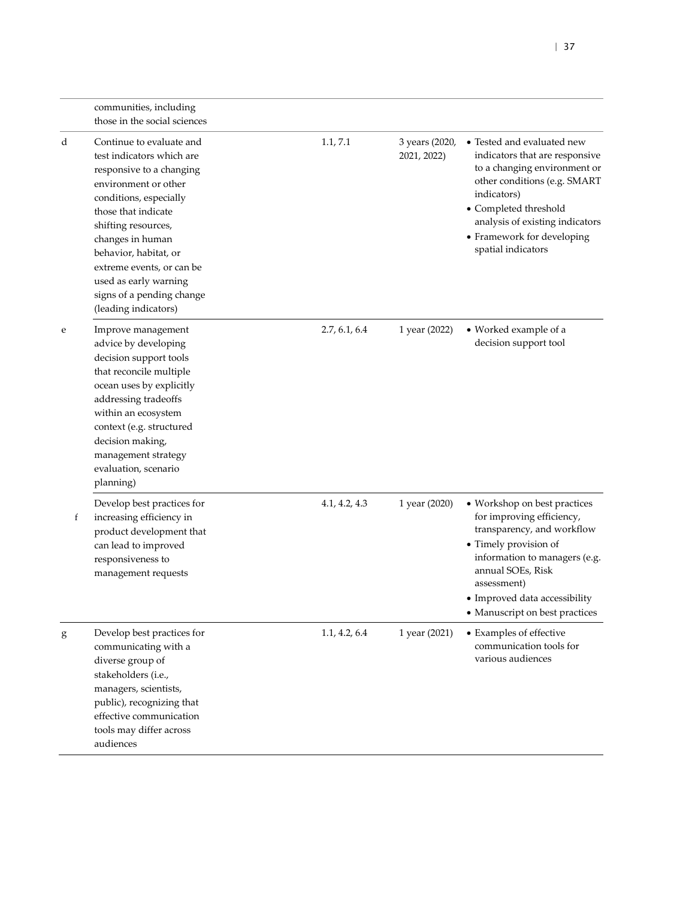| | | | | |
|---|---|---|---|---|
| | communities, including those in the social sciences | | | |
| d | Continue to evaluate and test indicators which are responsive to a changing environment or other conditions, especially those that indicate shifting resources, changes in human behavior, habitat, or extreme events, or can be used as early warning signs of a pending change (leading indicators) | 1.1, 7.1 | 3 years (2020, 2021, 2022) | • Tested and evaluated new indicators that are responsive to a changing environment or other conditions (e.g. SMART indicators)<br>• Completed threshold analysis of existing indicators<br>• Framework for developing spatial indicators |
| e | Improve management advice by developing decision support tools that reconcile multiple ocean uses by explicitly addressing tradeoffs within an ecosystem context (e.g. structured decision making, management strategy evaluation, scenario planning) | 2.7, 6.1, 6.4 | 1 year (2022) | • Worked example of a decision support tool |
| f | Develop best practices for increasing efficiency in product development that can lead to improved responsiveness to management requests | 4.1, 4.2, 4.3 | 1 year (2020) | • Workshop on best practices for improving efficiency, transparency, and workflow<br>• Timely provision of information to managers (e.g. annual SOEs, Risk assessment)<br>• Improved data accessibility<br>• Manuscript on best practices |
| g | Develop best practices for communicating with a diverse group of stakeholders (i.e., managers, scientists, public), recognizing that effective communication tools may differ across audiences | 1.1, 4.2, 6.4 | 1 year (2021) | • Examples of effective communication tools for various audiences |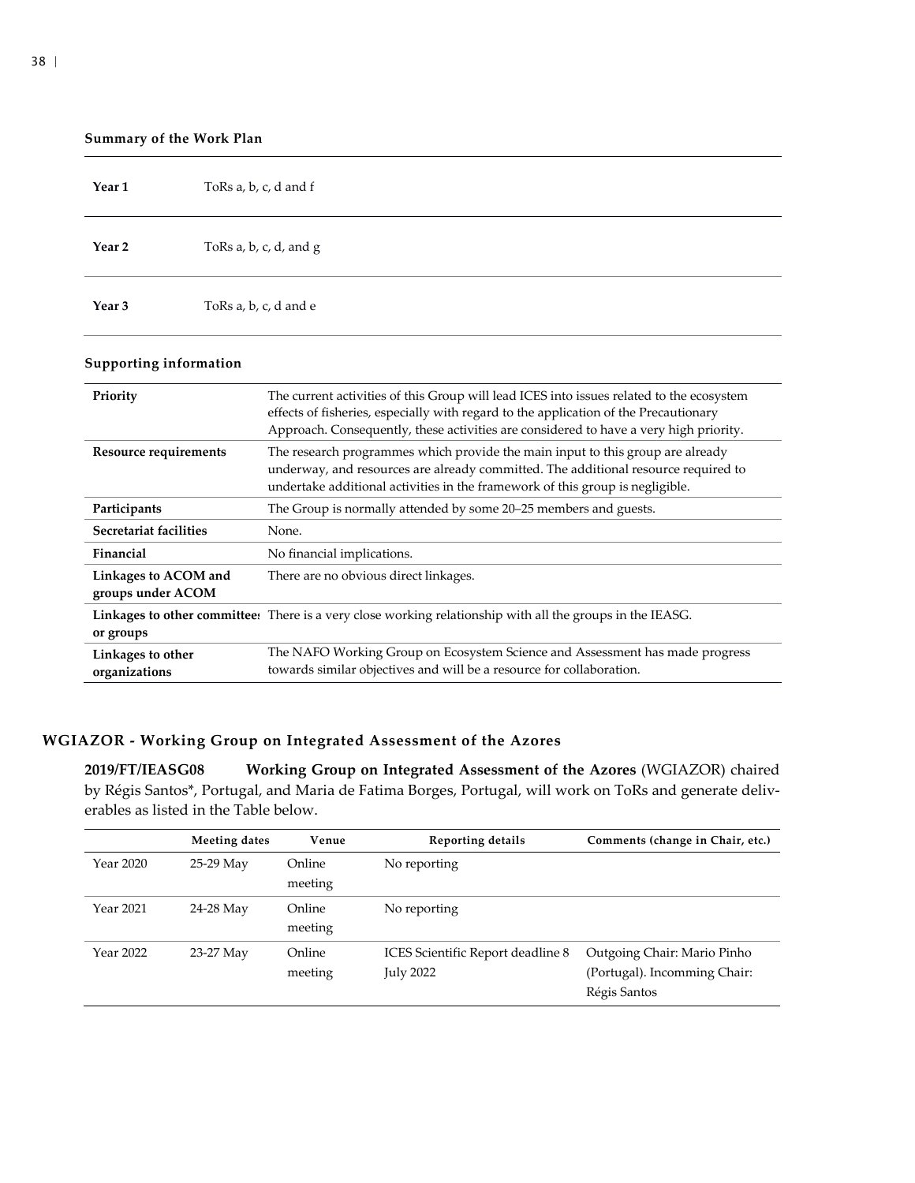**Summary of the Work Plan**

| | |
|---|---|
| **Year 1** | ToRs a, b, c, d and f |
| **Year 2** | ToRs a, b, c, d, and g |
| **Year 3** | ToRs a, b, c, d and e |

**Supporting information**

| | |
|---|---|
| **Priority** | The current activities of this Group will lead ICES into issues related to the ecosystem effects of fisheries, especially with regard to the application of the Precautionary Approach. Consequently, these activities are considered to have a very high priority. |
| **Resource requirements** | The research programmes which provide the main input to this group are already underway, and resources are already committed. The additional resource required to undertake additional activities in the framework of this group is negligible. |
| **Participants** | The Group is normally attended by some 20–25 members and guests. |
| **Secretariat facilities** | None. |
| **Financial** | No financial implications. |
| **Linkages to ACOM and groups under ACOM** | There are no obvious direct linkages. |
| **Linkages to other committees or groups** | There is a very close working relationship with all the groups in the IEASG. |
| **Linkages to other organizations** | The NAFO Working Group on Ecosystem Science and Assessment has made progress towards similar objectives and will be a resource for collaboration. |

## WGIAZOR - Working Group on Integrated Assessment of the Azores

**2019/FT/IEASG08** **Working Group on Integrated Assessment of the Azores** (WGIAZOR) chaired by Régis Santos*, Portugal, and Maria de Fatima Borges, Portugal, will work on ToRs and generate deliverables as listed in the Table below.

| | Meeting dates | Venue | Reporting details | Comments (change in Chair, etc.) |
|---|---|---|---|---|
| Year 2020 | 25-29 May | Online meeting | No reporting | |
| Year 2021 | 24-28 May | Online meeting | No reporting | |
| Year 2022 | 23-27 May | Online meeting | ICES Scientific Report deadline 8 July 2022 | Outgoing Chair: Mario Pinho (Portugal). Incomming Chair: Régis Santos |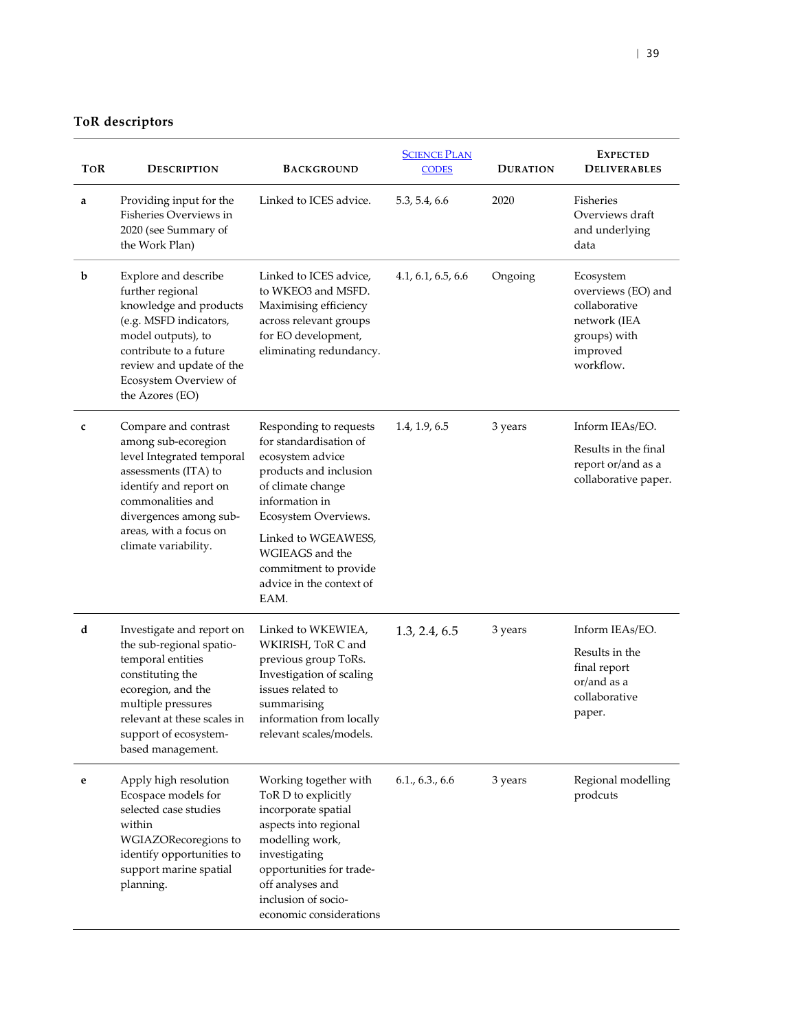## ToR descriptors

| ToR | Description | Background | [Science Plan codes] | Duration | Expected Deliverables |
|---|---|---|---|---|---|
| a | Providing input for the Fisheries Overviews in 2020 (see Summary of the Work Plan) | Linked to ICES advice. | 5.3, 5.4, 6.6 | 2020 | Fisheries Overviews draft and underlying data |
| b | Explore and describe further regional knowledge and products (e.g. MSFD indicators, model outputs), to contribute to a future review and update of the Ecosystem Overview of the Azores (EO) | Linked to ICES advice, to WKEO3 and MSFD. Maximising efficiency across relevant groups for EO development, eliminating redundancy. | 4.1, 6.1, 6.5, 6.6 | Ongoing | Ecosystem overviews (EO) and collaborative network (IEA groups) with improved workflow. |
| c | Compare and contrast among sub-ecoregion level Integrated temporal assessments (ITA) to identify and report on commonalities and divergences among sub-areas, with a focus on climate variability. | Responding to requests for standardisation of ecosystem advice products and inclusion of climate change information in Ecosystem Overviews. Linked to WGEAWESS, WGIEAGS and the commitment to provide advice in the context of EAM. | 1.4, 1.9, 6.5 | 3 years | Inform IEAs/EO. Results in the final report or/and as a collaborative paper. |
| d | Investigate and report on the sub-regional spatio-temporal entities constituting the ecoregion, and the multiple pressures relevant at these scales in support of ecosystem-based management. | Linked to WKEWIEA, WKIRISH, ToR C and previous group ToRs. Investigation of scaling issues related to summarising information from locally relevant scales/models. | 1.3, 2.4, 6.5 | 3 years | Inform IEAs/EO. Results in the final report or/and as a collaborative paper. |
| e | Apply high resolution Ecospace models for selected case studies within WGIAZORecoregions to identify opportunities to support marine spatial planning. | Working together with ToR D to explicitly incorporate spatial aspects into regional modelling work, investigating opportunities for trade-off analyses and inclusion of socio-economic considerations | 6.1., 6.3., 6.6 | 3 years | Regional modelling prodcuts |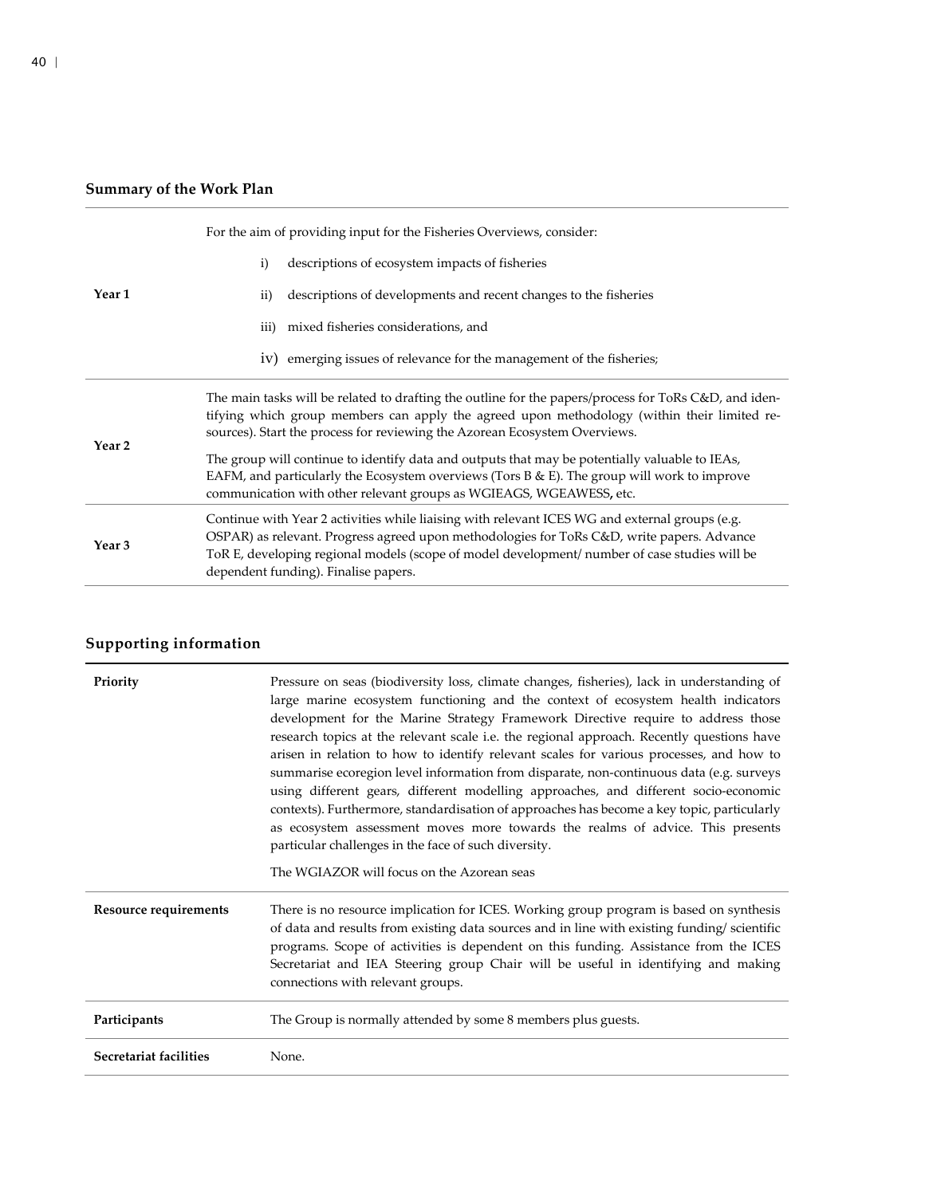## Summary of the Work Plan

| | |
|---|---|
| **Year 1** | For the aim of providing input for the Fisheries Overviews, consider:<br>i) descriptions of ecosystem impacts of fisheries<br>ii) descriptions of developments and recent changes to the fisheries<br>iii) mixed fisheries considerations, and<br>iv) emerging issues of relevance for the management of the fisheries; |
| **Year 2** | The main tasks will be related to drafting the outline for the papers/process for ToRs C&D, and identifying which group members can apply the agreed upon methodology (within their limited resources). Start the process for reviewing the Azorean Ecosystem Overviews.<br>The group will continue to identify data and outputs that may be potentially valuable to IEAs, EAFM, and particularly the Ecosystem overviews (Tors B & E). The group will work to improve communication with other relevant groups as WGIEAGS, WGEAWESS**,** etc. |
| **Year 3** | Continue with Year 2 activities while liaising with relevant ICES WG and external groups (e.g. OSPAR) as relevant. Progress agreed upon methodologies for ToRs C&D, write papers. Advance ToR E, developing regional models (scope of model development/ number of case studies will be dependent funding). Finalise papers. |

## Supporting information

| | |
|---|---|
| **Priority** | Pressure on seas (biodiversity loss, climate changes, fisheries), lack in understanding of large marine ecosystem functioning and the context of ecosystem health indicators development for the Marine Strategy Framework Directive require to address those research topics at the relevant scale i.e. the regional approach. Recently questions have arisen in relation to how to identify relevant scales for various processes, and how to summarise ecoregion level information from disparate, non-continuous data (e.g. surveys using different gears, different modelling approaches, and different socio-economic contexts). Furthermore, standardisation of approaches has become a key topic, particularly as ecosystem assessment moves more towards the realms of advice. This presents particular challenges in the face of such diversity.<br>The WGIAZOR will focus on the Azorean seas |
| **Resource requirements** | There is no resource implication for ICES. Working group program is based on synthesis of data and results from existing data sources and in line with existing funding/ scientific programs. Scope of activities is dependent on this funding. Assistance from the ICES Secretariat and IEA Steering group Chair will be useful in identifying and making connections with relevant groups. |
| **Participants** | The Group is normally attended by some 8 members plus guests. |
| **Secretariat facilities** | None. |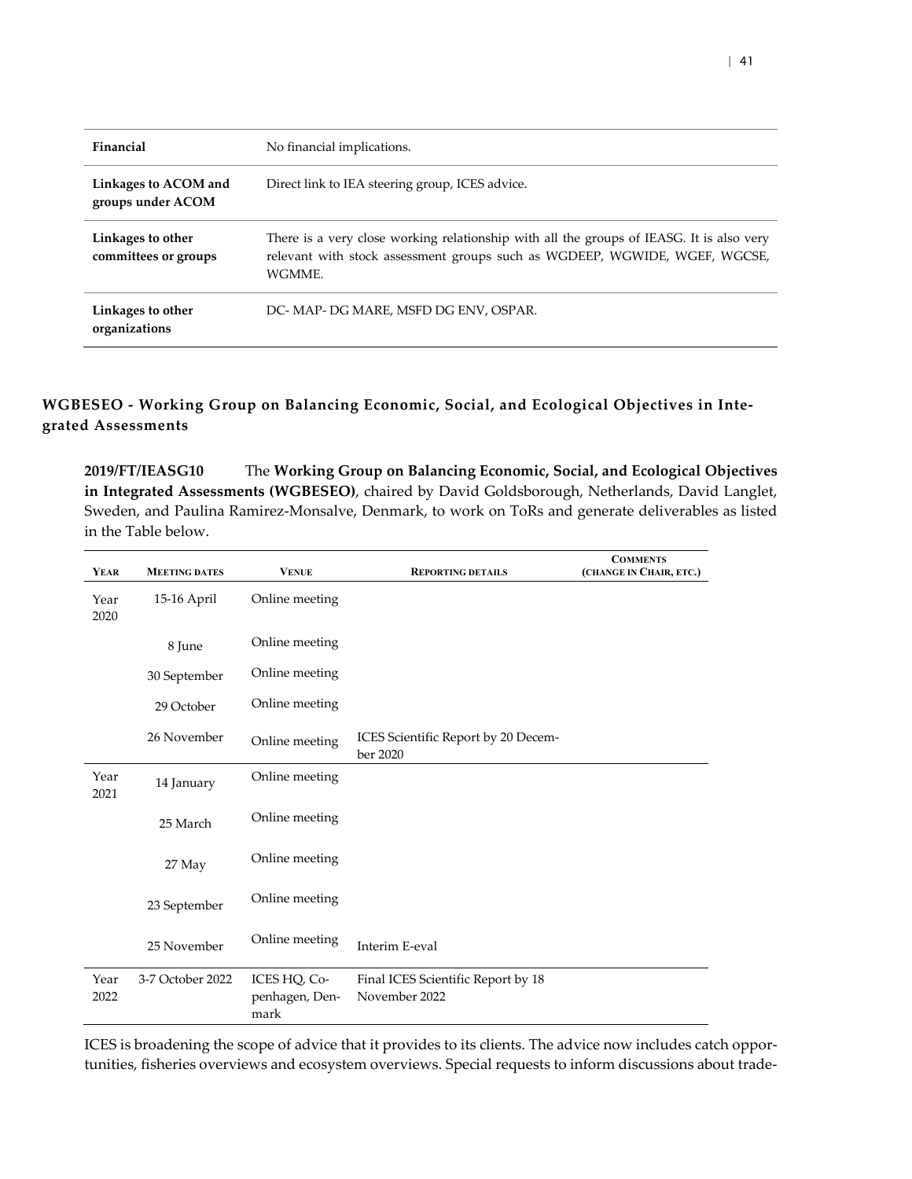| | |
|---|---|
| **Financial** | No financial implications. |
| **Linkages to ACOM and groups under ACOM** | Direct link to IEA steering group, ICES advice. |
| **Linkages to other committees or groups** | There is a very close working relationship with all the groups of IEASG. It is also very relevant with stock assessment groups such as WGDEEP, WGWIDE, WGEF, WGCSE, WGMME. |
| **Linkages to other organizations** | DC- MAP- DG MARE, MSFD DG ENV, OSPAR. |

## WGBESEO - Working Group on Balancing Economic, Social, and Ecological Objectives in Integrated Assessments

**2019/FT/IEASG10** The **Working Group on Balancing Economic, Social, and Ecological Objectives in Integrated Assessments (WGBESEO)**, chaired by David Goldsborough, Netherlands, David Langlet, Sweden, and Paulina Ramirez-Monsalve, Denmark, to work on ToRs and generate deliverables as listed in the Table below.

| Year | Meeting dates | Venue | Reporting details | Comments (change in Chair, etc.) |
|---|---|---|---|---|
| Year 2020 | 15-16 April | Online meeting | | |
| | 8 June | Online meeting | | |
| | 30 September | Online meeting | | |
| | 29 October | Online meeting | | |
| | 26 November | Online meeting | ICES Scientific Report by 20 December 2020 | |
| Year 2021 | 14 January | Online meeting | | |
| | 25 March | Online meeting | | |
| | 27 May | Online meeting | | |
| | 23 September | Online meeting | | |
| | 25 November | Online meeting | Interim E-eval | |
| Year 2022 | 3-7 October 2022 | ICES HQ, Copenhagen, Denmark | Final ICES Scientific Report by 18 November 2022 | |

ICES is broadening the scope of advice that it provides to its clients. The advice now includes catch opportunities, fisheries overviews and ecosystem overviews. Special requests to inform discussions about trade-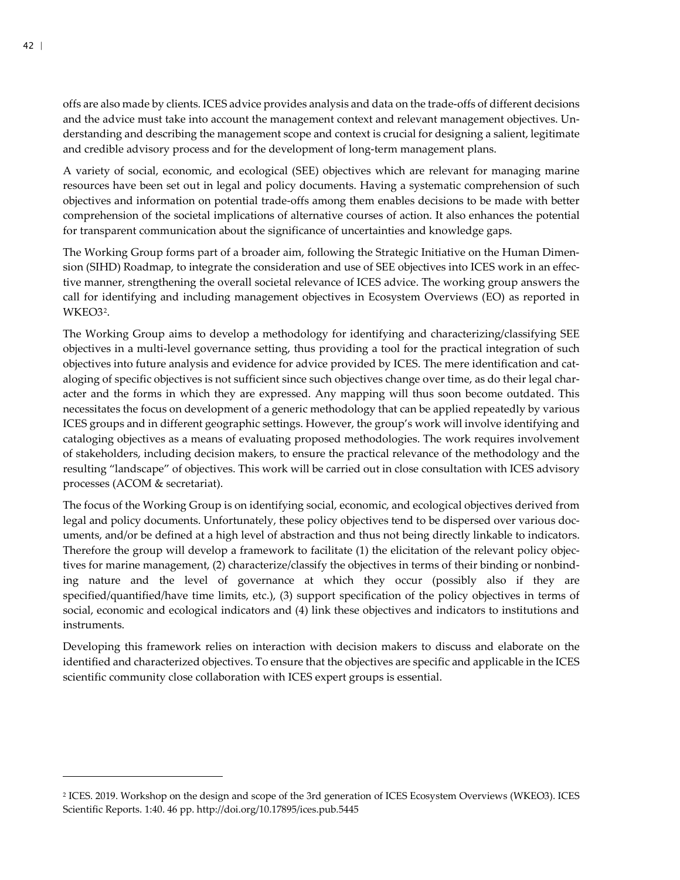offs are also made by clients. ICES advice provides analysis and data on the trade-offs of different decisions and the advice must take into account the management context and relevant management objectives. Understanding and describing the management scope and context is crucial for designing a salient, legitimate and credible advisory process and for the development of long-term management plans.

A variety of social, economic, and ecological (SEE) objectives which are relevant for managing marine resources have been set out in legal and policy documents. Having a systematic comprehension of such objectives and information on potential trade-offs among them enables decisions to be made with better comprehension of the societal implications of alternative courses of action. It also enhances the potential for transparent communication about the significance of uncertainties and knowledge gaps.

The Working Group forms part of a broader aim, following the Strategic Initiative on the Human Dimension (SIHD) Roadmap, to integrate the consideration and use of SEE objectives into ICES work in an effective manner, strengthening the overall societal relevance of ICES advice. The working group answers the call for identifying and including management objectives in Ecosystem Overviews (EO) as reported in WKEO3[2].

The Working Group aims to develop a methodology for identifying and characterizing/classifying SEE objectives in a multi-level governance setting, thus providing a tool for the practical integration of such objectives into future analysis and evidence for advice provided by ICES. The mere identification and cataloging of specific objectives is not sufficient since such objectives change over time, as do their legal character and the forms in which they are expressed. Any mapping will thus soon become outdated. This necessitates the focus on development of a generic methodology that can be applied repeatedly by various ICES groups and in different geographic settings. However, the group's work will involve identifying and cataloging objectives as a means of evaluating proposed methodologies. The work requires involvement of stakeholders, including decision makers, to ensure the practical relevance of the methodology and the resulting "landscape" of objectives. This work will be carried out in close consultation with ICES advisory processes (ACOM & secretariat).

The focus of the Working Group is on identifying social, economic, and ecological objectives derived from legal and policy documents. Unfortunately, these policy objectives tend to be dispersed over various documents, and/or be defined at a high level of abstraction and thus not being directly linkable to indicators. Therefore the group will develop a framework to facilitate (1) the elicitation of the relevant policy objectives for marine management, (2) characterize/classify the objectives in terms of their binding or nonbinding nature and the level of governance at which they occur (possibly also if they are specified/quantified/have time limits, etc.), (3) support specification of the policy objectives in terms of social, economic and ecological indicators and (4) link these objectives and indicators to institutions and instruments.

Developing this framework relies on interaction with decision makers to discuss and elaborate on the identified and characterized objectives. To ensure that the objectives are specific and applicable in the ICES scientific community close collaboration with ICES expert groups is essential.

---

[2] ICES. 2019. Workshop on the design and scope of the 3rd generation of ICES Ecosystem Overviews (WKEO3). ICES Scientific Reports. 1:40. 46 pp. http://doi.org/10.17895/ices.pub.5445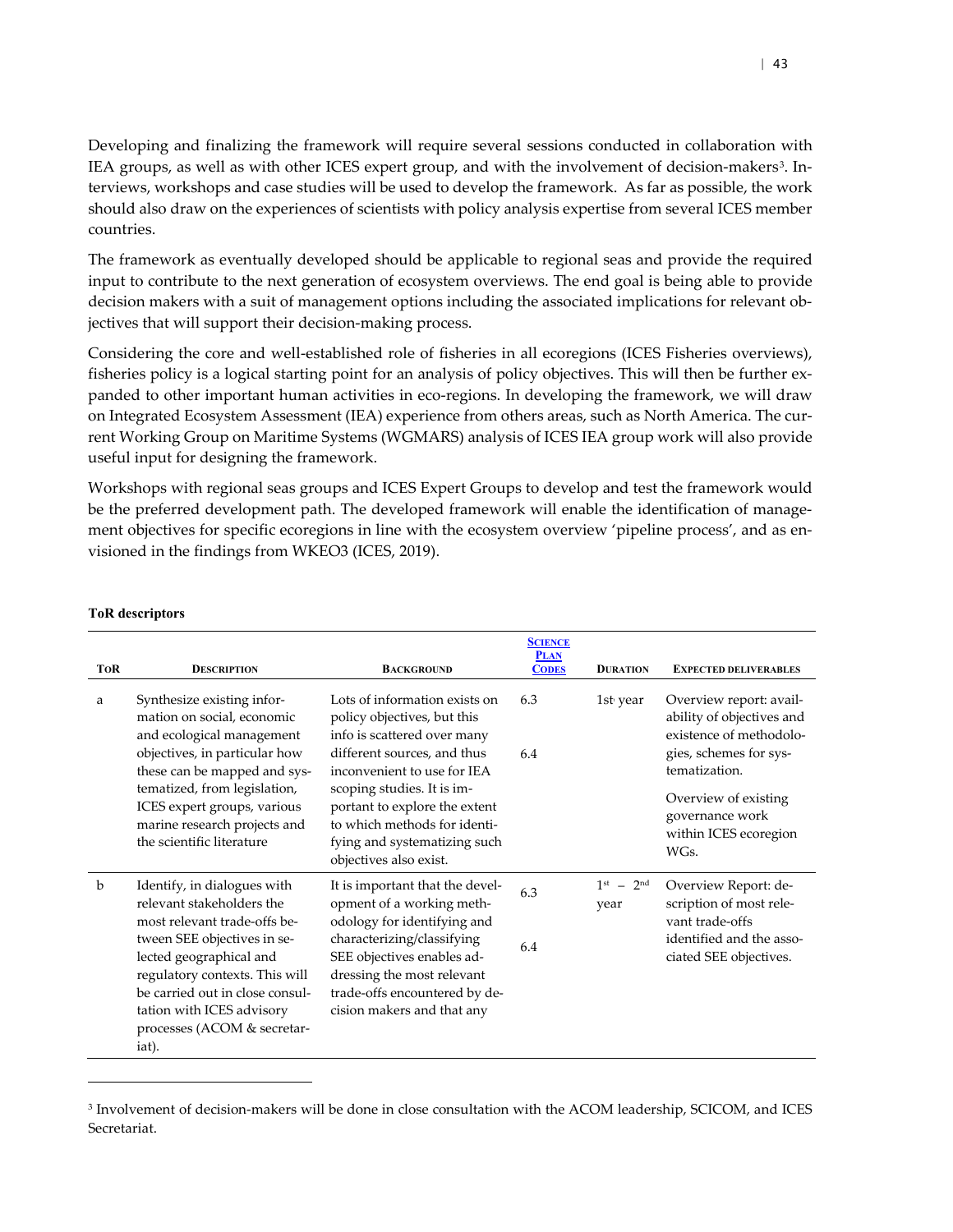Developing and finalizing the framework will require several sessions conducted in collaboration with IEA groups, as well as with other ICES expert group, and with the involvement of decision-makers[3]. Interviews, workshops and case studies will be used to develop the framework. As far as possible, the work should also draw on the experiences of scientists with policy analysis expertise from several ICES member countries.

The framework as eventually developed should be applicable to regional seas and provide the required input to contribute to the next generation of ecosystem overviews. The end goal is being able to provide decision makers with a suit of management options including the associated implications for relevant objectives that will support their decision-making process.

Considering the core and well-established role of fisheries in all ecoregions (ICES Fisheries overviews), fisheries policy is a logical starting point for an analysis of policy objectives. This will then be further expanded to other important human activities in eco-regions. In developing the framework, we will draw on Integrated Ecosystem Assessment (IEA) experience from others areas, such as North America. The current Working Group on Maritime Systems (WGMARS) analysis of ICES IEA group work will also provide useful input for designing the framework.

Workshops with regional seas groups and ICES Expert Groups to develop and test the framework would be the preferred development path. The developed framework will enable the identification of management objectives for specific ecoregions in line with the ecosystem overview 'pipeline process', and as envisioned in the findings from WKEO3 (ICES, 2019).

**ToR descriptors**

| ToR | Description | Background | Science Plan Codes | Duration | Expected deliverables |
|---|---|---|---|---|---|
| a | Synthesize existing information on social, economic and ecological management objectives, in particular how these can be mapped and systematized, from legislation, ICES expert groups, various marine research projects and the scientific literature | Lots of information exists on policy objectives, but this info is scattered over many different sources, and thus inconvenient to use for IEA scoping studies. It is important to explore the extent to which methods for identifying and systematizing such objectives also exist. | 6.3<br><br>6.4 | 1st year | Overview report: availability of objectives and existence of methodologies, schemes for systematization.<br><br>Overview of existing governance work within ICES ecoregion WGs. |
| b | Identify, in dialogues with relevant stakeholders the most relevant trade-offs between SEE objectives in selected geographical and regulatory contexts. This will be carried out in close consultation with ICES advisory processes (ACOM & secretariat). | It is important that the development of a working methodology for identifying and characterizing/classifying SEE objectives enables addressing the most relevant trade-offs encountered by decision makers and that any | 6.3<br><br>6.4 | 1st – 2nd year | Overview Report: description of most relevant trade-offs identified and the associated SEE objectives. |

[3] Involvement of decision-makers will be done in close consultation with the ACOM leadership, SCICOM, and ICES Secretariat.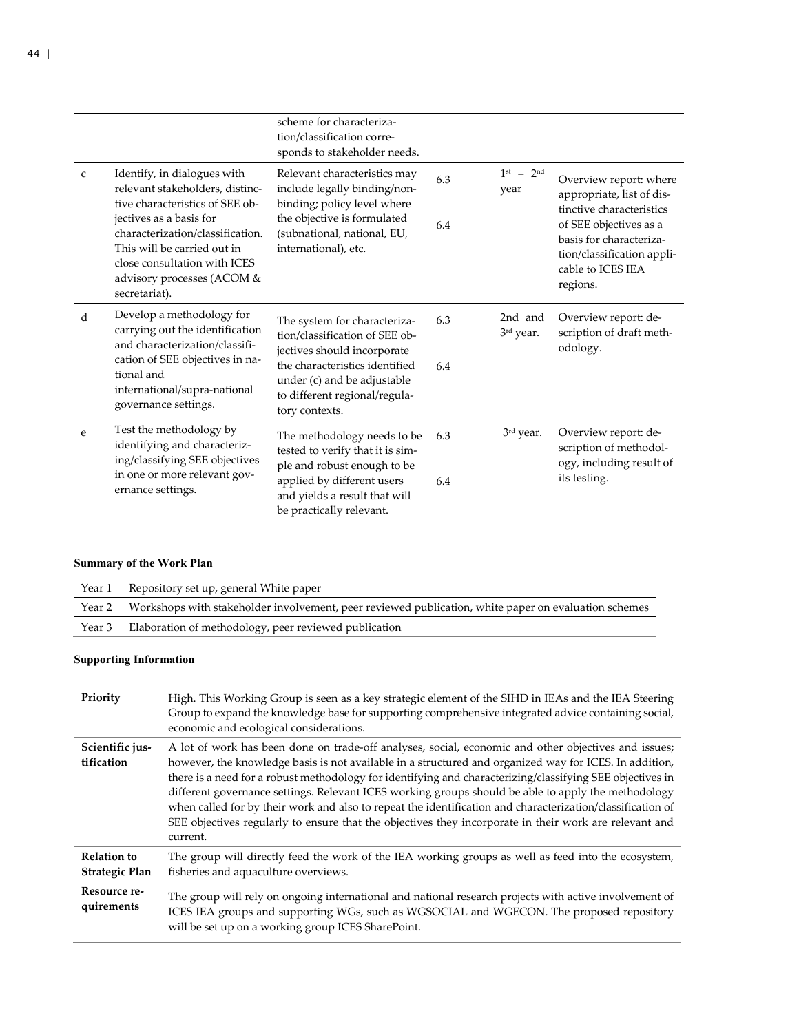| | | | | | |
|---|---|---|---|---|---|
| | | scheme for characterization/classification corresponds to stakeholder needs. | | | |
| c | Identify, in dialogues with relevant stakeholders, distinctive characteristics of SEE objectives as a basis for characterization/classification. This will be carried out in close consultation with ICES advisory processes (ACOM & secretariat). | Relevant characteristics may include legally binding/non-binding; policy level where the objective is formulated (subnational, national, EU, international), etc. | 6.3<br><br>6.4 | 1st – 2nd year | Overview report: where appropriate, list of distinctive characteristics of SEE objectives as a basis for characterization/classification applicable to ICES IEA regions. |
| d | Develop a methodology for carrying out the identification and characterization/classification of SEE objectives in national and international/supra-national governance settings. | The system for characterization/classification of SEE objectives should incorporate the characteristics identified under (c) and be adjustable to different regional/regulatory contexts. | 6.3<br><br>6.4 | 2nd and 3rd year. | Overview report: description of draft methodology. |
| e | Test the methodology by identifying and characterizing/classifying SEE objectives in one or more relevant governance settings. | The methodology needs to be tested to verify that it is simple and robust enough to be applied by different users and yields a result that will be practically relevant. | 6.3<br><br>6.4 | 3rd year. | Overview report: description of methodology, including result of its testing. |

### Summary of the Work Plan

| | |
|---|---|
| Year 1 | Repository set up, general White paper |
| Year 2 | Workshops with stakeholder involvement, peer reviewed publication, white paper on evaluation schemes |
| Year 3 | Elaboration of methodology, peer reviewed publication |

### Supporting Information

| | |
|---|---|
| **Priority** | High. This Working Group is seen as a key strategic element of the SIHD in IEAs and the IEA Steering Group to expand the knowledge base for supporting comprehensive integrated advice containing social, economic and ecological considerations. |
| **Scientific justification** | A lot of work has been done on trade-off analyses, social, economic and other objectives and issues; however, the knowledge basis is not available in a structured and organized way for ICES. In addition, there is a need for a robust methodology for identifying and characterizing/classifying SEE objectives in different governance settings. Relevant ICES working groups should be able to apply the methodology when called for by their work and also to repeat the identification and characterization/classification of SEE objectives regularly to ensure that the objectives they incorporate in their work are relevant and current. |
| **Relation to Strategic Plan** | The group will directly feed the work of the IEA working groups as well as feed into the ecosystem, fisheries and aquaculture overviews. |
| **Resource requirements** | The group will rely on ongoing international and national research projects with active involvement of ICES IEA groups and supporting WGs, such as WGSOCIAL and WGECON. The proposed repository will be set up on a working group ICES SharePoint. |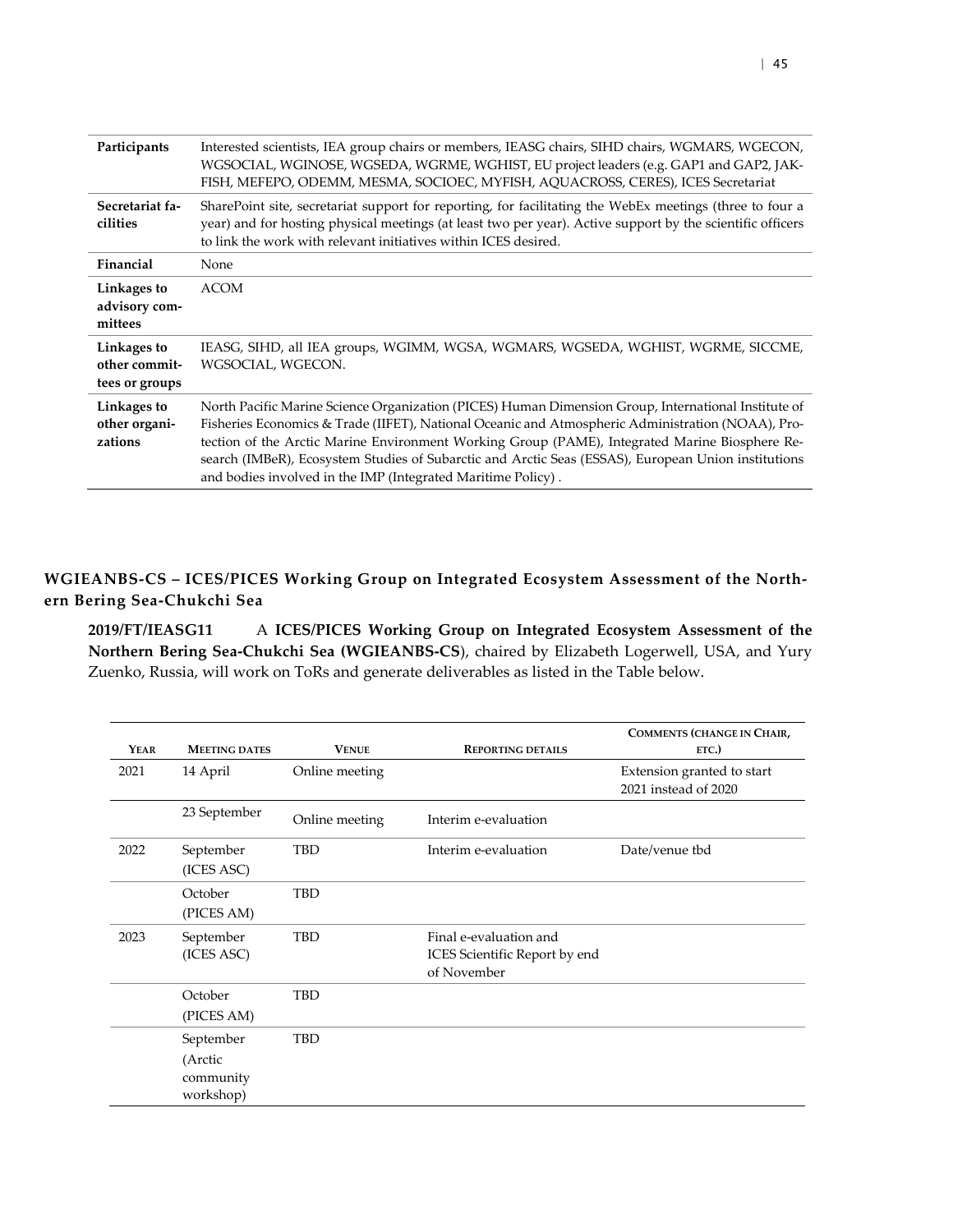| | |
|---|---|
| **Participants** | Interested scientists, IEA group chairs or members, IEASG chairs, SIHD chairs, WGMARS, WGECON, WGSOCIAL, WGINOSE, WGSEDA, WGRME, WGHIST, EU project leaders (e.g. GAP1 and GAP2, JAKFISH, MEFEPO, ODEMM, MESMA, SOCIOEC, MYFISH, AQUACROSS, CERES), ICES Secretariat |
| **Secretariat facilities** | SharePoint site, secretariat support for reporting, for facilitating the WebEx meetings (three to four a year) and for hosting physical meetings (at least two per year). Active support by the scientific officers to link the work with relevant initiatives within ICES desired. |
| **Financial** | None |
| **Linkages to advisory committees** | ACOM |
| **Linkages to other committees or groups** | IEASG, SIHD, all IEA groups, WGIMM, WGSA, WGMARS, WGSEDA, WGHIST, WGRME, SICCME, WGSOCIAL, WGECON. |
| **Linkages to other organizations** | North Pacific Marine Science Organization (PICES) Human Dimension Group, International Institute of Fisheries Economics & Trade (IIFET), National Oceanic and Atmospheric Administration (NOAA), Protection of the Arctic Marine Environment Working Group (PAME), Integrated Marine Biosphere Research (IMBeR), Ecosystem Studies of Subarctic and Arctic Seas (ESSAS), European Union institutions and bodies involved in the IMP (Integrated Maritime Policy) . |

## WGIEANBS-CS – ICES/PICES Working Group on Integrated Ecosystem Assessment of the Northern Bering Sea-Chukchi Sea

**2019/FT/IEASG11** A **ICES/PICES Working Group on Integrated Ecosystem Assessment of the Northern Bering Sea-Chukchi Sea (WGIEANBS-CS**), chaired by Elizabeth Logerwell, USA, and Yury Zuenko, Russia, will work on ToRs and generate deliverables as listed in the Table below.

| Year | Meeting dates | Venue | Reporting details | Comments (change in Chair, etc.) |
|---|---|---|---|---|
| 2021 | 14 April | Online meeting | | Extension granted to start 2021 instead of 2020 |
| | 23 September | Online meeting | Interim e-evaluation | |
| 2022 | September (ICES ASC) | TBD | Interim e-evaluation | Date/venue tbd |
| | October (PICES AM) | TBD | | |
| 2023 | September (ICES ASC) | TBD | Final e-evaluation and ICES Scientific Report by end of November | |
| | October (PICES AM) | TBD | | |
| | September (Arctic community workshop) | TBD | | |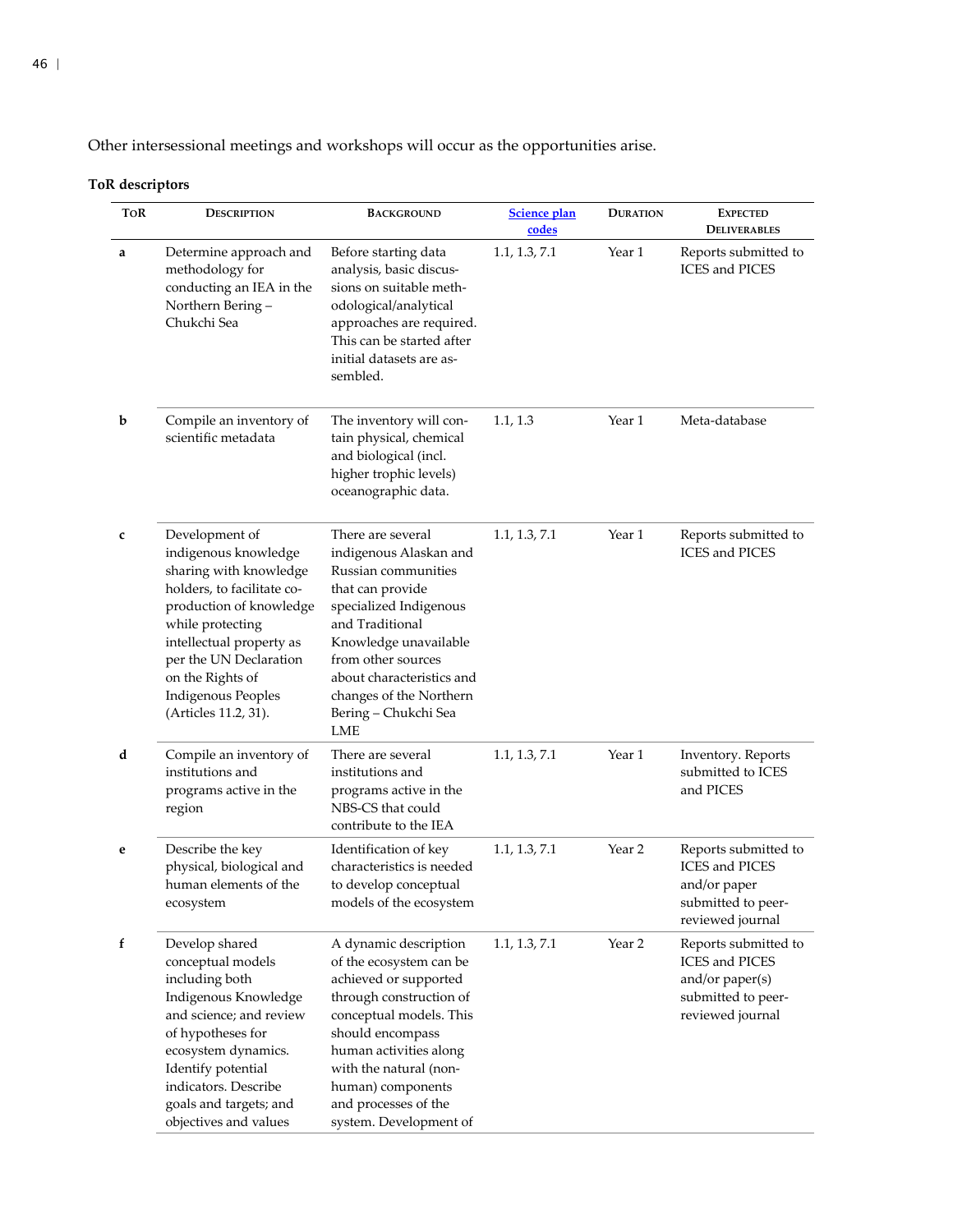Other intersessional meetings and workshops will occur as the opportunities arise.

**ToR descriptors**

| ToR | Description | Background | Science plan codes | Duration | Expected Deliverables |
|---|---|---|---|---|---|
| **a** | Determine approach and methodology for conducting an IEA in the Northern Bering – Chukchi Sea | Before starting data analysis, basic discussions on suitable methodological/analytical approaches are required. This can be started after initial datasets are assembled. | 1.1, 1.3, 7.1 | Year 1 | Reports submitted to ICES and PICES |
| **b** | Compile an inventory of scientific metadata | The inventory will contain physical, chemical and biological (incl. higher trophic levels) oceanographic data. | 1.1, 1.3 | Year 1 | Meta-database |
| **c** | Development of indigenous knowledge sharing with knowledge holders, to facilitate co-production of knowledge while protecting intellectual property as per the UN Declaration on the Rights of Indigenous Peoples (Articles 11.2, 31). | There are several indigenous Alaskan and Russian communities that can provide specialized Indigenous and Traditional Knowledge unavailable from other sources about characteristics and changes of the Northern Bering – Chukchi Sea LME | 1.1, 1.3, 7.1 | Year 1 | Reports submitted to ICES and PICES |
| **d** | Compile an inventory of institutions and programs active in the region | There are several institutions and programs active in the NBS-CS that could contribute to the IEA | 1.1, 1.3, 7.1 | Year 1 | Inventory. Reports submitted to ICES and PICES |
| **e** | Describe the key physical, biological and human elements of the ecosystem | Identification of key characteristics is needed to develop conceptual models of the ecosystem | 1.1, 1.3, 7.1 | Year 2 | Reports submitted to ICES and PICES and/or paper submitted to peer-reviewed journal |
| **f** | Develop shared conceptual models including both Indigenous Knowledge and science; and review of hypotheses for ecosystem dynamics. Identify potential indicators. Describe goals and targets; and objectives and values | A dynamic description of the ecosystem can be achieved or supported through construction of conceptual models. This should encompass human activities along with the natural (non-human) components and processes of the system. Development of | 1.1, 1.3, 7.1 | Year 2 | Reports submitted to ICES and PICES and/or paper(s) submitted to peer-reviewed journal |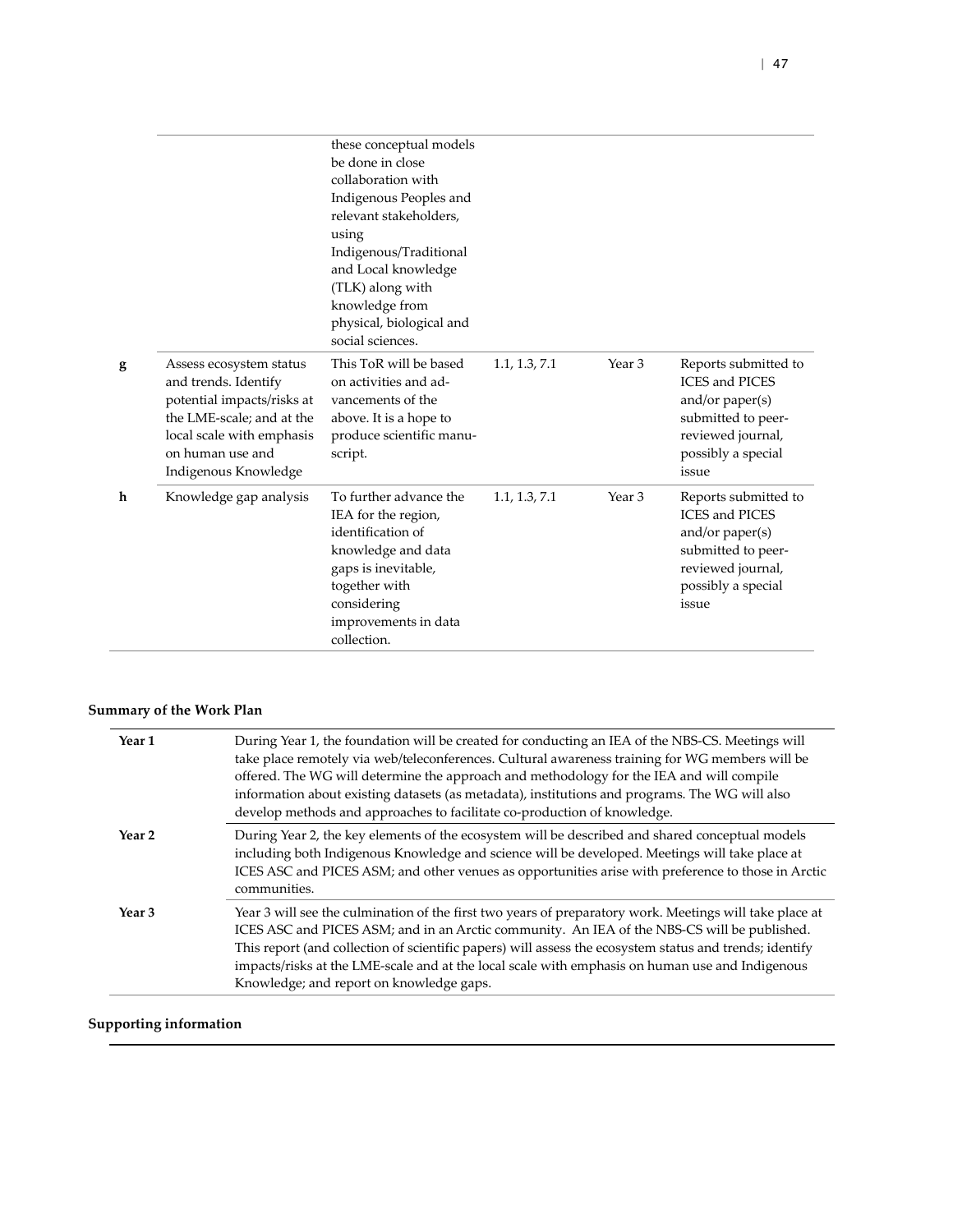| | | | | | |
|---|---|---|---|---|---|
| | | these conceptual models be done in close collaboration with Indigenous Peoples and relevant stakeholders, using Indigenous/Traditional and Local knowledge (TLK) along with knowledge from physical, biological and social sciences. | | | |
| **g** | Assess ecosystem status and trends. Identify potential impacts/risks at the LME-scale; and at the local scale with emphasis on human use and Indigenous Knowledge | This ToR will be based on activities and advancements of the above. It is a hope to produce scientific manuscript. | 1.1, 1.3, 7.1 | Year 3 | Reports submitted to ICES and PICES and/or paper(s) submitted to peer-reviewed journal, possibly a special issue |
| **h** | Knowledge gap analysis | To further advance the IEA for the region, identification of knowledge and data gaps is inevitable, together with considering improvements in data collection. | 1.1, 1.3, 7.1 | Year 3 | Reports submitted to ICES and PICES and/or paper(s) submitted to peer-reviewed journal, possibly a special issue |

## Summary of the Work Plan

| | |
|---|---|
| **Year 1** | During Year 1, the foundation will be created for conducting an IEA of the NBS-CS. Meetings will take place remotely via web/teleconferences. Cultural awareness training for WG members will be offered. The WG will determine the approach and methodology for the IEA and will compile information about existing datasets (as metadata), institutions and programs. The WG will also develop methods and approaches to facilitate co-production of knowledge. |
| **Year 2** | During Year 2, the key elements of the ecosystem will be described and shared conceptual models including both Indigenous Knowledge and science will be developed. Meetings will take place at ICES ASC and PICES ASM; and other venues as opportunities arise with preference to those in Arctic communities. |
| **Year 3** | Year 3 will see the culmination of the first two years of preparatory work. Meetings will take place at ICES ASC and PICES ASM; and in an Arctic community. An IEA of the NBS-CS will be published. This report (and collection of scientific papers) will assess the ecosystem status and trends; identify impacts/risks at the LME-scale and at the local scale with emphasis on human use and Indigenous Knowledge; and report on knowledge gaps. |

## Supporting information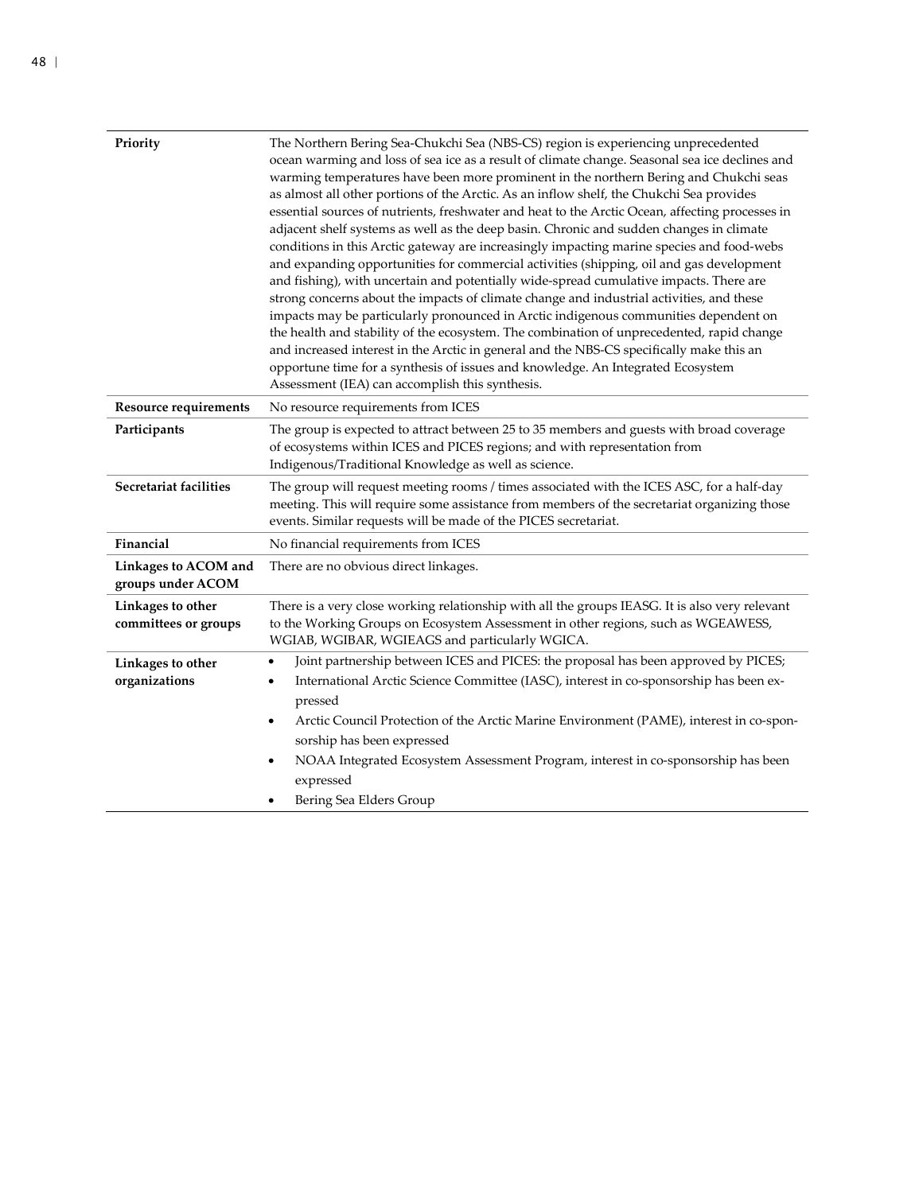| | |
|---|---|
| **Priority** | The Northern Bering Sea-Chukchi Sea (NBS-CS) region is experiencing unprecedented ocean warming and loss of sea ice as a result of climate change. Seasonal sea ice declines and warming temperatures have been more prominent in the northern Bering and Chukchi seas as almost all other portions of the Arctic. As an inflow shelf, the Chukchi Sea provides essential sources of nutrients, freshwater and heat to the Arctic Ocean, affecting processes in adjacent shelf systems as well as the deep basin. Chronic and sudden changes in climate conditions in this Arctic gateway are increasingly impacting marine species and food-webs and expanding opportunities for commercial activities (shipping, oil and gas development and fishing), with uncertain and potentially wide-spread cumulative impacts. There are strong concerns about the impacts of climate change and industrial activities, and these impacts may be particularly pronounced in Arctic indigenous communities dependent on the health and stability of the ecosystem. The combination of unprecedented, rapid change and increased interest in the Arctic in general and the NBS-CS specifically make this an opportune time for a synthesis of issues and knowledge. An Integrated Ecosystem Assessment (IEA) can accomplish this synthesis. |
| **Resource requirements** | No resource requirements from ICES |
| **Participants** | The group is expected to attract between 25 to 35 members and guests with broad coverage of ecosystems within ICES and PICES regions; and with representation from Indigenous/Traditional Knowledge as well as science. |
| **Secretariat facilities** | The group will request meeting rooms / times associated with the ICES ASC, for a half-day meeting. This will require some assistance from members of the secretariat organizing those events. Similar requests will be made of the PICES secretariat. |
| **Financial** | No financial requirements from ICES |
| **Linkages to ACOM and groups under ACOM** | There are no obvious direct linkages. |
| **Linkages to other committees or groups** | There is a very close working relationship with all the groups IEASG. It is also very relevant to the Working Groups on Ecosystem Assessment in other regions, such as WGEAWESS, WGIAB, WGIBAR, WGIEAGS and particularly WGICA. |
| **Linkages to other organizations** | • Joint partnership between ICES and PICES: the proposal has been approved by PICES;<br>• International Arctic Science Committee (IASC), interest in co-sponsorship has been expressed<br>• Arctic Council Protection of the Arctic Marine Environment (PAME), interest in co-sponsorship has been expressed<br>• NOAA Integrated Ecosystem Assessment Program, interest in co-sponsorship has been expressed<br>• Bering Sea Elders Group |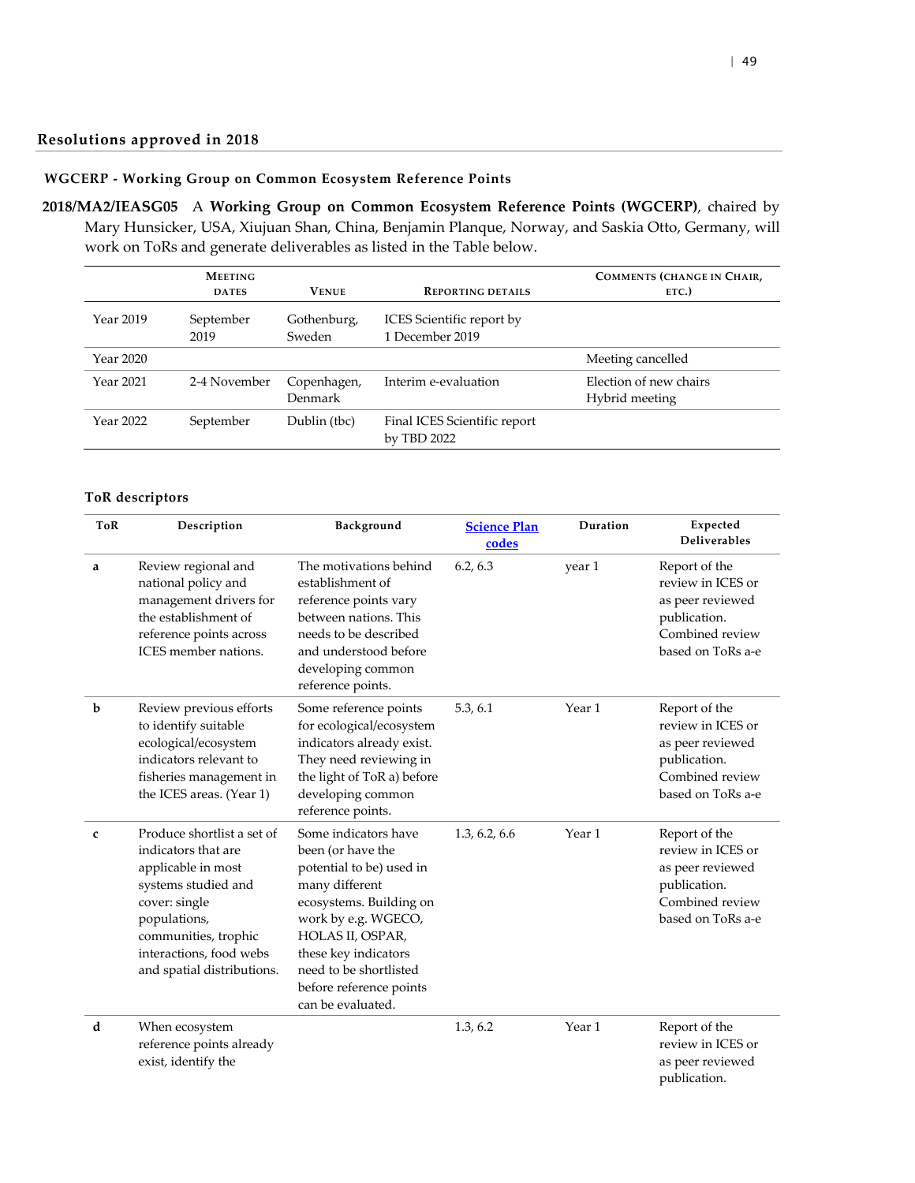## Resolutions approved in 2018

### WGCERP - Working Group on Common Ecosystem Reference Points

**2018/MA2/IEASG05** A **Working Group on Common Ecosystem Reference Points (WGCERP)**, chaired by Mary Hunsicker, USA, Xiujuan Shan, China, Benjamin Planque, Norway, and Saskia Otto, Germany, will work on ToRs and generate deliverables as listed in the Table below.

| | Meeting dates | Venue | Reporting details | Comments (change in Chair, etc.) |
|---|---|---|---|---|
| Year 2019 | September 2019 | Gothenburg, Sweden | ICES Scientific report by 1 December 2019 | |
| Year 2020 | | | | Meeting cancelled |
| Year 2021 | 2-4 November | Copenhagen, Denmark | Interim e-evaluation | Election of new chairs<br>Hybrid meeting |
| Year 2022 | September | Dublin (tbc) | Final ICES Scientific report by TBD 2022 | |

**ToR descriptors**

| ToR | Description | Background | [Science Plan codes]() | Duration | Expected Deliverables |
|---|---|---|---|---|---|
| a | Review regional and national policy and management drivers for the establishment of reference points across ICES member nations. | The motivations behind establishment of reference points vary between nations. This needs to be described and understood before developing common reference points. | 6.2, 6.3 | year 1 | Report of the review in ICES or as peer reviewed publication. Combined review based on ToRs a-e |
| b | Review previous efforts to identify suitable ecological/ecosystem indicators relevant to fisheries management in the ICES areas. (Year 1) | Some reference points for ecological/ecosystem indicators already exist. They need reviewing in the light of ToR a) before developing common reference points. | 5.3, 6.1 | Year 1 | Report of the review in ICES or as peer reviewed publication. Combined review based on ToRs a-e |
| c | Produce shortlist a set of indicators that are applicable in most systems studied and cover: single populations, communities, trophic interactions, food webs and spatial distributions. | Some indicators have been (or have the potential to be) used in many different ecosystems. Building on work by e.g. WGECO, HOLAS II, OSPAR, these key indicators need to be shortlisted before reference points can be evaluated. | 1.3, 6.2, 6.6 | Year 1 | Report of the review in ICES or as peer reviewed publication. Combined review based on ToRs a-e |
| d | When ecosystem reference points already exist, identify the | | 1.3, 6.2 | Year 1 | Report of the review in ICES or as peer reviewed publication. |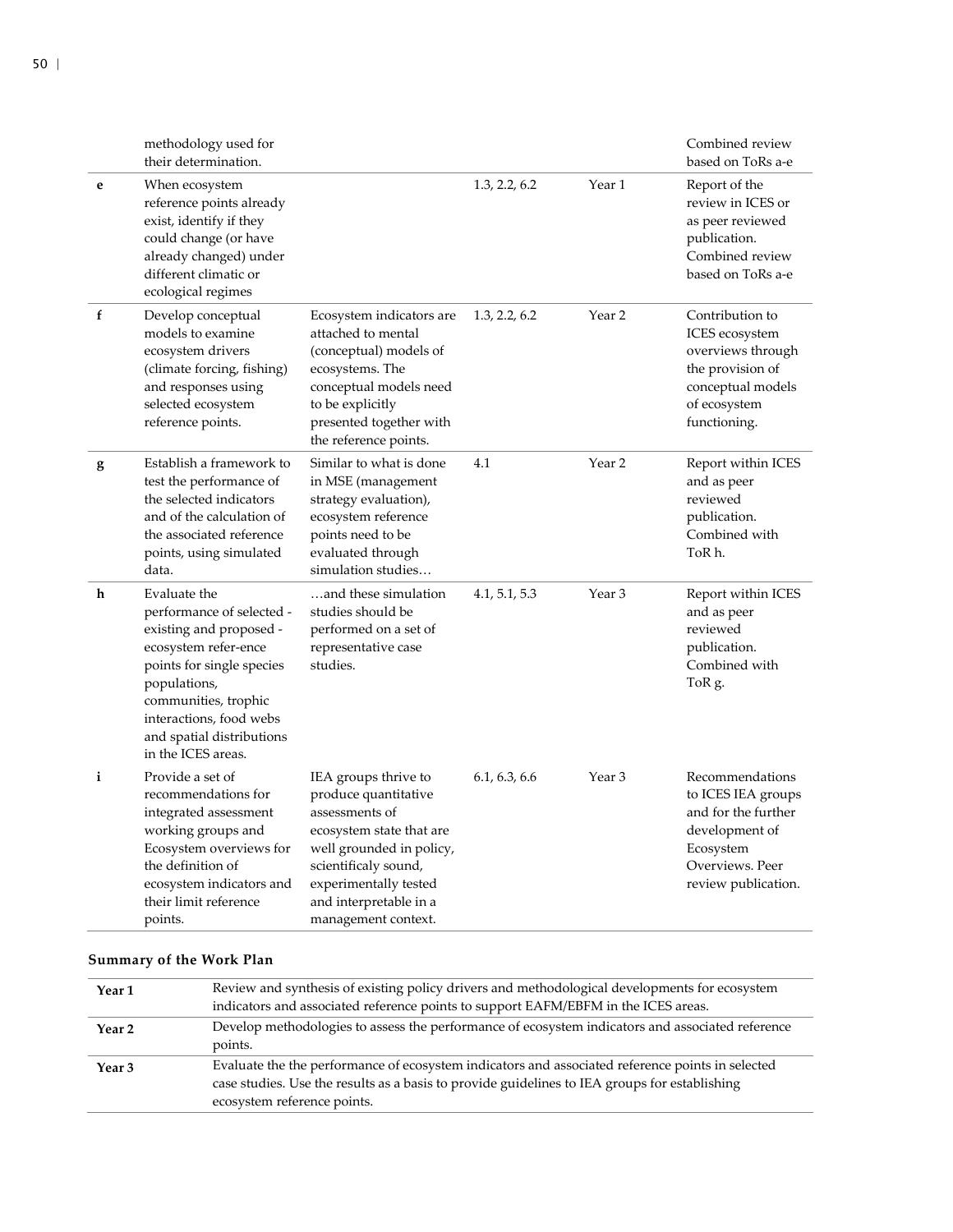| | | | | | |
|---|---|---|---|---|---|
| | methodology used for their determination. | | | | Combined review based on ToRs a-e |
| **e** | When ecosystem reference points already exist, identify if they could change (or have already changed) under different climatic or ecological regimes | | 1.3, 2.2, 6.2 | Year 1 | Report of the review in ICES or as peer reviewed publication. Combined review based on ToRs a-e |
| **f** | Develop conceptual models to examine ecosystem drivers (climate forcing, fishing) and responses using selected ecosystem reference points. | Ecosystem indicators are attached to mental (conceptual) models of ecosystems. The conceptual models need to be explicitly presented together with the reference points. | 1.3, 2.2, 6.2 | Year 2 | Contribution to ICES ecosystem overviews through the provision of conceptual models of ecosystem functioning. |
| **g** | Establish a framework to test the performance of the selected indicators and of the calculation of the associated reference points, using simulated data. | Similar to what is done in MSE (management strategy evaluation), ecosystem reference points need to be evaluated through simulation studies… | 4.1 | Year 2 | Report within ICES and as peer reviewed publication. Combined with ToR h. |
| **h** | Evaluate the performance of selected - existing and proposed - ecosystem refer-ence points for single species populations, communities, trophic interactions, food webs and spatial distributions in the ICES areas. | …and these simulation studies should be performed on a set of representative case studies. | 4.1, 5.1, 5.3 | Year 3 | Report within ICES and as peer reviewed publication. Combined with ToR g. |
| **i** | Provide a set of recommendations for integrated assessment working groups and Ecosystem overviews for the definition of ecosystem indicators and their limit reference points. | IEA groups thrive to produce quantitative assessments of ecosystem state that are well grounded in policy, scientificaly sound, experimentally tested and interpretable in a management context. | 6.1, 6.3, 6.6 | Year 3 | Recommendations to ICES IEA groups and for the further development of Ecosystem Overviews. Peer review publication. |

**Summary of the Work Plan**

| | |
|---|---|
| **Year 1** | Review and synthesis of existing policy drivers and methodological developments for ecosystem indicators and associated reference points to support EAFM/EBFM in the ICES areas. |
| **Year 2** | Develop methodologies to assess the performance of ecosystem indicators and associated reference points. |
| **Year 3** | Evaluate the the performance of ecosystem indicators and associated reference points in selected case studies. Use the results as a basis to provide guidelines to IEA groups for establishing ecosystem reference points. |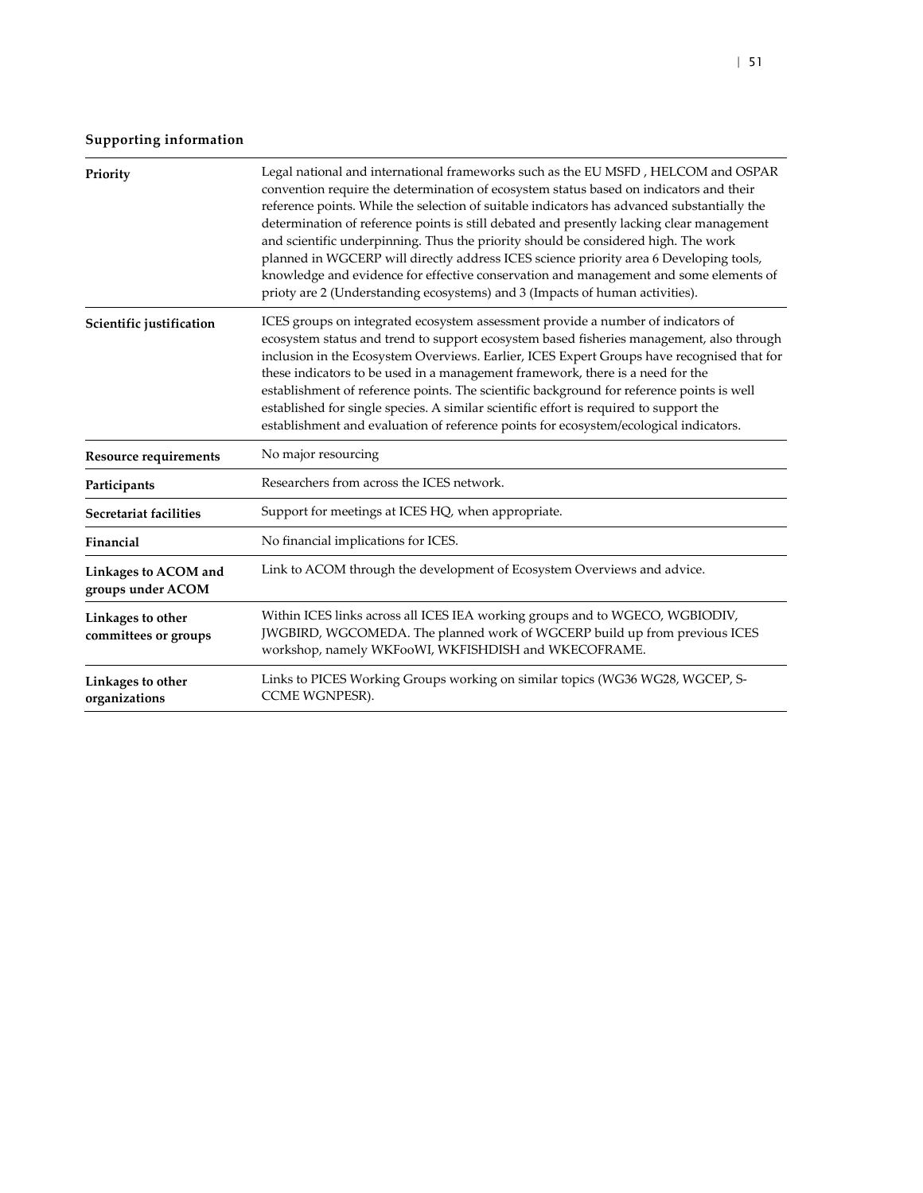**Supporting information**

| | |
|---|---|
| **Priority** | Legal national and international frameworks such as the EU MSFD , HELCOM and OSPAR convention require the determination of ecosystem status based on indicators and their reference points. While the selection of suitable indicators has advanced substantially the determination of reference points is still debated and presently lacking clear management and scientific underpinning. Thus the priority should be considered high. The work planned in WGCERP will directly address ICES science priority area 6 Developing tools, knowledge and evidence for effective conservation and management and some elements of prioty are 2 (Understanding ecosystems) and 3 (Impacts of human activities). |
| **Scientific justification** | ICES groups on integrated ecosystem assessment provide a number of indicators of ecosystem status and trend to support ecosystem based fisheries management, also through inclusion in the Ecosystem Overviews. Earlier, ICES Expert Groups have recognised that for these indicators to be used in a management framework, there is a need for the establishment of reference points. The scientific background for reference points is well established for single species. A similar scientific effort is required to support the establishment and evaluation of reference points for ecosystem/ecological indicators. |
| **Resource requirements** | No major resourcing |
| **Participants** | Researchers from across the ICES network. |
| **Secretariat facilities** | Support for meetings at ICES HQ, when appropriate. |
| **Financial** | No financial implications for ICES. |
| **Linkages to ACOM and groups under ACOM** | Link to ACOM through the development of Ecosystem Overviews and advice. |
| **Linkages to other committees or groups** | Within ICES links across all ICES IEA working groups and to WGECO, WGBIODIV, JWGBIRD, WGCOMEDA. The planned work of WGCERP build up from previous ICES workshop, namely WKFooWI, WKFISHDISH and WKECOFRAME. |
| **Linkages to other organizations** | Links to PICES Working Groups working on similar topics (WG36 WG28, WGCEP, S-CCME WGNPESR). |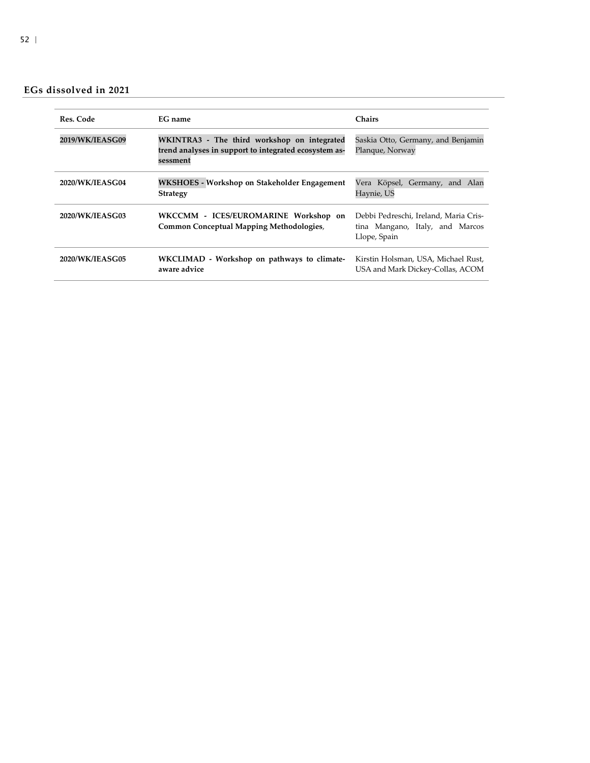## EGs dissolved in 2021

| Res. Code | EG name | Chairs |
|---|---|---|
| 2019/WK/IEASG09 | **WKINTRA3 - The third workshop on integrated trend analyses in support to integrated ecosystem assessment** | Saskia Otto, Germany, and Benjamin Planque, Norway |
| 2020/WK/IEASG04 | **WKSHOES - Workshop on Stakeholder Engagement Strategy** | Vera Köpsel, Germany, and Alan Haynie, US |
| 2020/WK/IEASG03 | **WKCCMM - ICES/EUROMARINE Workshop on Common Conceptual Mapping Methodologies**, | Debbi Pedreschi, Ireland, Maria Cristina Mangano, Italy, and Marcos Llope, Spain |
| 2020/WK/IEASG05 | **WKCLIMAD - Workshop on pathways to climate-aware advice** | Kirstin Holsman, USA, Michael Rust, USA and Mark Dickey-Collas, ACOM |